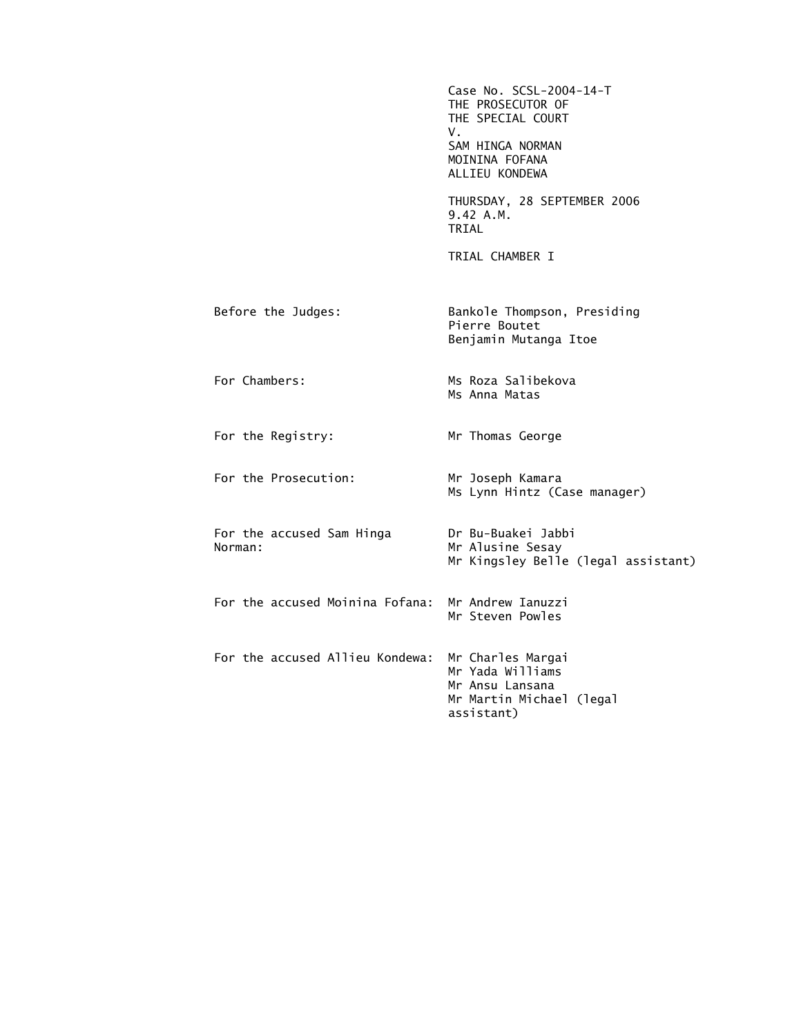Case No. SCSL-2004-14-T
THE PROSECUTOR OF
THE SPECIAL COURT
V.
SAM HINGA NORMAN
MOININA FOFANA
ALLIEU KONDEWA

THURSDAY, 28 SEPTEMBER 2006
9.42 A.M.
TRIAL

TRIAL CHAMBER I

| | |
|---|---|
| Before the Judges: | Bankole Thompson, Presiding<br>Pierre Boutet<br>Benjamin Mutanga Itoe |
| For Chambers: | Ms Roza Salibekova<br>Ms Anna Matas |
| For the Registry: | Mr Thomas George |
| For the Prosecution: | Mr Joseph Kamara<br>Ms Lynn Hintz (Case manager) |
| For the accused Sam Hinga Norman: | Dr Bu-Buakei Jabbi<br>Mr Alusine Sesay<br>Mr Kingsley Belle (legal assistant) |
| For the accused Moinina Fofana: | Mr Andrew Ianuzzi<br>Mr Steven Powles |
| For the accused Allieu Kondewa: | Mr Charles Margai<br>Mr Yada Williams<br>Mr Ansu Lansana<br>Mr Martin Michael (legal assistant) |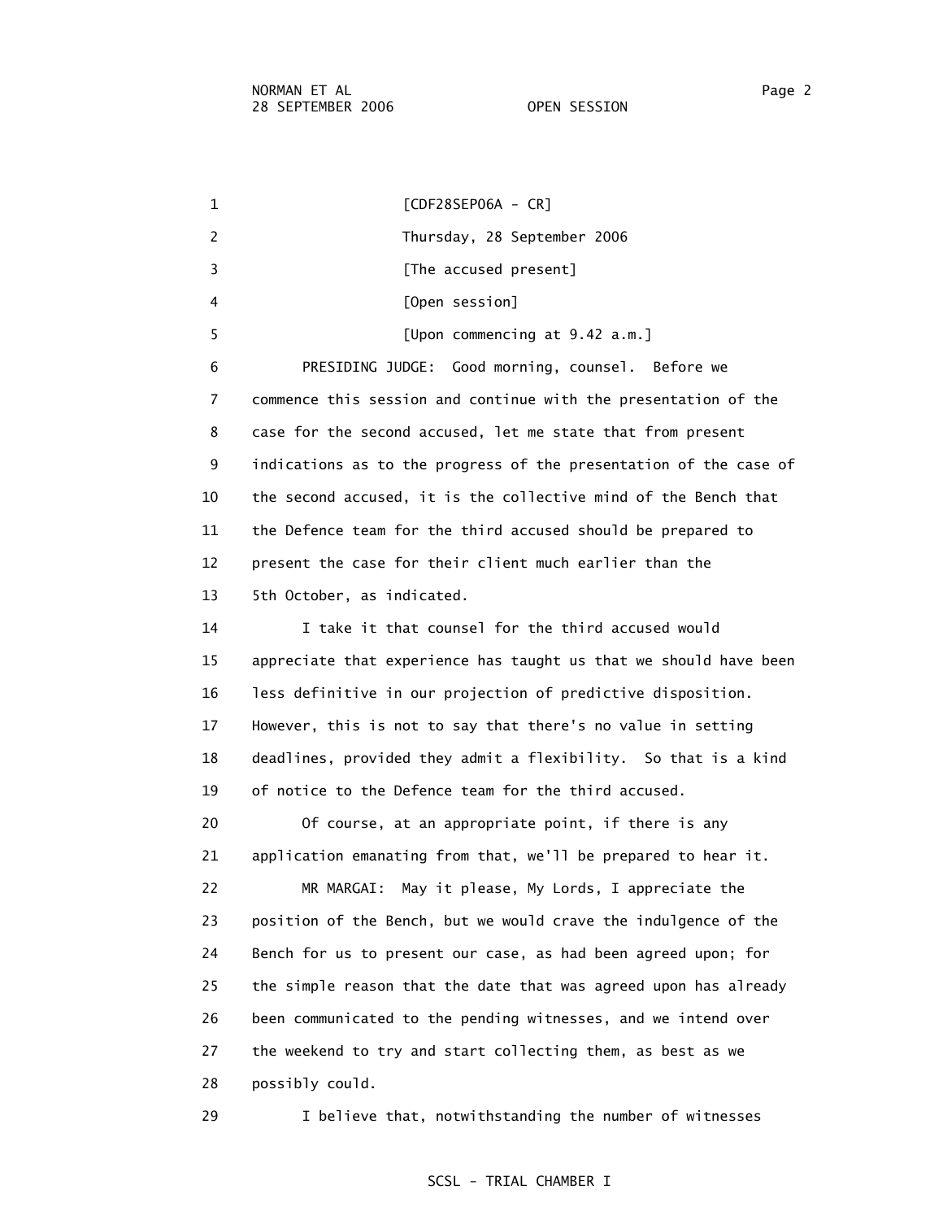[CDF28SEP06A - CR]

Thursday, 28 September 2006

[The accused present]

[Open session]

[Upon commencing at 9.42 a.m.]

PRESIDING JUDGE: Good morning, counsel. Before we commence this session and continue with the presentation of the case for the second accused, let me state that from present indications as to the progress of the presentation of the case of the second accused, it is the collective mind of the Bench that the Defence team for the third accused should be prepared to present the case for their client much earlier than the 5th October, as indicated.

I take it that counsel for the third accused would appreciate that experience has taught us that we should have been less definitive in our projection of predictive disposition. However, this is not to say that there's no value in setting deadlines, provided they admit a flexibility. So that is a kind of notice to the Defence team for the third accused.

Of course, at an appropriate point, if there is any application emanating from that, we'll be prepared to hear it.

MR MARGAI: May it please, My Lords, I appreciate the position of the Bench, but we would crave the indulgence of the Bench for us to present our case, as had been agreed upon; for the simple reason that the date that was agreed upon has already been communicated to the pending witnesses, and we intend over the weekend to try and start collecting them, as best as we possibly could.

I believe that, notwithstanding the number of witnesses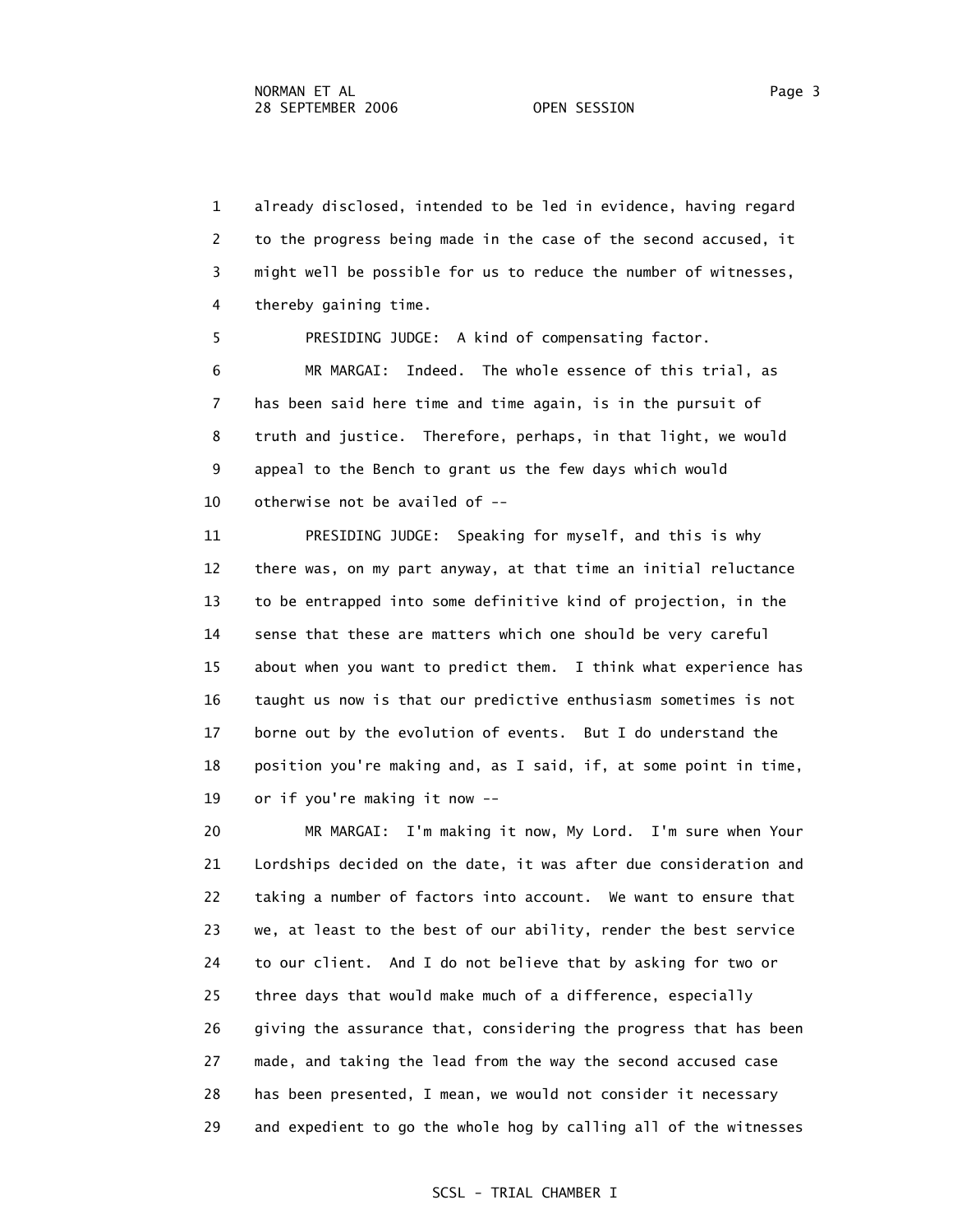1 already disclosed, intended to be led in evidence, having regard
2 to the progress being made in the case of the second accused, it
3 might well be possible for us to reduce the number of witnesses,
4 thereby gaining time.

5 PRESIDING JUDGE: A kind of compensating factor.

6 MR MARGAI: Indeed. The whole essence of this trial, as
7 has been said here time and time again, is in the pursuit of
8 truth and justice. Therefore, perhaps, in that light, we would
9 appeal to the Bench to grant us the few days which would
10 otherwise not be availed of --

11 PRESIDING JUDGE: Speaking for myself, and this is why
12 there was, on my part anyway, at that time an initial reluctance
13 to be entrapped into some definitive kind of projection, in the
14 sense that these are matters which one should be very careful
15 about when you want to predict them. I think what experience has
16 taught us now is that our predictive enthusiasm sometimes is not
17 borne out by the evolution of events. But I do understand the
18 position you're making and, as I said, if, at some point in time,
19 or if you're making it now --

20 MR MARGAI: I'm making it now, My Lord. I'm sure when Your
21 Lordships decided on the date, it was after due consideration and
22 taking a number of factors into account. We want to ensure that
23 we, at least to the best of our ability, render the best service
24 to our client. And I do not believe that by asking for two or
25 three days that would make much of a difference, especially
26 giving the assurance that, considering the progress that has been
27 made, and taking the lead from the way the second accused case
28 has been presented, I mean, we would not consider it necessary
29 and expedient to go the whole hog by calling all of the witnesses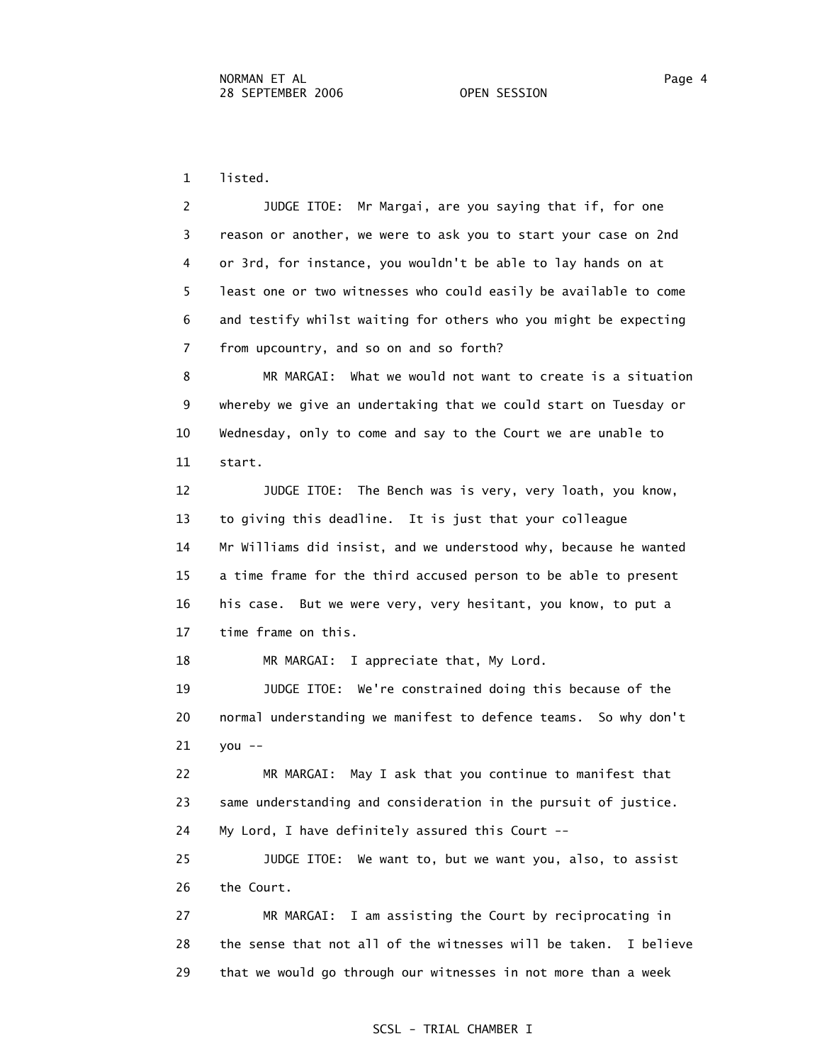1 listed.

2 JUDGE ITOE: Mr Margai, are you saying that if, for one
3 reason or another, we were to ask you to start your case on 2nd
4 or 3rd, for instance, you wouldn't be able to lay hands on at
5 least one or two witnesses who could easily be available to come
6 and testify whilst waiting for others who you might be expecting
7 from upcountry, and so on and so forth?

8 MR MARGAI: What we would not want to create is a situation
9 whereby we give an undertaking that we could start on Tuesday or
10 Wednesday, only to come and say to the Court we are unable to
11 start.

12 JUDGE ITOE: The Bench was is very, very loath, you know,
13 to giving this deadline. It is just that your colleague
14 Mr Williams did insist, and we understood why, because he wanted
15 a time frame for the third accused person to be able to present
16 his case. But we were very, very hesitant, you know, to put a
17 time frame on this.

18 MR MARGAI: I appreciate that, My Lord.

19 JUDGE ITOE: We're constrained doing this because of the
20 normal understanding we manifest to defence teams. So why don't
21 you --

22 MR MARGAI: May I ask that you continue to manifest that
23 same understanding and consideration in the pursuit of justice.
24 My Lord, I have definitely assured this Court --

25 JUDGE ITOE: We want to, but we want you, also, to assist
26 the Court.

27 MR MARGAI: I am assisting the Court by reciprocating in
28 the sense that not all of the witnesses will be taken. I believe
29 that we would go through our witnesses in not more than a week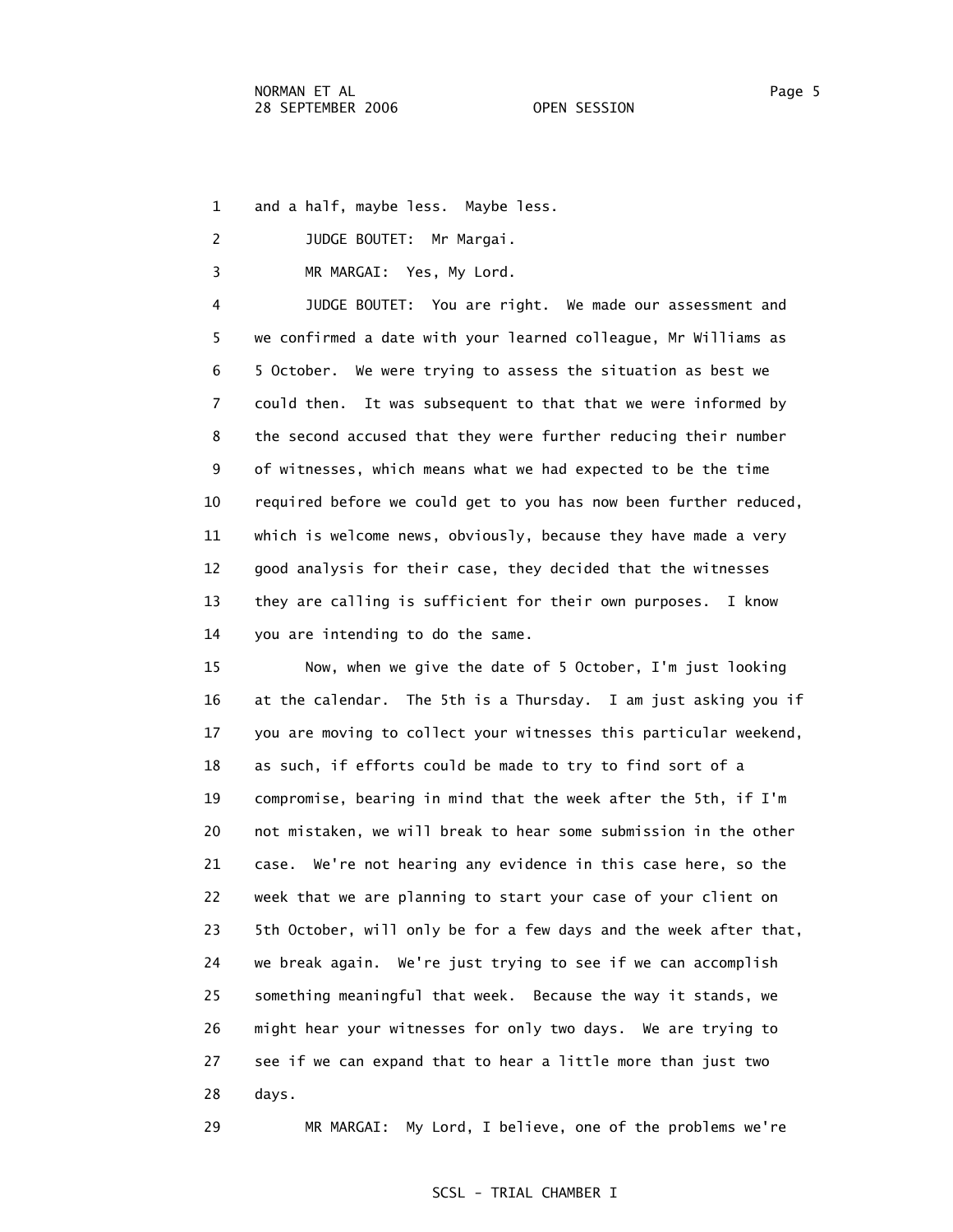1 and a half, maybe less. Maybe less.

2 JUDGE BOUTET: Mr Margai.

3 MR MARGAI: Yes, My Lord.

4 JUDGE BOUTET: You are right. We made our assessment and
5 we confirmed a date with your learned colleague, Mr Williams as
6 5 October. We were trying to assess the situation as best we
7 could then. It was subsequent to that that we were informed by
8 the second accused that they were further reducing their number
9 of witnesses, which means what we had expected to be the time
10 required before we could get to you has now been further reduced,
11 which is welcome news, obviously, because they have made a very
12 good analysis for their case, they decided that the witnesses
13 they are calling is sufficient for their own purposes. I know
14 you are intending to do the same.

15 Now, when we give the date of 5 October, I'm just looking
16 at the calendar. The 5th is a Thursday. I am just asking you if
17 you are moving to collect your witnesses this particular weekend,
18 as such, if efforts could be made to try to find sort of a
19 compromise, bearing in mind that the week after the 5th, if I'm
20 not mistaken, we will break to hear some submission in the other
21 case. We're not hearing any evidence in this case here, so the
22 week that we are planning to start your case of your client on
23 5th October, will only be for a few days and the week after that,
24 we break again. We're just trying to see if we can accomplish
25 something meaningful that week. Because the way it stands, we
26 might hear your witnesses for only two days. We are trying to
27 see if we can expand that to hear a little more than just two
28 days.

29 MR MARGAI: My Lord, I believe, one of the problems we're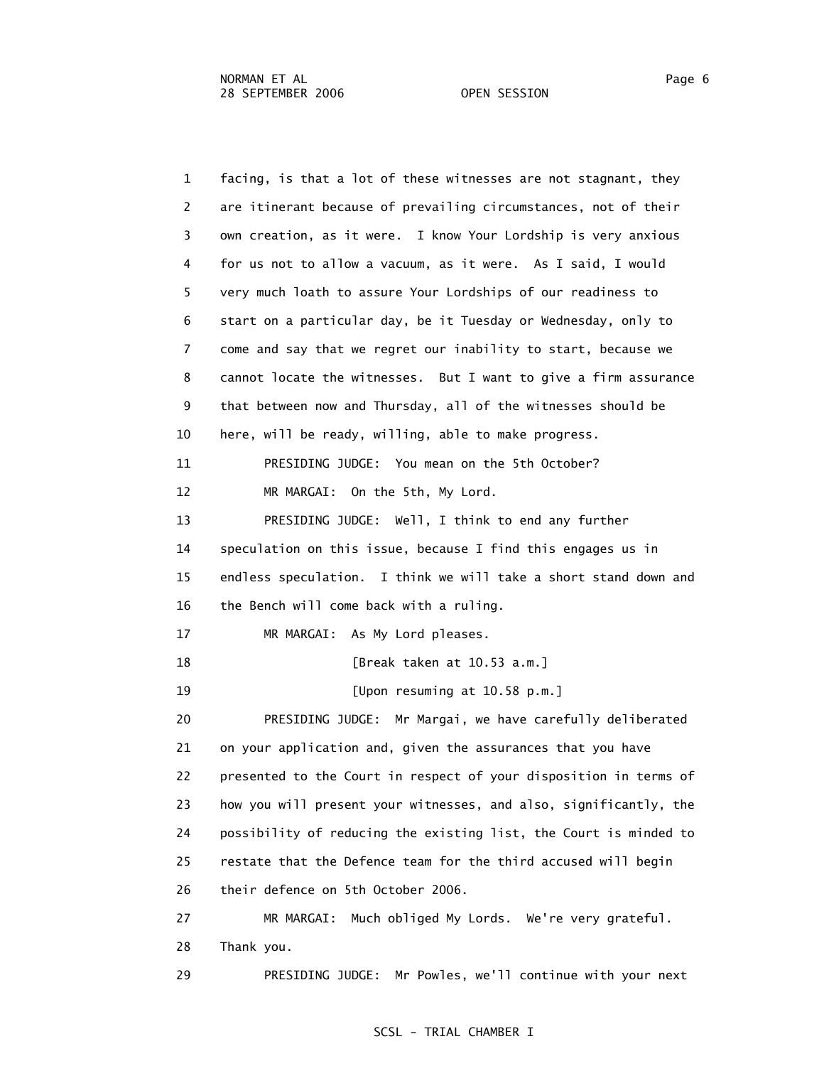1 facing, is that a lot of these witnesses are not stagnant, they
2 are itinerant because of prevailing circumstances, not of their
3 own creation, as it were. I know Your Lordship is very anxious
4 for us not to allow a vacuum, as it were. As I said, I would
5 very much loath to assure Your Lordships of our readiness to
6 start on a particular day, be it Tuesday or Wednesday, only to
7 come and say that we regret our inability to start, because we
8 cannot locate the witnesses. But I want to give a firm assurance
9 that between now and Thursday, all of the witnesses should be
10 here, will be ready, willing, able to make progress.

11 PRESIDING JUDGE: You mean on the 5th October?

12 MR MARGAI: On the 5th, My Lord.

13 PRESIDING JUDGE: Well, I think to end any further
14 speculation on this issue, because I find this engages us in
15 endless speculation. I think we will take a short stand down and
16 the Bench will come back with a ruling.

17 MR MARGAI: As My Lord pleases.

18 [Break taken at 10.53 a.m.]

19 [Upon resuming at 10.58 p.m.]

20 PRESIDING JUDGE: Mr Margai, we have carefully deliberated
21 on your application and, given the assurances that you have
22 presented to the Court in respect of your disposition in terms of
23 how you will present your witnesses, and also, significantly, the
24 possibility of reducing the existing list, the Court is minded to
25 restate that the Defence team for the third accused will begin
26 their defence on 5th October 2006.

27 MR MARGAI: Much obliged My Lords. We're very grateful.
28 Thank you.

29 PRESIDING JUDGE: Mr Powles, we'll continue with your next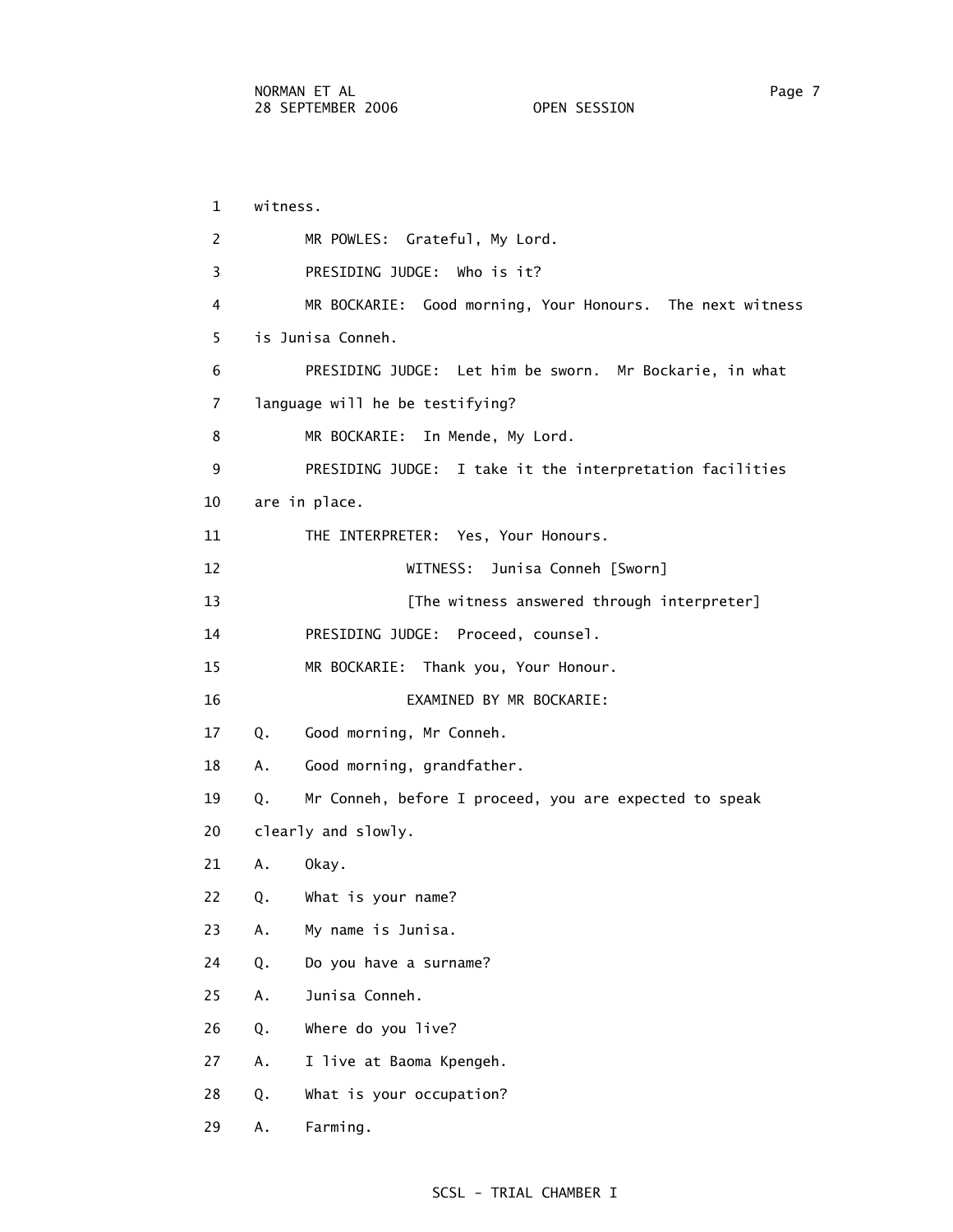witness.

MR POWLES: Grateful, My Lord.

PRESIDING JUDGE: Who is it?

MR BOCKARIE: Good morning, Your Honours. The next witness is Junisa Conneh.

PRESIDING JUDGE: Let him be sworn. Mr Bockarie, in what language will he be testifying?

MR BOCKARIE: In Mende, My Lord.

PRESIDING JUDGE: I take it the interpretation facilities are in place.

THE INTERPRETER: Yes, Your Honours.

WITNESS: Junisa Conneh [Sworn]

[The witness answered through interpreter]

PRESIDING JUDGE: Proceed, counsel.

MR BOCKARIE: Thank you, Your Honour.

EXAMINED BY MR BOCKARIE:

Q. Good morning, Mr Conneh.

A. Good morning, grandfather.

Q. Mr Conneh, before I proceed, you are expected to speak clearly and slowly.

A. Okay.

Q. What is your name?

A. My name is Junisa.

Q. Do you have a surname?

A. Junisa Conneh.

Q. Where do you live?

A. I live at Baoma Kpengeh.

Q. What is your occupation?

A. Farming.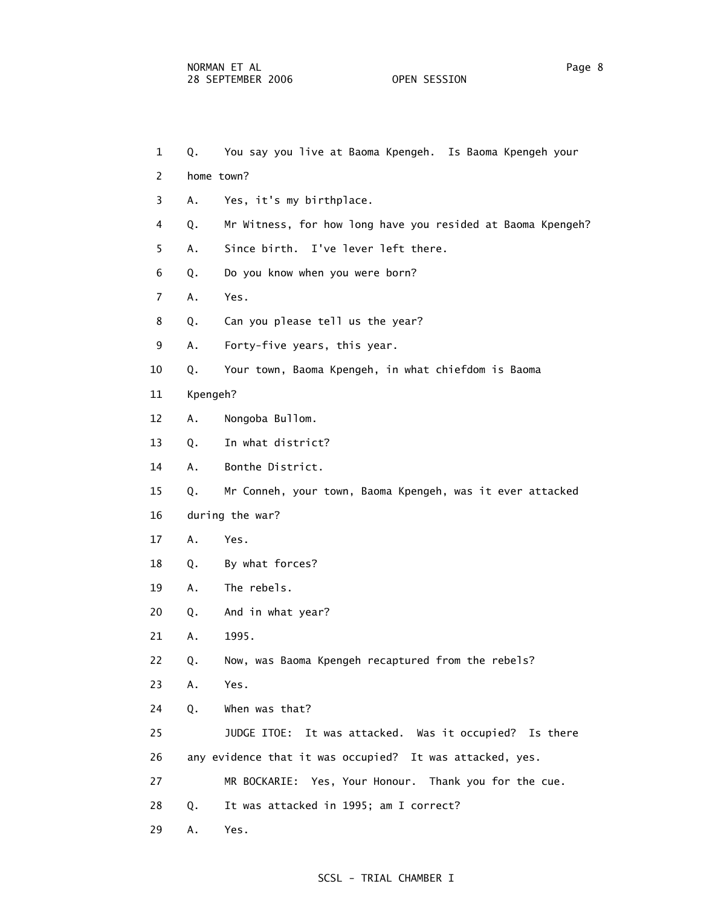1 Q. You say you live at Baoma Kpengeh. Is Baoma Kpengeh your

2 home town?

3 A. Yes, it's my birthplace.

4 Q. Mr Witness, for how long have you resided at Baoma Kpengeh?

5 A. Since birth. I've lever left there.

6 Q. Do you know when you were born?

7 A. Yes.

8 Q. Can you please tell us the year?

9 A. Forty-five years, this year.

10 Q. Your town, Baoma Kpengeh, in what chiefdom is Baoma

11 Kpengeh?

12 A. Nongoba Bullom.

13 Q. In what district?

14 A. Bonthe District.

15 Q. Mr Conneh, your town, Baoma Kpengeh, was it ever attacked

16 during the war?

17 A. Yes.

18 Q. By what forces?

19 A. The rebels.

20 Q. And in what year?

21 A. 1995.

22 Q. Now, was Baoma Kpengeh recaptured from the rebels?

23 A. Yes.

24 Q. When was that?

25 JUDGE ITOE: It was attacked. Was it occupied? Is there

26 any evidence that it was occupied? It was attacked, yes.

27 MR BOCKARIE: Yes, Your Honour. Thank you for the cue.

28 Q. It was attacked in 1995; am I correct?

29 A. Yes.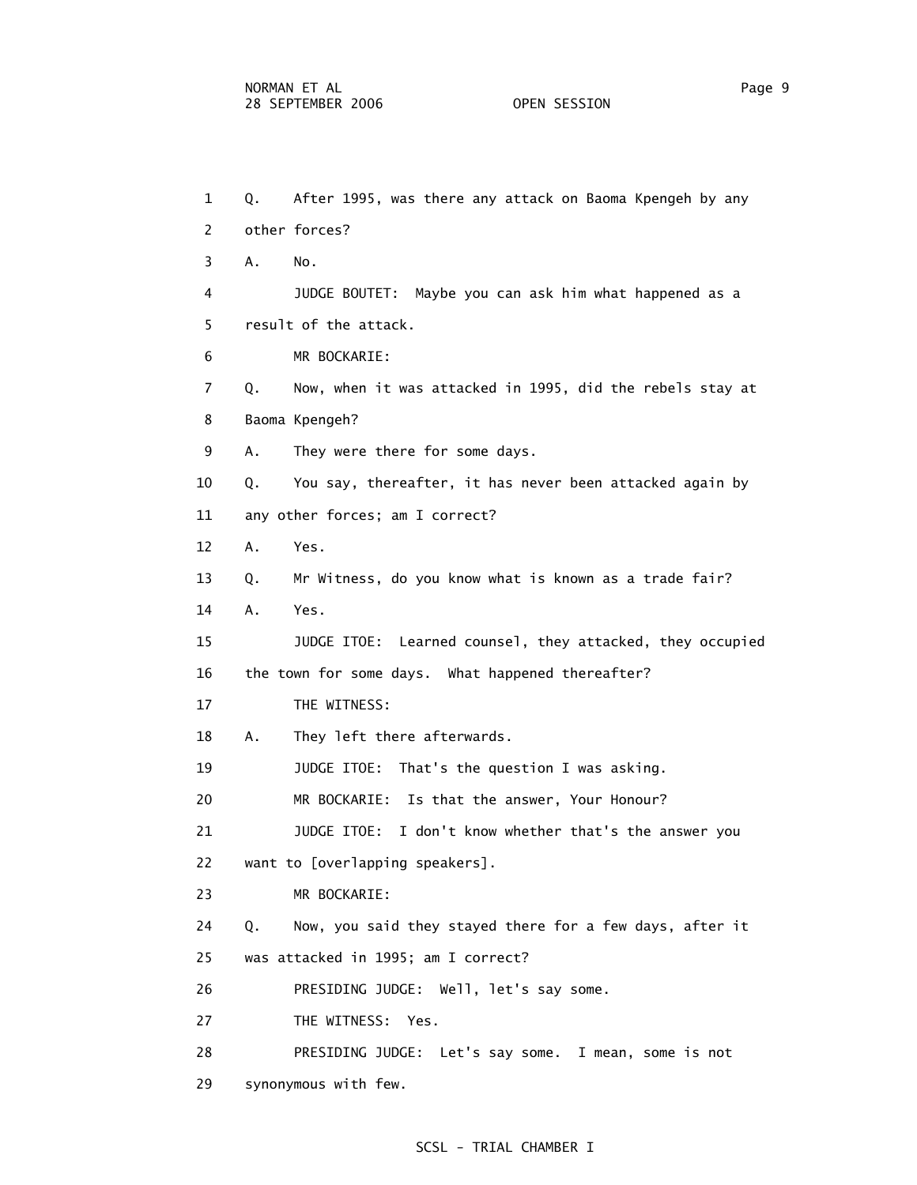1 Q. After 1995, was there any attack on Baoma Kpengeh by any
2 other forces?
3 A. No.
4 JUDGE BOUTET: Maybe you can ask him what happened as a
5 result of the attack.
6 MR BOCKARIE:
7 Q. Now, when it was attacked in 1995, did the rebels stay at
8 Baoma Kpengeh?
9 A. They were there for some days.
10 Q. You say, thereafter, it has never been attacked again by
11 any other forces; am I correct?
12 A. Yes.
13 Q. Mr Witness, do you know what is known as a trade fair?
14 A. Yes.
15 JUDGE ITOE: Learned counsel, they attacked, they occupied
16 the town for some days. What happened thereafter?
17 THE WITNESS:
18 A. They left there afterwards.
19 JUDGE ITOE: That's the question I was asking.
20 MR BOCKARIE: Is that the answer, Your Honour?
21 JUDGE ITOE: I don't know whether that's the answer you
22 want to [overlapping speakers].
23 MR BOCKARIE:
24 Q. Now, you said they stayed there for a few days, after it
25 was attacked in 1995; am I correct?
26 PRESIDING JUDGE: Well, let's say some.
27 THE WITNESS: Yes.
28 PRESIDING JUDGE: Let's say some. I mean, some is not
29 synonymous with few.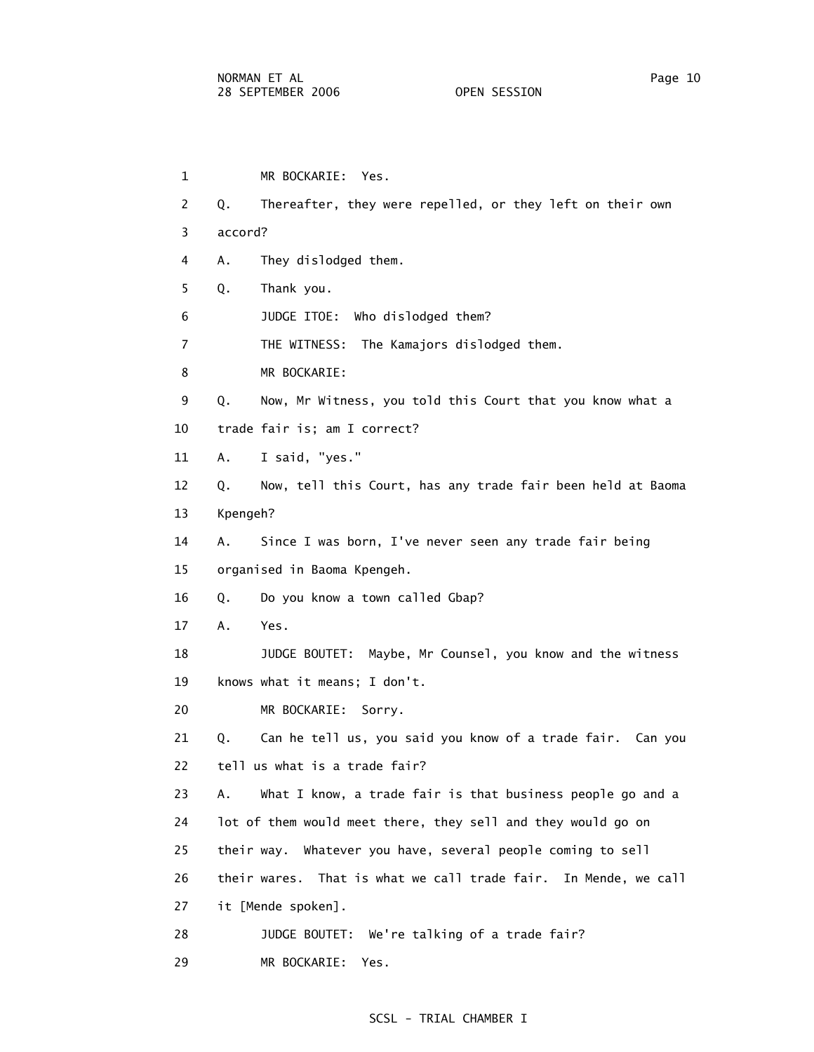MR BOCKARIE: Yes.

Q. Thereafter, they were repelled, or they left on their own accord?

A. They dislodged them.

Q. Thank you.

JUDGE ITOE: Who dislodged them?

THE WITNESS: The Kamajors dislodged them.

MR BOCKARIE:

Q. Now, Mr Witness, you told this Court that you know what a trade fair is; am I correct?

A. I said, "yes."

Q. Now, tell this Court, has any trade fair been held at Baoma Kpengeh?

A. Since I was born, I've never seen any trade fair being organised in Baoma Kpengeh.

Q. Do you know a town called Gbap?

A. Yes.

JUDGE BOUTET: Maybe, Mr Counsel, you know and the witness knows what it means; I don't.

MR BOCKARIE: Sorry.

Q. Can he tell us, you said you know of a trade fair. Can you tell us what is a trade fair?

A. What I know, a trade fair is that business people go and a lot of them would meet there, they sell and they would go on their way. Whatever you have, several people coming to sell their wares. That is what we call trade fair. In Mende, we call it [Mende spoken].

JUDGE BOUTET: We're talking of a trade fair?

MR BOCKARIE: Yes.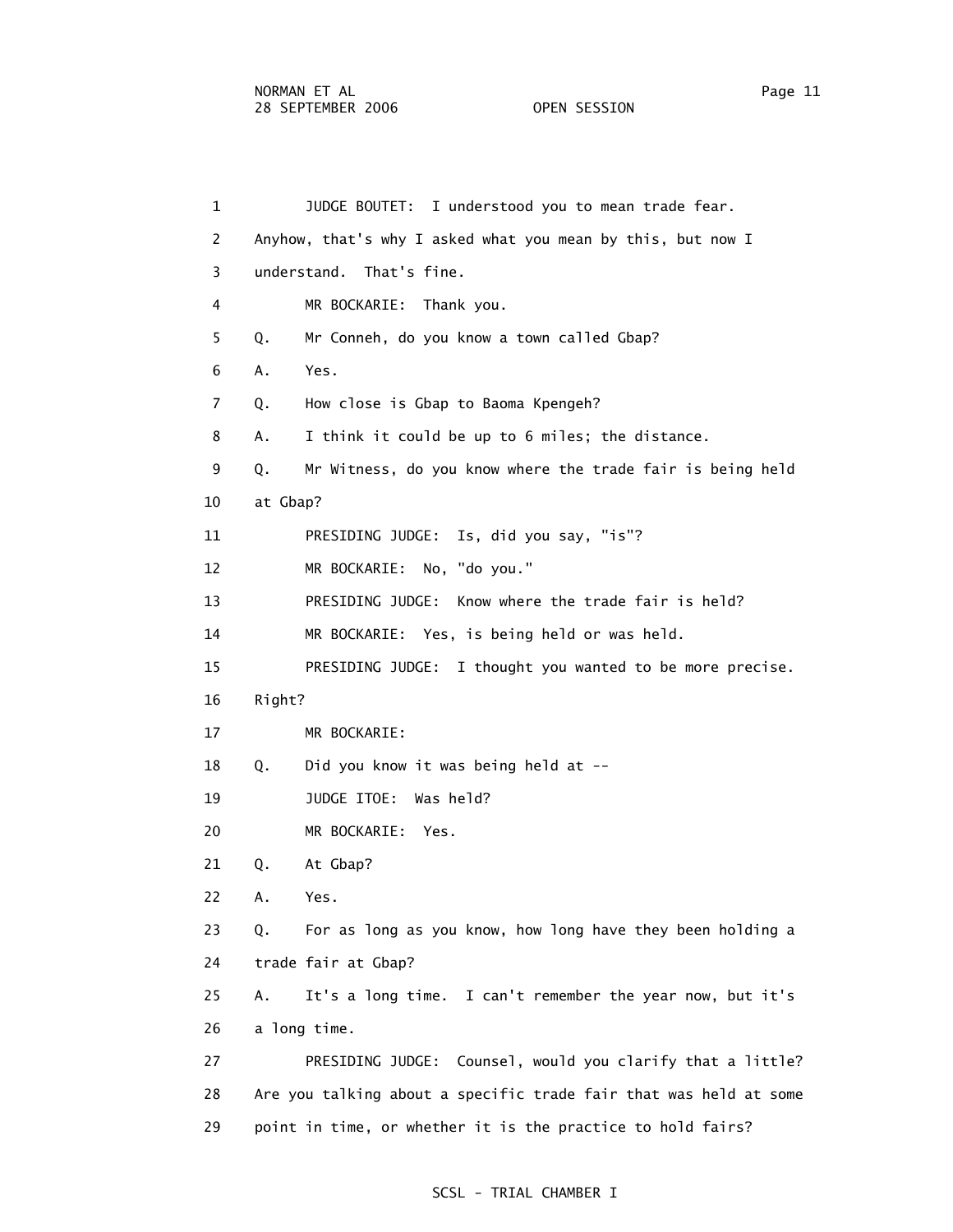1 JUDGE BOUTET: I understood you to mean trade fear.
2 Anyhow, that's why I asked what you mean by this, but now I
3 understand. That's fine.
4 MR BOCKARIE: Thank you.
5 Q. Mr Conneh, do you know a town called Gbap?
6 A. Yes.
7 Q. How close is Gbap to Baoma Kpengeh?
8 A. I think it could be up to 6 miles; the distance.
9 Q. Mr Witness, do you know where the trade fair is being held
10 at Gbap?
11 PRESIDING JUDGE: Is, did you say, "is"?
12 MR BOCKARIE: No, "do you."
13 PRESIDING JUDGE: Know where the trade fair is held?
14 MR BOCKARIE: Yes, is being held or was held.
15 PRESIDING JUDGE: I thought you wanted to be more precise.
16 Right?
17 MR BOCKARIE:
18 Q. Did you know it was being held at --
19 JUDGE ITOE: Was held?
20 MR BOCKARIE: Yes.
21 Q. At Gbap?
22 A. Yes.
23 Q. For as long as you know, how long have they been holding a
24 trade fair at Gbap?
25 A. It's a long time. I can't remember the year now, but it's
26 a long time.
27 PRESIDING JUDGE: Counsel, would you clarify that a little?
28 Are you talking about a specific trade fair that was held at some
29 point in time, or whether it is the practice to hold fairs?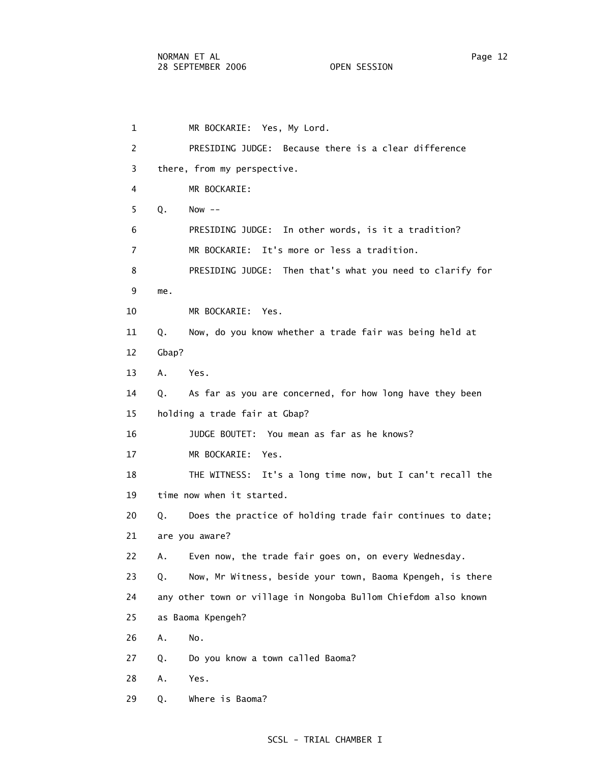1 MR BOKARIE: Yes, My Lord.

2 PRESIDING JUDGE: Because there is a clear difference

3 there, from my perspective.

4 MR BOKARIE:

5 Q. Now --

6 PRESIDING JUDGE: In other words, is it a tradition?

7 MR BOKARIE: It's more or less a tradition.

8 PRESIDING JUDGE: Then that's what you need to clarify for

9 me.

10 MR BOKARIE: Yes.

11 Q. Now, do you know whether a trade fair was being held at

12 Gbap?

13 A. Yes.

14 Q. As far as you are concerned, for how long have they been

15 holding a trade fair at Gbap?

16 JUDGE BOUTET: You mean as far as he knows?

17 MR BOKARIE: Yes.

18 THE WITNESS: It's a long time now, but I can't recall the

19 time now when it started.

20 Q. Does the practice of holding trade fair continues to date;

21 are you aware?

22 A. Even now, the trade fair goes on, on every Wednesday.

23 Q. Now, Mr Witness, beside your town, Baoma Kpengeh, is there

24 any other town or village in Nongoba Bullom Chiefdom also known

25 as Baoma Kpengeh?

26 A. No.

27 Q. Do you know a town called Baoma?

28 A. Yes.

29 Q. Where is Baoma?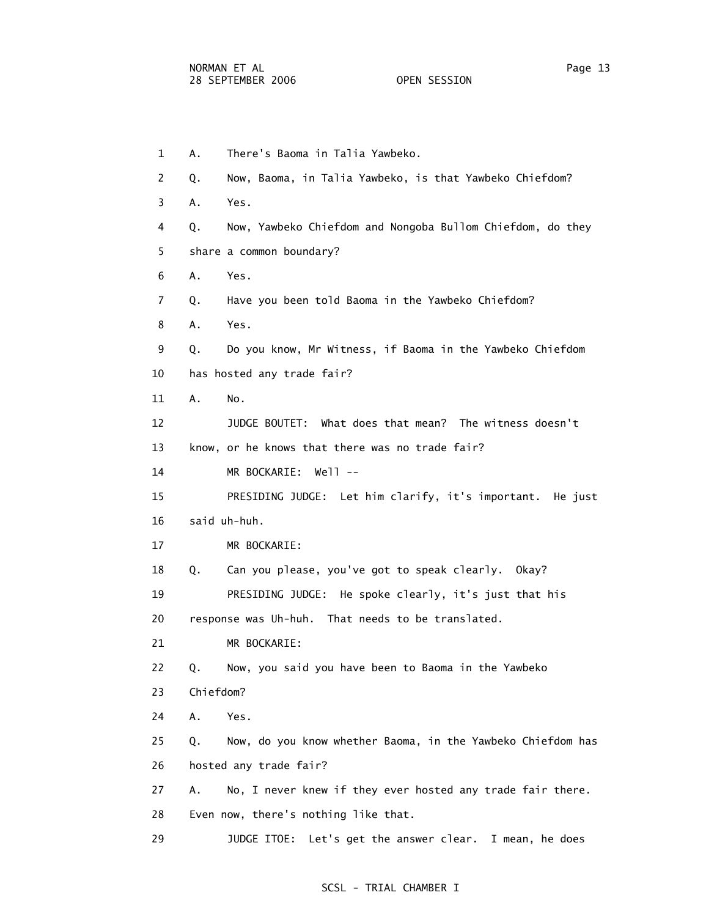1 A. There's Baoma in Talia Yawbeko.

2 Q. Now, Baoma, in Talia Yawbeko, is that Yawbeko Chiefdom?

3 A. Yes.

4 Q. Now, Yawbeko Chiefdom and Nongoba Bullom Chiefdom, do they

5 share a common boundary?

6 A. Yes.

7 Q. Have you been told Baoma in the Yawbeko Chiefdom?

8 A. Yes.

9 Q. Do you know, Mr Witness, if Baoma in the Yawbeko Chiefdom

10 has hosted any trade fair?

11 A. No.

12 JUDGE BOUTET: What does that mean? The witness doesn't

13 know, or he knows that there was no trade fair?

14 MR BOCKARIE: Well --

15 PRESIDING JUDGE: Let him clarify, it's important. He just

16 said uh-huh.

17 MR BOCKARIE:

18 Q. Can you please, you've got to speak clearly. Okay?

19 PRESIDING JUDGE: He spoke clearly, it's just that his

20 response was Uh-huh. That needs to be translated.

21 MR BOCKARIE:

22 Q. Now, you said you have been to Baoma in the Yawbeko

23 Chiefdom?

24 A. Yes.

25 Q. Now, do you know whether Baoma, in the Yawbeko Chiefdom has

26 hosted any trade fair?

27 A. No, I never knew if they ever hosted any trade fair there.

28 Even now, there's nothing like that.

29 JUDGE ITOE: Let's get the answer clear. I mean, he does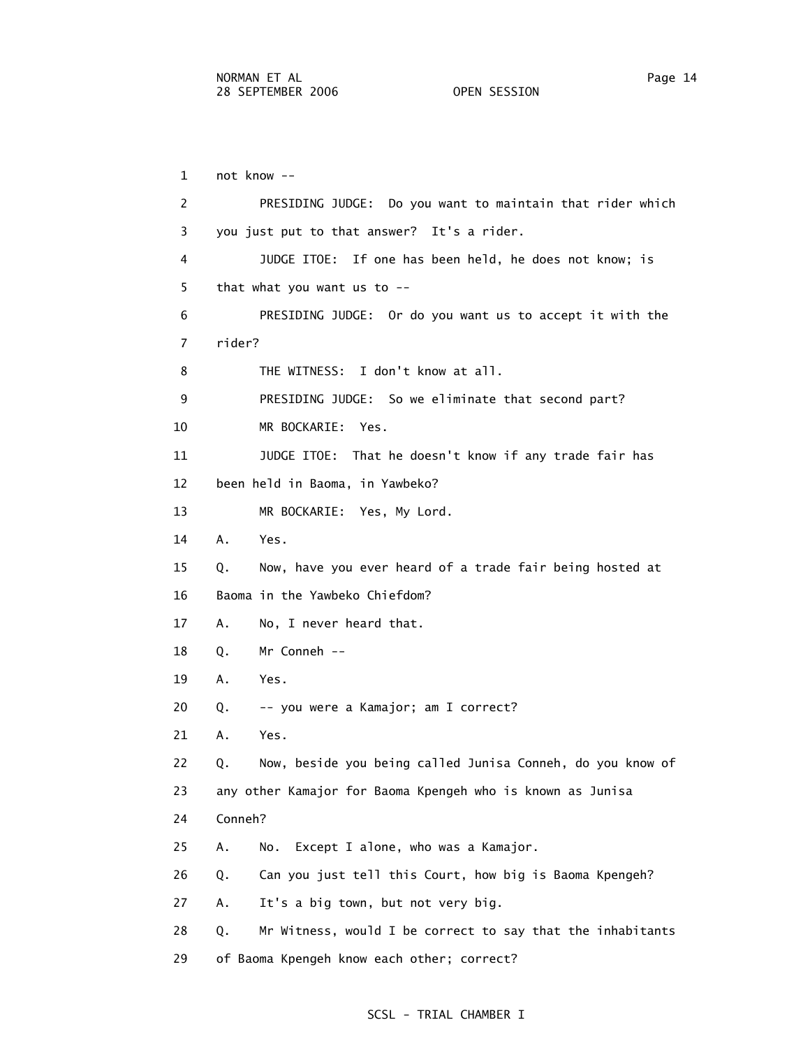1 not know --

2 PRESIDING JUDGE: Do you want to maintain that rider which

3 you just put to that answer? It's a rider.

4 JUDGE ITOE: If one has been held, he does not know; is

5 that what you want us to --

6 PRESIDING JUDGE: Or do you want us to accept it with the

7 rider?

8 THE WITNESS: I don't know at all.

9 PRESIDING JUDGE: So we eliminate that second part?

10 MR BOCKARIE: Yes.

11 JUDGE ITOE: That he doesn't know if any trade fair has

12 been held in Baoma, in Yawbeko?

13 MR BOCKARIE: Yes, My Lord.

14 A. Yes.

15 Q. Now, have you ever heard of a trade fair being hosted at

16 Baoma in the Yawbeko Chiefdom?

17 A. No, I never heard that.

18 Q. Mr Conneh --

19 A. Yes.

20 Q. -- you were a Kamajor; am I correct?

21 A. Yes.

22 Q. Now, beside you being called Junisa Conneh, do you know of

23 any other Kamajor for Baoma Kpengeh who is known as Junisa

24 Conneh?

25 A. No. Except I alone, who was a Kamajor.

26 Q. Can you just tell this Court, how big is Baoma Kpengeh?

27 A. It's a big town, but not very big.

28 Q. Mr Witness, would I be correct to say that the inhabitants

29 of Baoma Kpengeh know each other; correct?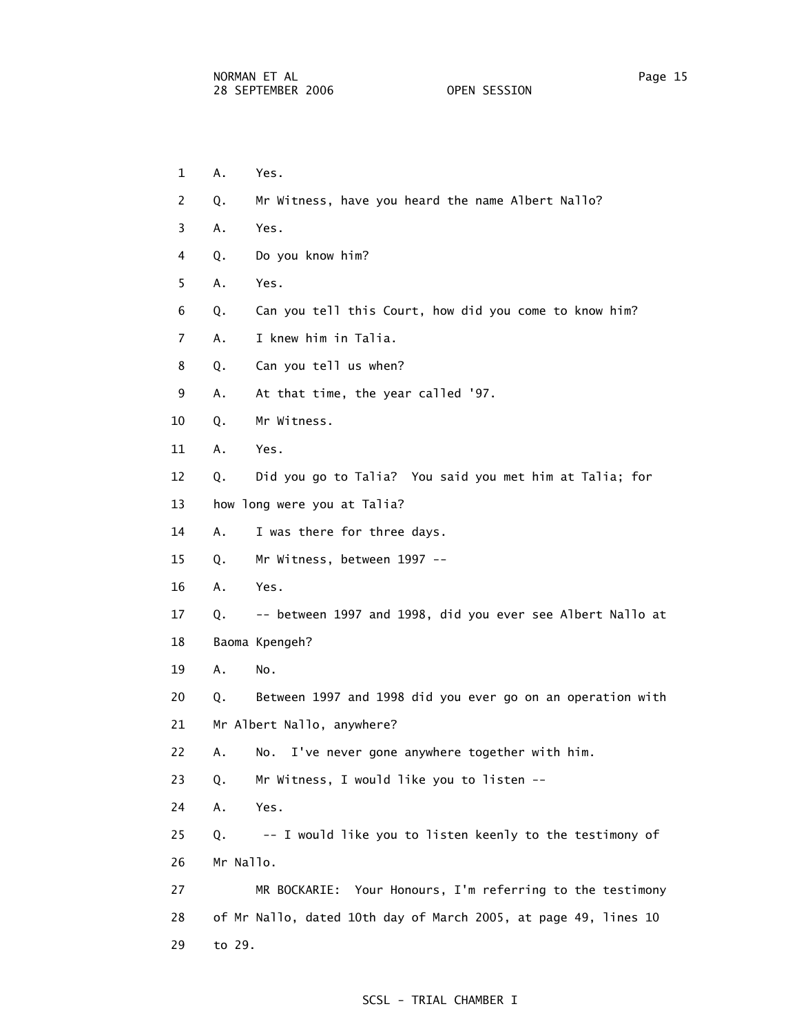1 A. Yes.

2 Q. Mr Witness, have you heard the name Albert Nallo?

3 A. Yes.

4 Q. Do you know him?

5 A. Yes.

6 Q. Can you tell this Court, how did you come to know him?

7 A. I knew him in Talia.

8 Q. Can you tell us when?

9 A. At that time, the year called '97.

10 Q. Mr Witness.

11 A. Yes.

12 Q. Did you go to Talia? You said you met him at Talia; for

13 how long were you at Talia?

14 A. I was there for three days.

15 Q. Mr Witness, between 1997 --

16 A. Yes.

17 Q. -- between 1997 and 1998, did you ever see Albert Nallo at

18 Baoma Kpengeh?

19 A. No.

20 Q. Between 1997 and 1998 did you ever go on an operation with

21 Mr Albert Nallo, anywhere?

22 A. No. I've never gone anywhere together with him.

23 Q. Mr Witness, I would like you to listen --

24 A. Yes.

25 Q. -- I would like you to listen keenly to the testimony of

26 Mr Nallo.

27 MR BOCKARIE: Your Honours, I'm referring to the testimony

28 of Mr Nallo, dated 10th day of March 2005, at page 49, lines 10

29 to 29.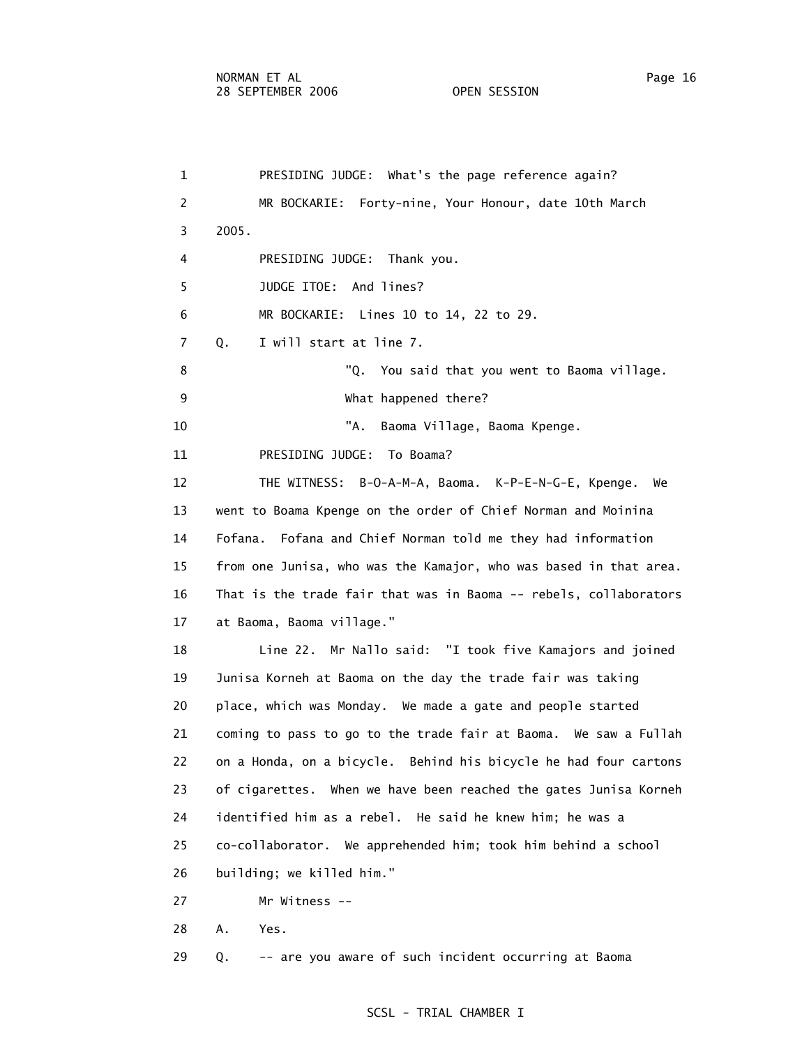PRESIDING JUDGE: What's the page reference again?

MR BOCKARIE: Forty-nine, Your Honour, date 10th March 2005.

PRESIDING JUDGE: Thank you.

JUDGE ITOE: And lines?

MR BOCKARIE: Lines 10 to 14, 22 to 29.

Q. I will start at line 7.

> "Q. You said that you went to Baoma village. What happened there?
>
> "A. Baoma Village, Baoma Kpenge.

PRESIDING JUDGE: To Boama?

THE WITNESS: B-O-A-M-A, Baoma. K-P-E-N-G-E, Kpenge. We went to Boama Kpenge on the order of Chief Norman and Moinina Fofana. Fofana and Chief Norman told me they had information from one Junisa, who was the Kamajor, who was based in that area. That is the trade fair that was in Baoma -- rebels, collaborators at Baoma, Baoma village."

Line 22. Mr Nallo said: "I took five Kamajors and joined Junisa Korneh at Baoma on the day the trade fair was taking place, which was Monday. We made a gate and people started coming to pass to go to the trade fair at Baoma. We saw a Fullah on a Honda, on a bicycle. Behind his bicycle he had four cartons of cigarettes. When we have been reached the gates Junisa Korneh identified him as a rebel. He said he knew him; he was a co-collaborator. We apprehended him; took him behind a school building; we killed him."

Mr Witness --

A. Yes.

Q. -- are you aware of such incident occurring at Baoma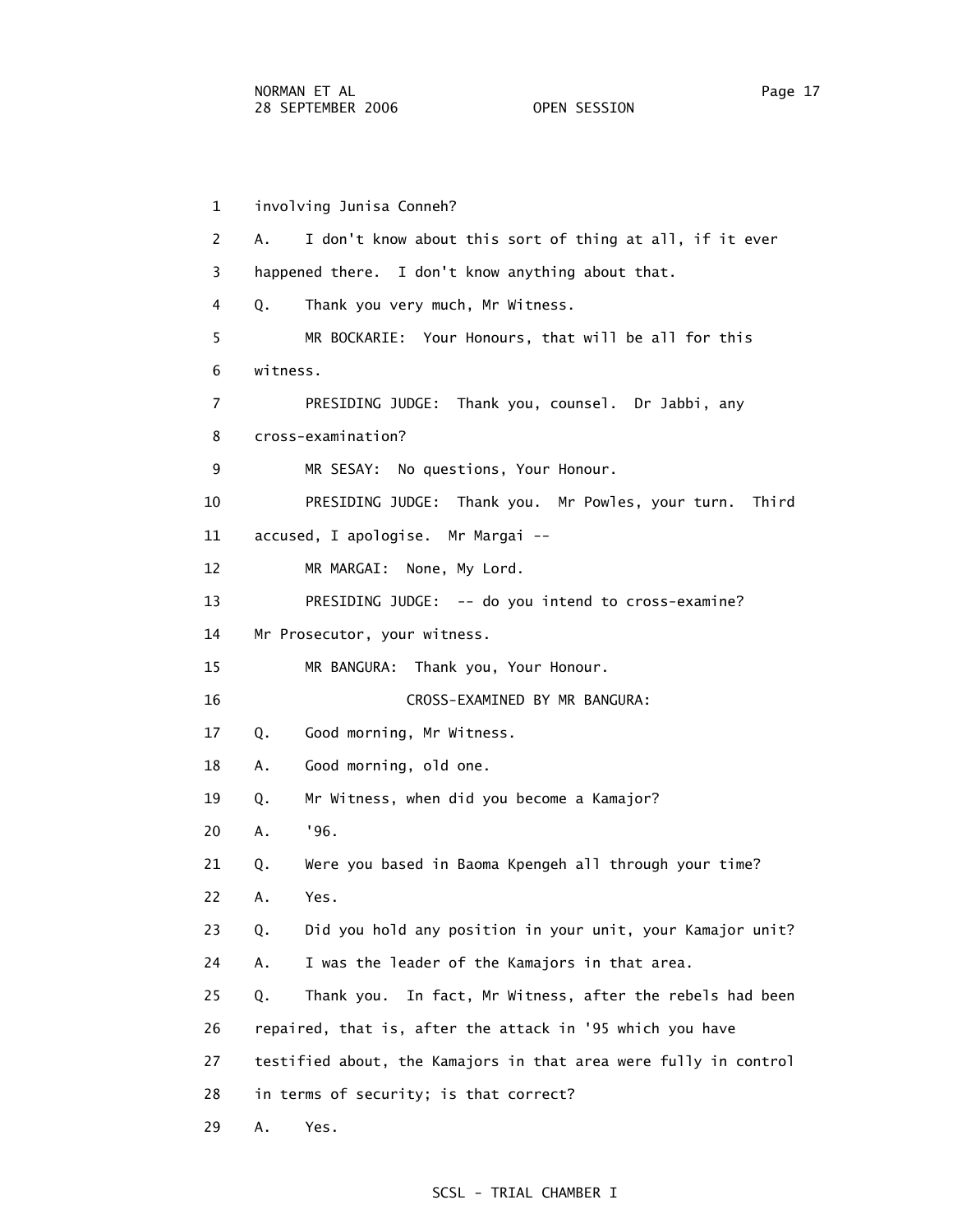involving Junisa Conneh?

A. I don't know about this sort of thing at all, if it ever happened there. I don't know anything about that.

Q. Thank you very much, Mr Witness.

MR BOCKARIE: Your Honours, that will be all for this witness.

PRESIDING JUDGE: Thank you, counsel. Dr Jabbi, any cross-examination?

MR SESAY: No questions, Your Honour.

PRESIDING JUDGE: Thank you. Mr Powles, your turn. Third accused, I apologise. Mr Margai --

MR MARGAI: None, My Lord.

PRESIDING JUDGE: -- do you intend to cross-examine? Mr Prosecutor, your witness.

MR BANGURA: Thank you, Your Honour.

CROSS-EXAMINED BY MR BANGURA:

Q. Good morning, Mr Witness.

A. Good morning, old one.

Q. Mr Witness, when did you become a Kamajor?

A. '96.

Q. Were you based in Baoma Kpengeh all through your time?

A. Yes.

Q. Did you hold any position in your unit, your Kamajor unit?

A. I was the leader of the Kamajors in that area.

Q. Thank you. In fact, Mr Witness, after the rebels had been repaired, that is, after the attack in '95 which you have testified about, the Kamajors in that area were fully in control in terms of security; is that correct?

A. Yes.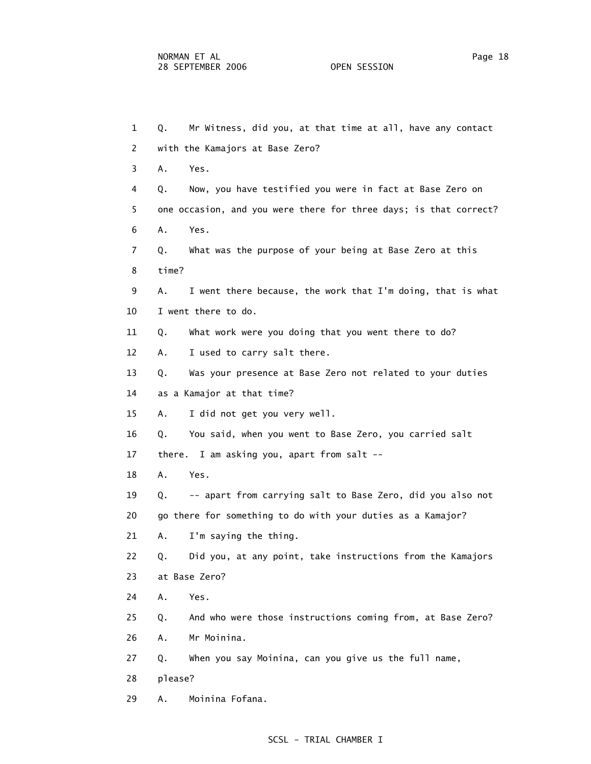1 Q. Mr Witness, did you, at that time at all, have any contact
2 with the Kamajors at Base Zero?
3 A. Yes.
4 Q. Now, you have testified you were in fact at Base Zero on
5 one occasion, and you were there for three days; is that correct?
6 A. Yes.
7 Q. What was the purpose of your being at Base Zero at this
8 time?
9 A. I went there because, the work that I'm doing, that is what
10 I went there to do.
11 Q. What work were you doing that you went there to do?
12 A. I used to carry salt there.
13 Q. Was your presence at Base Zero not related to your duties
14 as a Kamajor at that time?
15 A. I did not get you very well.
16 Q. You said, when you went to Base Zero, you carried salt
17 there. I am asking you, apart from salt --
18 A. Yes.
19 Q. -- apart from carrying salt to Base Zero, did you also not
20 go there for something to do with your duties as a Kamajor?
21 A. I'm saying the thing.
22 Q. Did you, at any point, take instructions from the Kamajors
23 at Base Zero?
24 A. Yes.
25 Q. And who were those instructions coming from, at Base Zero?
26 A. Mr Moinina.
27 Q. When you say Moinina, can you give us the full name,
28 please?
29 A. Moinina Fofana.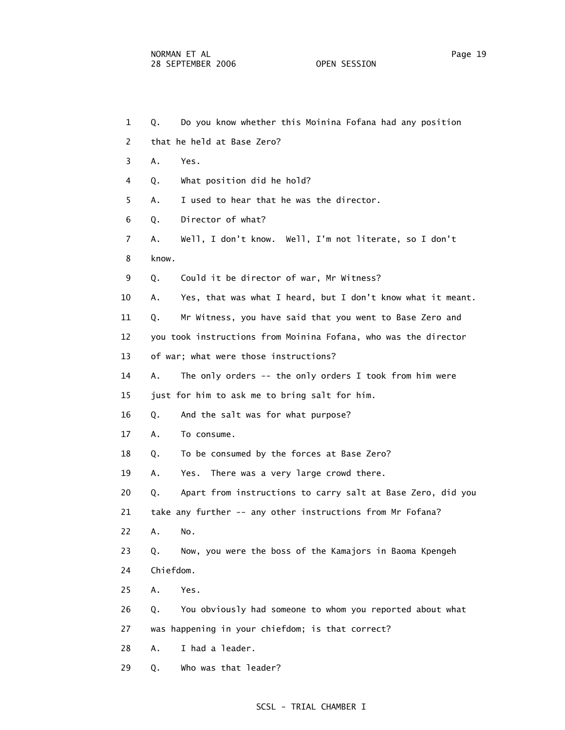1 Q. Do you know whether this Moinina Fofana had any position
2 that he held at Base Zero?
3 A. Yes.
4 Q. What position did he hold?
5 A. I used to hear that he was the director.
6 Q. Director of what?
7 A. Well, I don't know. Well, I'm not literate, so I don't
8 know.
9 Q. Could it be director of war, Mr Witness?
10 A. Yes, that was what I heard, but I don't know what it meant.
11 Q. Mr Witness, you have said that you went to Base Zero and
12 you took instructions from Moinina Fofana, who was the director
13 of war; what were those instructions?
14 A. The only orders -- the only orders I took from him were
15 just for him to ask me to bring salt for him.
16 Q. And the salt was for what purpose?
17 A. To consume.
18 Q. To be consumed by the forces at Base Zero?
19 A. Yes. There was a very large crowd there.
20 Q. Apart from instructions to carry salt at Base Zero, did you
21 take any further -- any other instructions from Mr Fofana?
22 A. No.
23 Q. Now, you were the boss of the Kamajors in Baoma Kpengeh
24 Chiefdom.
25 A. Yes.
26 Q. You obviously had someone to whom you reported about what
27 was happening in your chiefdom; is that correct?
28 A. I had a leader.
29 Q. Who was that leader?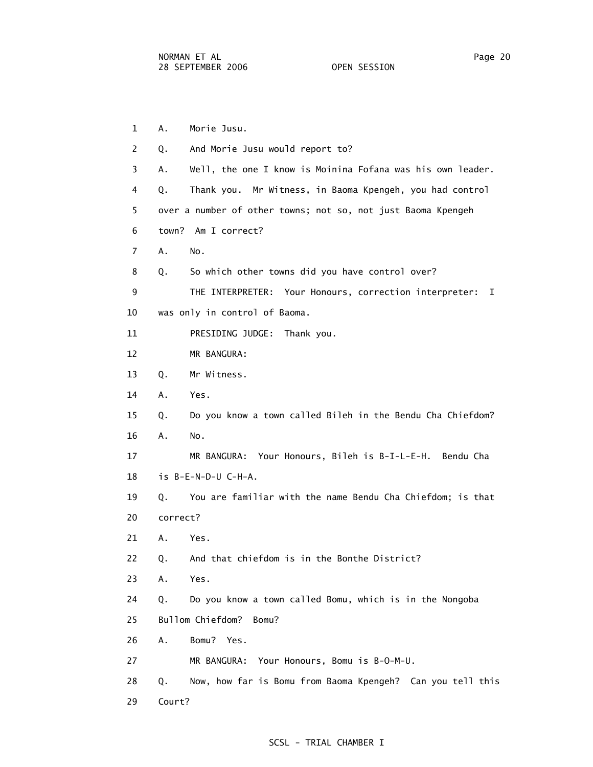1 A. Morie Jusu.

2 Q. And Morie Jusu would report to?

3 A. Well, the one I know is Moinina Fofana was his own leader.

4 Q. Thank you. Mr Witness, in Baoma Kpengeh, you had control

5 over a number of other towns; not so, not just Baoma Kpengeh

6 town? Am I correct?

7 A. No.

8 Q. So which other towns did you have control over?

9 THE INTERPRETER: Your Honours, correction interpreter: I

10 was only in control of Baoma.

11 PRESIDING JUDGE: Thank you.

12 MR BANGURA:

13 Q. Mr Witness.

14 A. Yes.

15 Q. Do you know a town called Bileh in the Bendu Cha Chiefdom?

16 A. No.

17 MR BANGURA: Your Honours, Bileh is B-I-L-E-H. Bendu Cha

18 is B-E-N-D-U C-H-A.

19 Q. You are familiar with the name Bendu Cha Chiefdom; is that

20 correct?

21 A. Yes.

22 Q. And that chiefdom is in the Bonthe District?

23 A. Yes.

24 Q. Do you know a town called Bomu, which is in the Nongoba

25 Bullom Chiefdom? Bomu?

26 A. Bomu? Yes.

27 MR BANGURA: Your Honours, Bomu is B-O-M-U.

28 Q. Now, how far is Bomu from Baoma Kpengeh? Can you tell this

29 Court?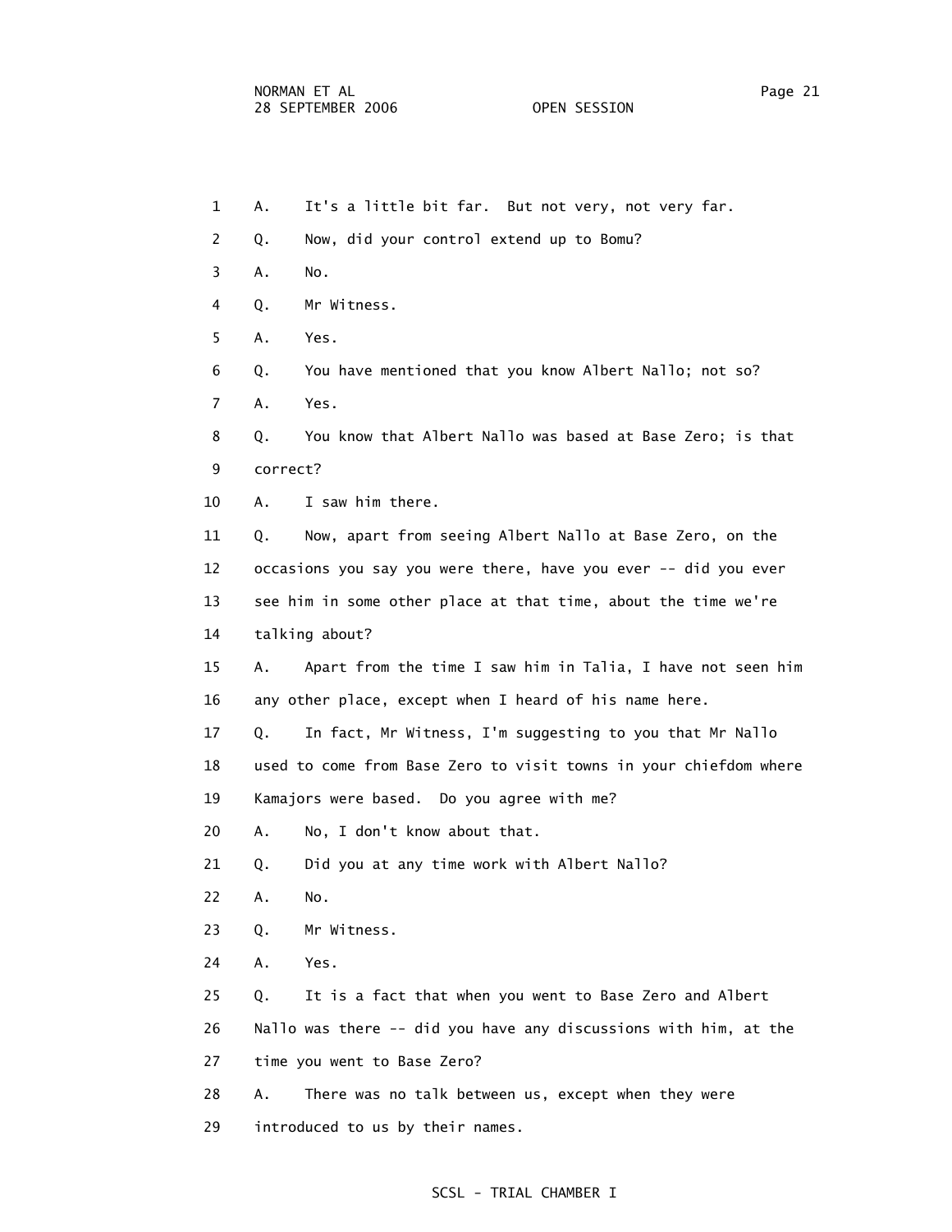1 A. It's a little bit far. But not very, not very far.

2 Q. Now, did your control extend up to Bomu?

3 A. No.

4 Q. Mr Witness.

5 A. Yes.

6 Q. You have mentioned that you know Albert Nallo; not so?

7 A. Yes.

8 Q. You know that Albert Nallo was based at Base Zero; is that

9 correct?

10 A. I saw him there.

11 Q. Now, apart from seeing Albert Nallo at Base Zero, on the

12 occasions you say you were there, have you ever -- did you ever

13 see him in some other place at that time, about the time we're

14 talking about?

15 A. Apart from the time I saw him in Talia, I have not seen him

16 any other place, except when I heard of his name here.

17 Q. In fact, Mr Witness, I'm suggesting to you that Mr Nallo

18 used to come from Base Zero to visit towns in your chiefdom where

19 Kamajors were based. Do you agree with me?

20 A. No, I don't know about that.

21 Q. Did you at any time work with Albert Nallo?

22 A. No.

23 Q. Mr Witness.

24 A. Yes.

25 Q. It is a fact that when you went to Base Zero and Albert

26 Nallo was there -- did you have any discussions with him, at the

27 time you went to Base Zero?

28 A. There was no talk between us, except when they were

29 introduced to us by their names.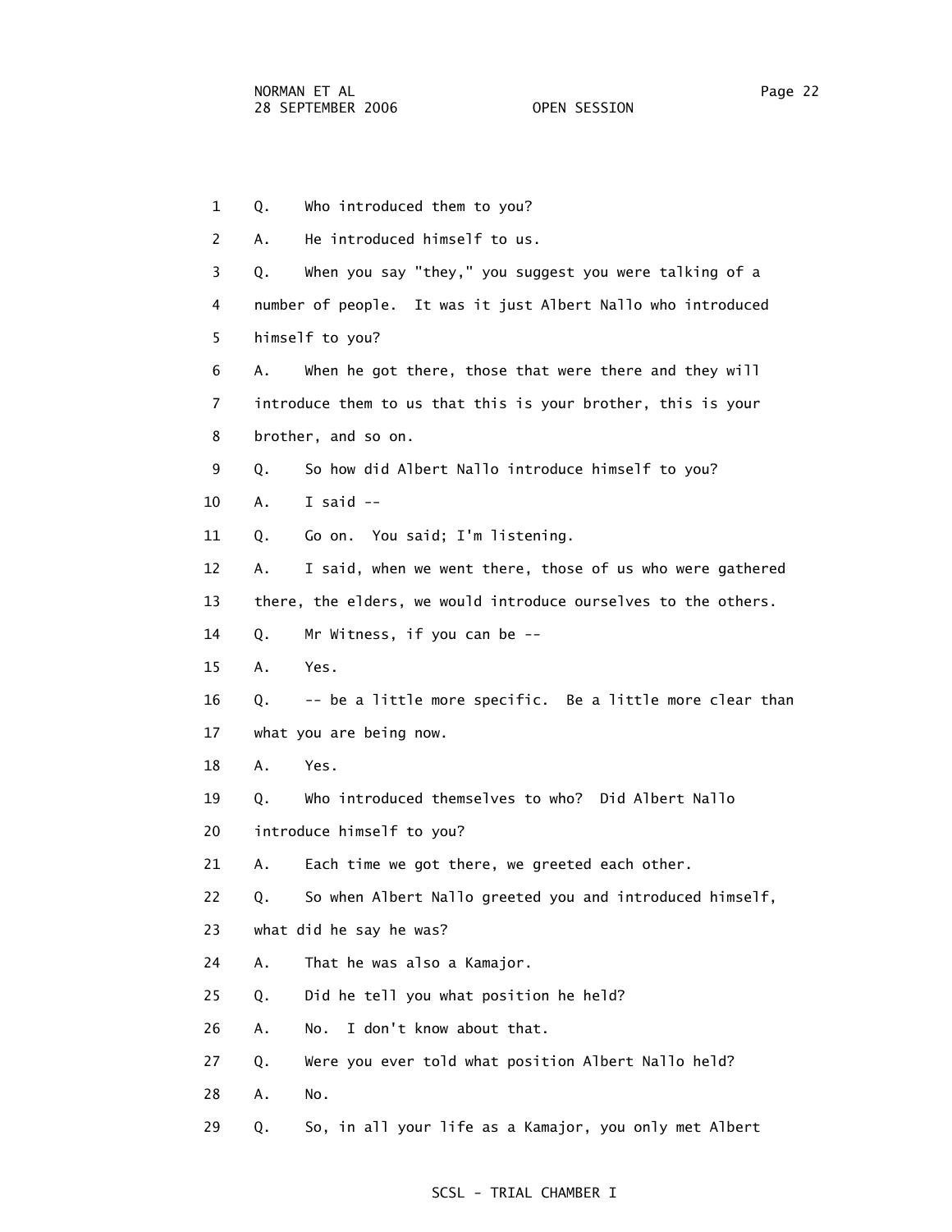1 Q. Who introduced them to you?

2 A. He introduced himself to us.

3 Q. When you say "they," you suggest you were talking of a

4 number of people. It was it just Albert Nallo who introduced

5 himself to you?

6 A. When he got there, those that were there and they will

7 introduce them to us that this is your brother, this is your

8 brother, and so on.

9 Q. So how did Albert Nallo introduce himself to you?

10 A. I said --

11 Q. Go on. You said; I'm listening.

12 A. I said, when we went there, those of us who were gathered

13 there, the elders, we would introduce ourselves to the others.

14 Q. Mr Witness, if you can be --

15 A. Yes.

16 Q. -- be a little more specific. Be a little more clear than

17 what you are being now.

18 A. Yes.

19 Q. Who introduced themselves to who? Did Albert Nallo

20 introduce himself to you?

21 A. Each time we got there, we greeted each other.

22 Q. So when Albert Nallo greeted you and introduced himself,

23 what did he say he was?

24 A. That he was also a Kamajor.

25 Q. Did he tell you what position he held?

26 A. No. I don't know about that.

27 Q. Were you ever told what position Albert Nallo held?

28 A. No.

29 Q. So, in all your life as a Kamajor, you only met Albert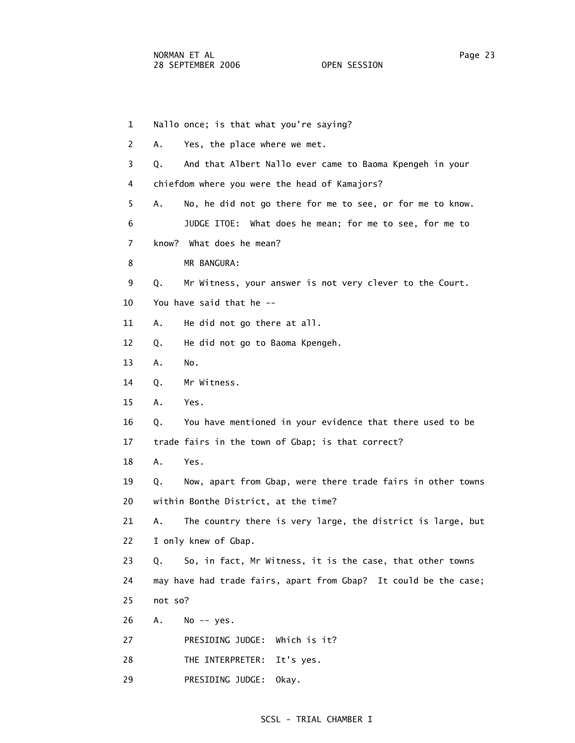1 Nallo once; is that what you're saying?

2 A. Yes, the place where we met.

3 Q. And that Albert Nallo ever came to Baoma Kpengeh in your

4 chiefdom where you were the head of Kamajors?

5 A. No, he did not go there for me to see, or for me to know.

6 JUDGE ITOE: What does he mean; for me to see, for me to

7 know? What does he mean?

8 MR BANGURA:

9 Q. Mr Witness, your answer is not very clever to the Court.

10 You have said that he --

11 A. He did not go there at all.

12 Q. He did not go to Baoma Kpengeh.

13 A. No.

14 Q. Mr Witness.

15 A. Yes.

16 Q. You have mentioned in your evidence that there used to be

17 trade fairs in the town of Gbap; is that correct?

18 A. Yes.

19 Q. Now, apart from Gbap, were there trade fairs in other towns

20 within Bonthe District, at the time?

21 A. The country there is very large, the district is large, but

22 I only knew of Gbap.

23 Q. So, in fact, Mr Witness, it is the case, that other towns

24 may have had trade fairs, apart from Gbap? It could be the case;

25 not so?

26 A. No -- yes.

27 PRESIDING JUDGE: Which is it?

28 THE INTERPRETER: It's yes.

29 PRESIDING JUDGE: Okay.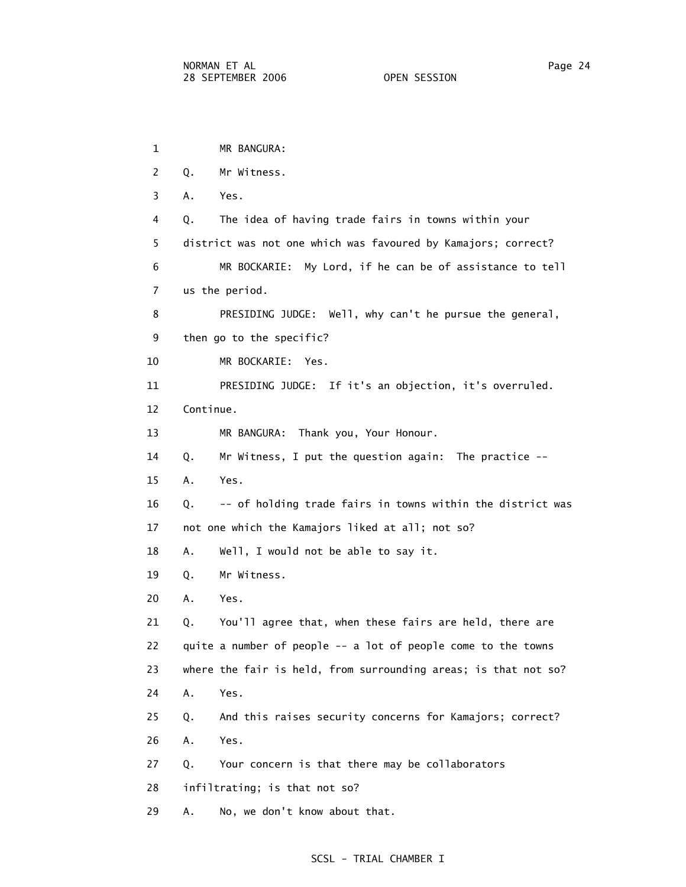1 MR BANGURA:

2 Q. Mr Witness.

3 A. Yes.

4 Q. The idea of having trade fairs in towns within your

5 district was not one which was favoured by Kamajors; correct?

6 MR BOCKARIE: My Lord, if he can be of assistance to tell

7 us the period.

8 PRESIDING JUDGE: Well, why can't he pursue the general,

9 then go to the specific?

10 MR BOCKARIE: Yes.

11 PRESIDING JUDGE: If it's an objection, it's overruled.

12 Continue.

13 MR BANGURA: Thank you, Your Honour.

14 Q. Mr Witness, I put the question again: The practice --

15 A. Yes.

16 Q. -- of holding trade fairs in towns within the district was

17 not one which the Kamajors liked at all; not so?

18 A. Well, I would not be able to say it.

19 Q. Mr Witness.

20 A. Yes.

21 Q. You'll agree that, when these fairs are held, there are

22 quite a number of people -- a lot of people come to the towns

23 where the fair is held, from surrounding areas; is that not so?

24 A. Yes.

25 Q. And this raises security concerns for Kamajors; correct?

26 A. Yes.

27 Q. Your concern is that there may be collaborators

28 infiltrating; is that not so?

29 A. No, we don't know about that.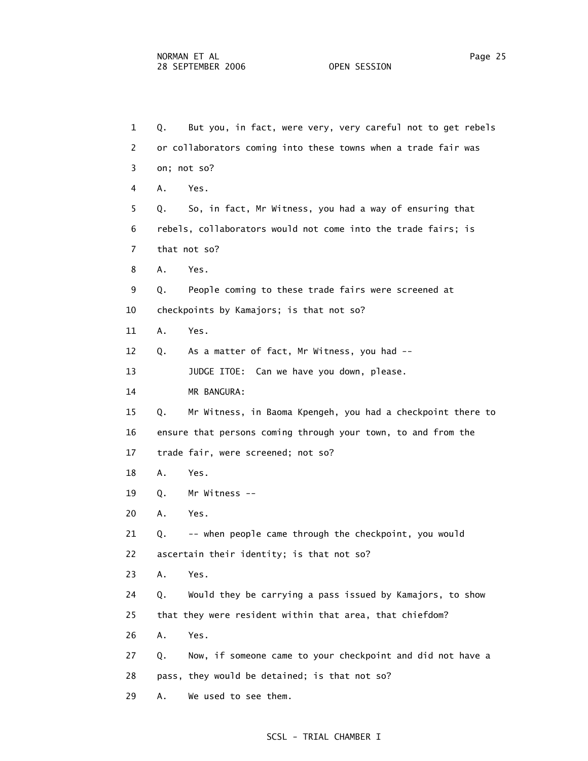1 Q. But you, in fact, were very, very careful not to get rebels
2 or collaborators coming into these towns when a trade fair was
3 on; not so?
4 A. Yes.
5 Q. So, in fact, Mr Witness, you had a way of ensuring that
6 rebels, collaborators would not come into the trade fairs; is
7 that not so?
8 A. Yes.
9 Q. People coming to these trade fairs were screened at
10 checkpoints by Kamajors; is that not so?
11 A. Yes.
12 Q. As a matter of fact, Mr Witness, you had --
13 JUDGE ITOE: Can we have you down, please.
14 MR BANGURA:
15 Q. Mr Witness, in Baoma Kpengeh, you had a checkpoint there to
16 ensure that persons coming through your town, to and from the
17 trade fair, were screened; not so?
18 A. Yes.
19 Q. Mr Witness --
20 A. Yes.
21 Q. -- when people came through the checkpoint, you would
22 ascertain their identity; is that not so?
23 A. Yes.
24 Q. Would they be carrying a pass issued by Kamajors, to show
25 that they were resident within that area, that chiefdom?
26 A. Yes.
27 Q. Now, if someone came to your checkpoint and did not have a
28 pass, they would be detained; is that not so?
29 A. We used to see them.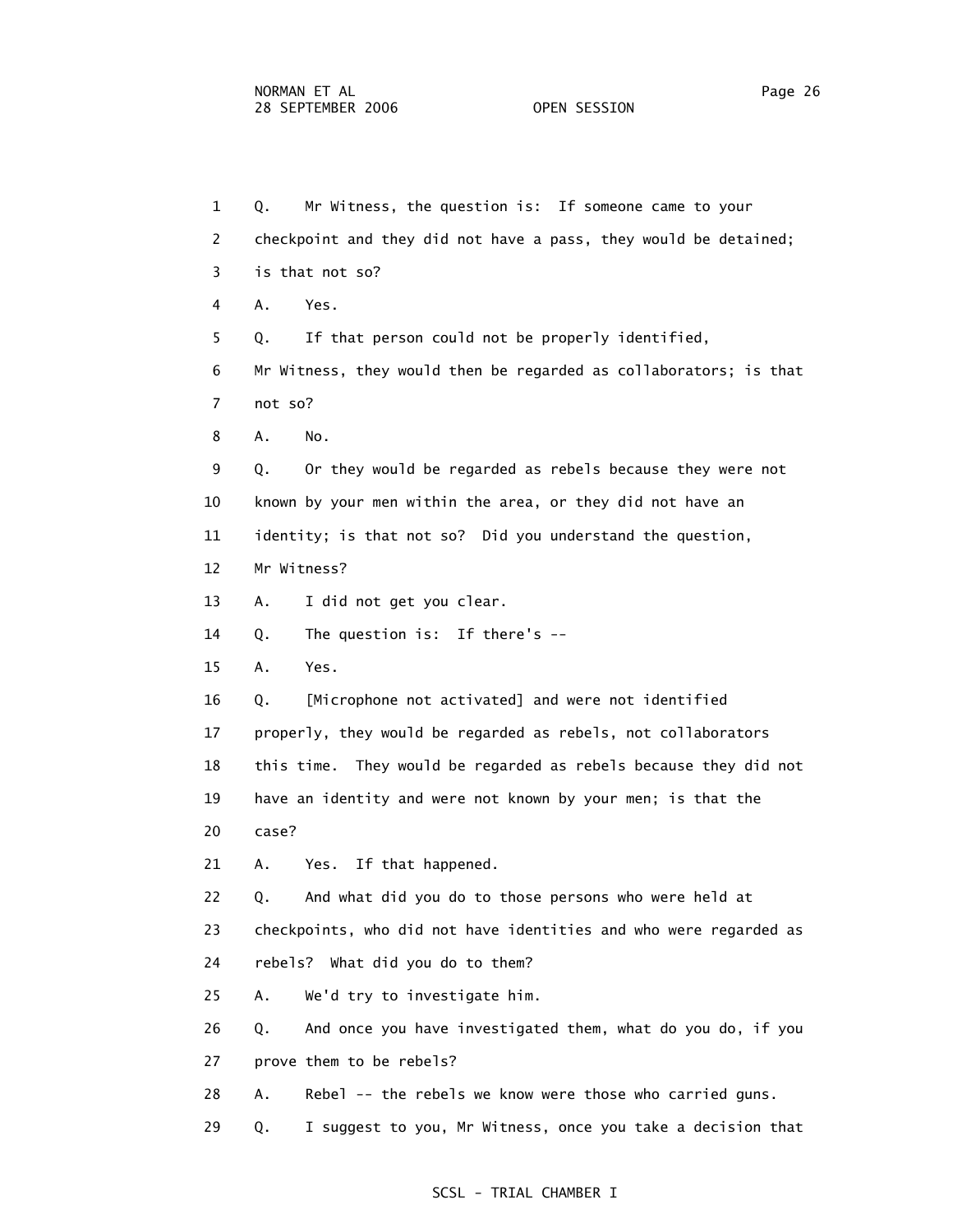1 Q. Mr Witness, the question is: If someone came to your
2 checkpoint and they did not have a pass, they would be detained;
3 is that not so?
4 A. Yes.
5 Q. If that person could not be properly identified,
6 Mr Witness, they would then be regarded as collaborators; is that
7 not so?
8 A. No.
9 Q. Or they would be regarded as rebels because they were not
10 known by your men within the area, or they did not have an
11 identity; is that not so? Did you understand the question,
12 Mr Witness?
13 A. I did not get you clear.
14 Q. The question is: If there's --
15 A. Yes.
16 Q. [Microphone not activated] and were not identified
17 properly, they would be regarded as rebels, not collaborators
18 this time. They would be regarded as rebels because they did not
19 have an identity and were not known by your men; is that the
20 case?
21 A. Yes. If that happened.
22 Q. And what did you do to those persons who were held at
23 checkpoints, who did not have identities and who were regarded as
24 rebels? What did you do to them?
25 A. We'd try to investigate him.
26 Q. And once you have investigated them, what do you do, if you
27 prove them to be rebels?
28 A. Rebel -- the rebels we know were those who carried guns.
29 Q. I suggest to you, Mr Witness, once you take a decision that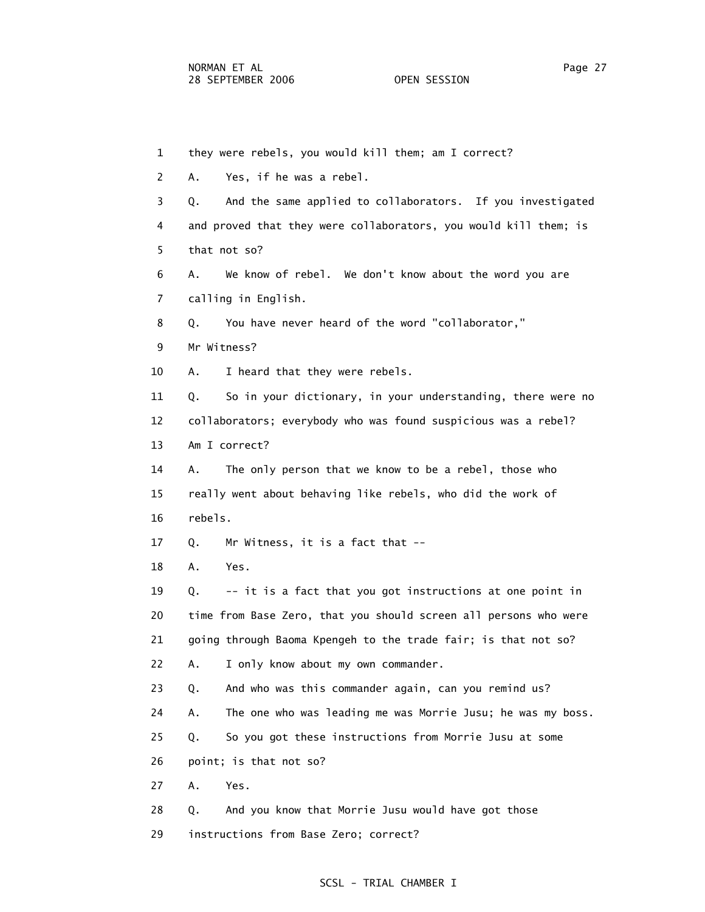1 they were rebels, you would kill them; am I correct?

2 A. Yes, if he was a rebel.

3 Q. And the same applied to collaborators. If you investigated

4 and proved that they were collaborators, you would kill them; is

5 that not so?

6 A. We know of rebel. We don't know about the word you are

7 calling in English.

8 Q. You have never heard of the word "collaborator,"

9 Mr Witness?

10 A. I heard that they were rebels.

11 Q. So in your dictionary, in your understanding, there were no

12 collaborators; everybody who was found suspicious was a rebel?

13 Am I correct?

14 A. The only person that we know to be a rebel, those who

15 really went about behaving like rebels, who did the work of

16 rebels.

17 Q. Mr Witness, it is a fact that --

18 A. Yes.

19 Q. -- it is a fact that you got instructions at one point in

20 time from Base Zero, that you should screen all persons who were

21 going through Baoma Kpengeh to the trade fair; is that not so?

22 A. I only know about my own commander.

23 Q. And who was this commander again, can you remind us?

24 A. The one who was leading me was Morrie Jusu; he was my boss.

25 Q. So you got these instructions from Morrie Jusu at some

26 point; is that not so?

27 A. Yes.

28 Q. And you know that Morrie Jusu would have got those

29 instructions from Base Zero; correct?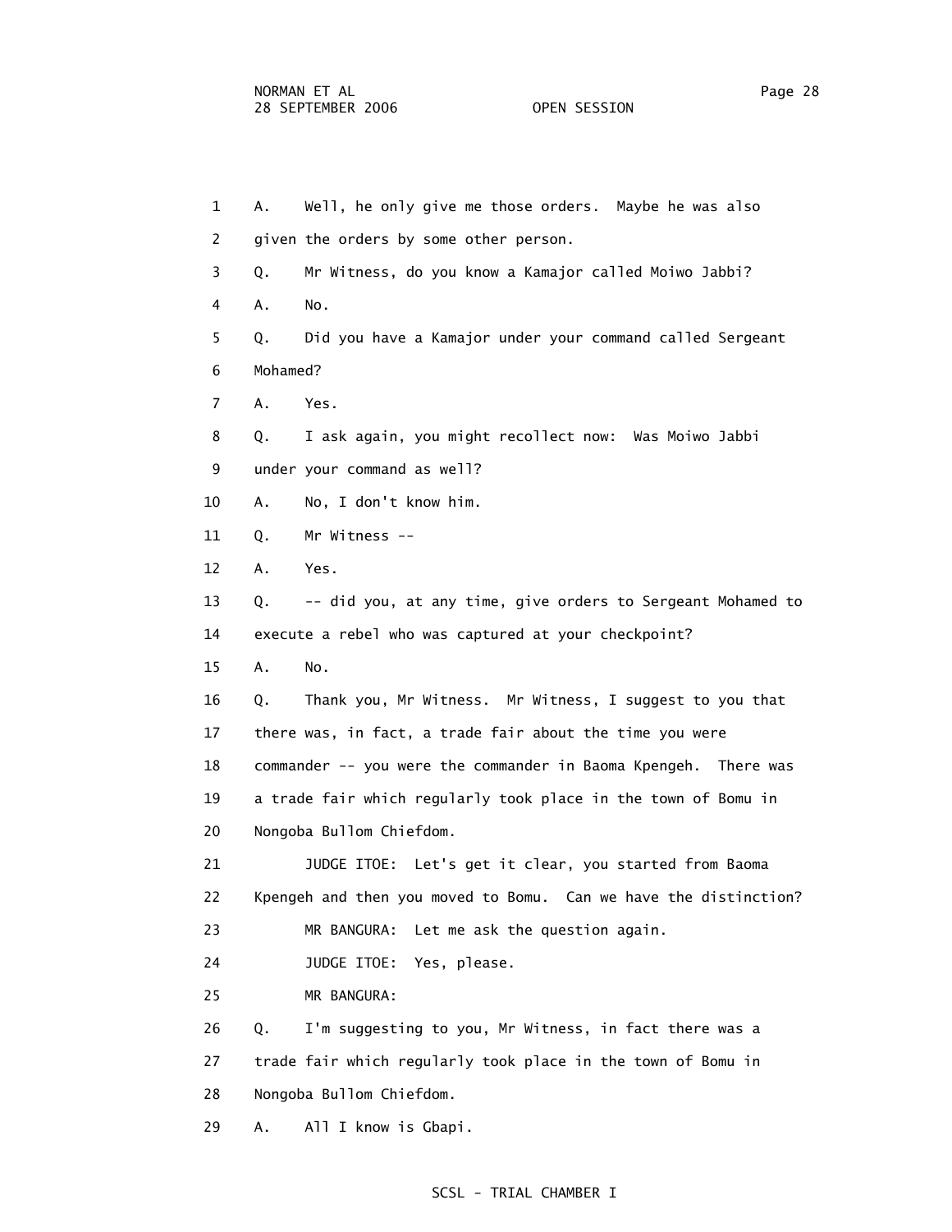1 A. Well, he only give me those orders. Maybe he was also
2 given the orders by some other person.
3 Q. Mr Witness, do you know a Kamajor called Moiwo Jabbi?
4 A. No.
5 Q. Did you have a Kamajor under your command called Sergeant
6 Mohamed?
7 A. Yes.
8 Q. I ask again, you might recollect now: Was Moiwo Jabbi
9 under your command as well?
10 A. No, I don't know him.
11 Q. Mr Witness --
12 A. Yes.
13 Q. -- did you, at any time, give orders to Sergeant Mohamed to
14 execute a rebel who was captured at your checkpoint?
15 A. No.
16 Q. Thank you, Mr Witness. Mr Witness, I suggest to you that
17 there was, in fact, a trade fair about the time you were
18 commander -- you were the commander in Baoma Kpengeh. There was
19 a trade fair which regularly took place in the town of Bomu in
20 Nongoba Bullom Chiefdom.
21 JUDGE ITOE: Let's get it clear, you started from Baoma
22 Kpengeh and then you moved to Bomu. Can we have the distinction?
23 MR BANGURA: Let me ask the question again.
24 JUDGE ITOE: Yes, please.
25 MR BANGURA:
26 Q. I'm suggesting to you, Mr Witness, in fact there was a
27 trade fair which regularly took place in the town of Bomu in
28 Nongoba Bullom Chiefdom.
29 A. All I know is Gbapi.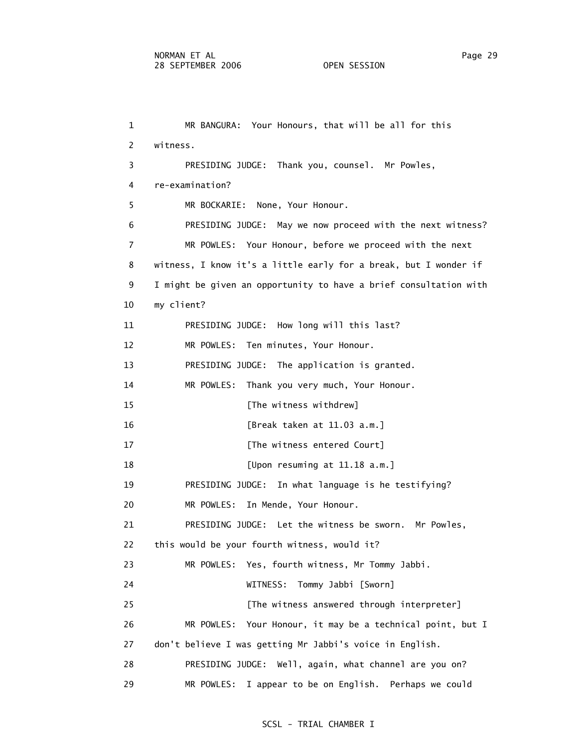1 MR BANGURA: Your Honours, that will be all for this
2 witness.
3 PRESIDING JUDGE: Thank you, counsel. Mr Powles,
4 re-examination?
5 MR BOCKARIE: None, Your Honour.
6 PRESIDING JUDGE: May we now proceed with the next witness?
7 MR POWLES: Your Honour, before we proceed with the next
8 witness, I know it's a little early for a break, but I wonder if
9 I might be given an opportunity to have a brief consultation with
10 my client?
11 PRESIDING JUDGE: How long will this last?
12 MR POWLES: Ten minutes, Your Honour.
13 PRESIDING JUDGE: The application is granted.
14 MR POWLES: Thank you very much, Your Honour.
15 [The witness withdrew]
16 [Break taken at 11.03 a.m.]
17 [The witness entered Court]
18 [Upon resuming at 11.18 a.m.]
19 PRESIDING JUDGE: In what language is he testifying?
20 MR POWLES: In Mende, Your Honour.
21 PRESIDING JUDGE: Let the witness be sworn. Mr Powles,
22 this would be your fourth witness, would it?
23 MR POWLES: Yes, fourth witness, Mr Tommy Jabbi.
24 WITNESS: Tommy Jabbi [Sworn]
25 [The witness answered through interpreter]
26 MR POWLES: Your Honour, it may be a technical point, but I
27 don't believe I was getting Mr Jabbi's voice in English.
28 PRESIDING JUDGE: Well, again, what channel are you on?
29 MR POWLES: I appear to be on English. Perhaps we could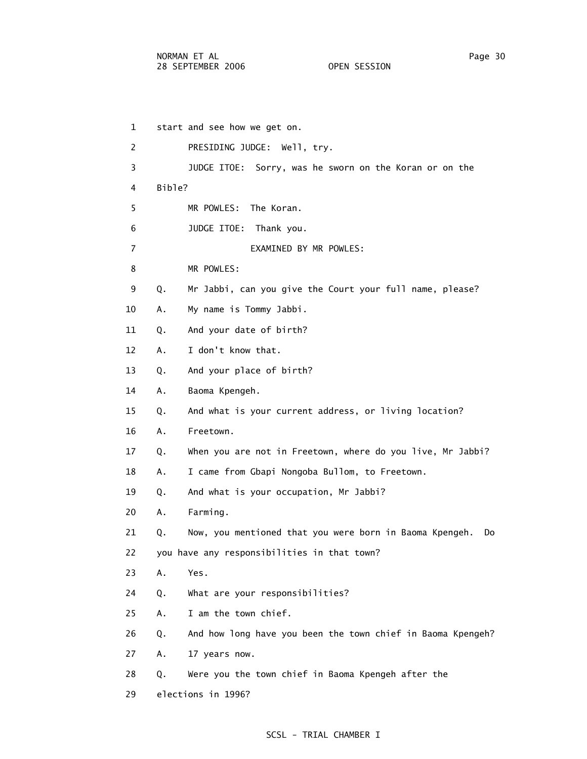1 start and see how we get on.

2 PRESIDING JUDGE: Well, try.

3 JUDGE ITOE: Sorry, was he sworn on the Koran or on the

4 Bible?

5 MR POWLES: The Koran.

6 JUDGE ITOE: Thank you.

7 EXAMINED BY MR POWLES:

8 MR POWLES:

9 Q. Mr Jabbi, can you give the Court your full name, please?

10 A. My name is Tommy Jabbi.

11 Q. And your date of birth?

12 A. I don't know that.

13 Q. And your place of birth?

14 A. Baoma Kpengeh.

15 Q. And what is your current address, or living location?

16 A. Freetown.

17 Q. When you are not in Freetown, where do you live, Mr Jabbi?

18 A. I came from Gbapi Nongoba Bullom, to Freetown.

19 Q. And what is your occupation, Mr Jabbi?

20 A. Farming.

21 Q. Now, you mentioned that you were born in Baoma Kpengeh. Do

22 you have any responsibilities in that town?

23 A. Yes.

24 Q. What are your responsibilities?

25 A. I am the town chief.

26 Q. And how long have you been the town chief in Baoma Kpengeh?

27 A. 17 years now.

28 Q. Were you the town chief in Baoma Kpengeh after the

29 elections in 1996?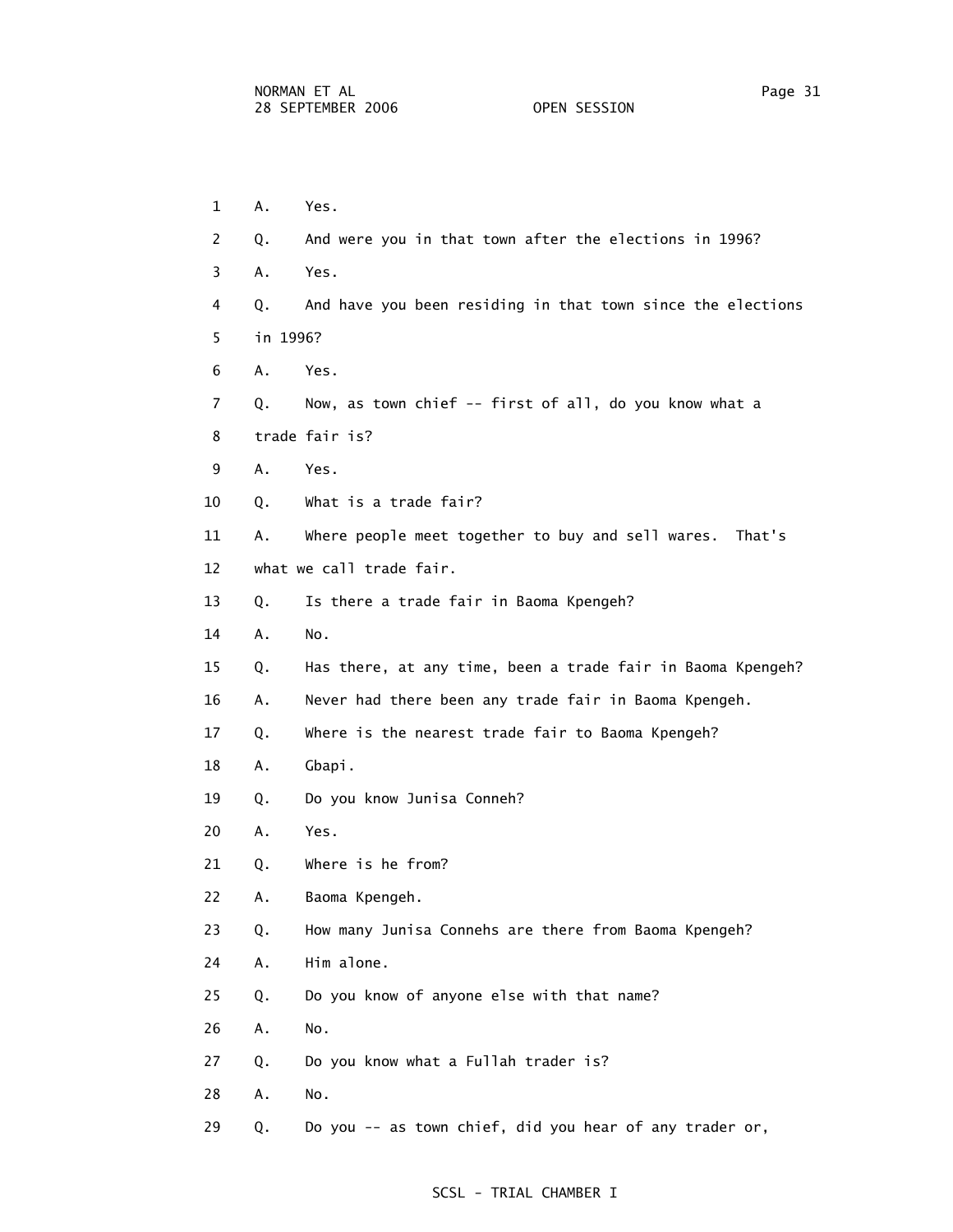1 A. Yes.

2 Q. And were you in that town after the elections in 1996?

3 A. Yes.

4 Q. And have you been residing in that town since the elections

5 in 1996?

6 A. Yes.

7 Q. Now, as town chief -- first of all, do you know what a

8 trade fair is?

9 A. Yes.

10 Q. What is a trade fair?

11 A. Where people meet together to buy and sell wares. That's

12 what we call trade fair.

13 Q. Is there a trade fair in Baoma Kpengeh?

14 A. No.

15 Q. Has there, at any time, been a trade fair in Baoma Kpengeh?

16 A. Never had there been any trade fair in Baoma Kpengeh.

17 Q. Where is the nearest trade fair to Baoma Kpengeh?

18 A. Gbapi.

19 Q. Do you know Junisa Conneh?

20 A. Yes.

21 Q. Where is he from?

22 A. Baoma Kpengeh.

23 Q. How many Junisa Connehs are there from Baoma Kpengeh?

24 A. Him alone.

25 Q. Do you know of anyone else with that name?

26 A. No.

27 Q. Do you know what a Fullah trader is?

28 A. No.

29 Q. Do you -- as town chief, did you hear of any trader or,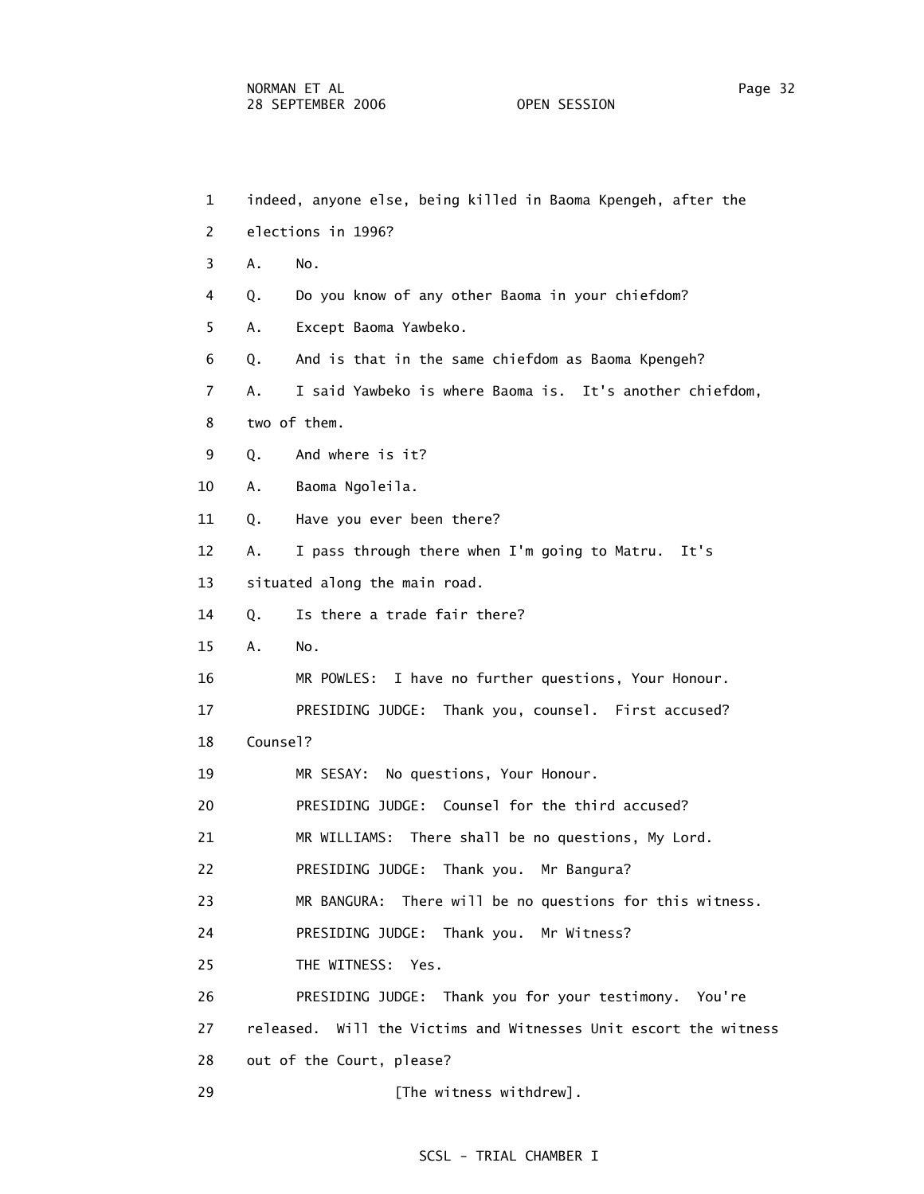indeed, anyone else, being killed in Baoma Kpengeh, after the elections in 1996?

A. No.

Q. Do you know of any other Baoma in your chiefdom?

A. Except Baoma Yawbeko.

Q. And is that in the same chiefdom as Baoma Kpengeh?

A. I said Yawbeko is where Baoma is. It's another chiefdom, two of them.

Q. And where is it?

A. Baoma Ngoleila.

Q. Have you ever been there?

A. I pass through there when I'm going to Matru. It's situated along the main road.

Q. Is there a trade fair there?

A. No.

MR POWLES: I have no further questions, Your Honour.

PRESIDING JUDGE: Thank you, counsel. First accused? Counsel?

MR SESAY: No questions, Your Honour.

PRESIDING JUDGE: Counsel for the third accused?

MR WILLIAMS: There shall be no questions, My Lord.

PRESIDING JUDGE: Thank you. Mr Bangura?

MR BANGURA: There will be no questions for this witness.

PRESIDING JUDGE: Thank you. Mr Witness?

THE WITNESS: Yes.

PRESIDING JUDGE: Thank you for your testimony. You're released. Will the Victims and Witnesses Unit escort the witness out of the Court, please?

[The witness withdrew].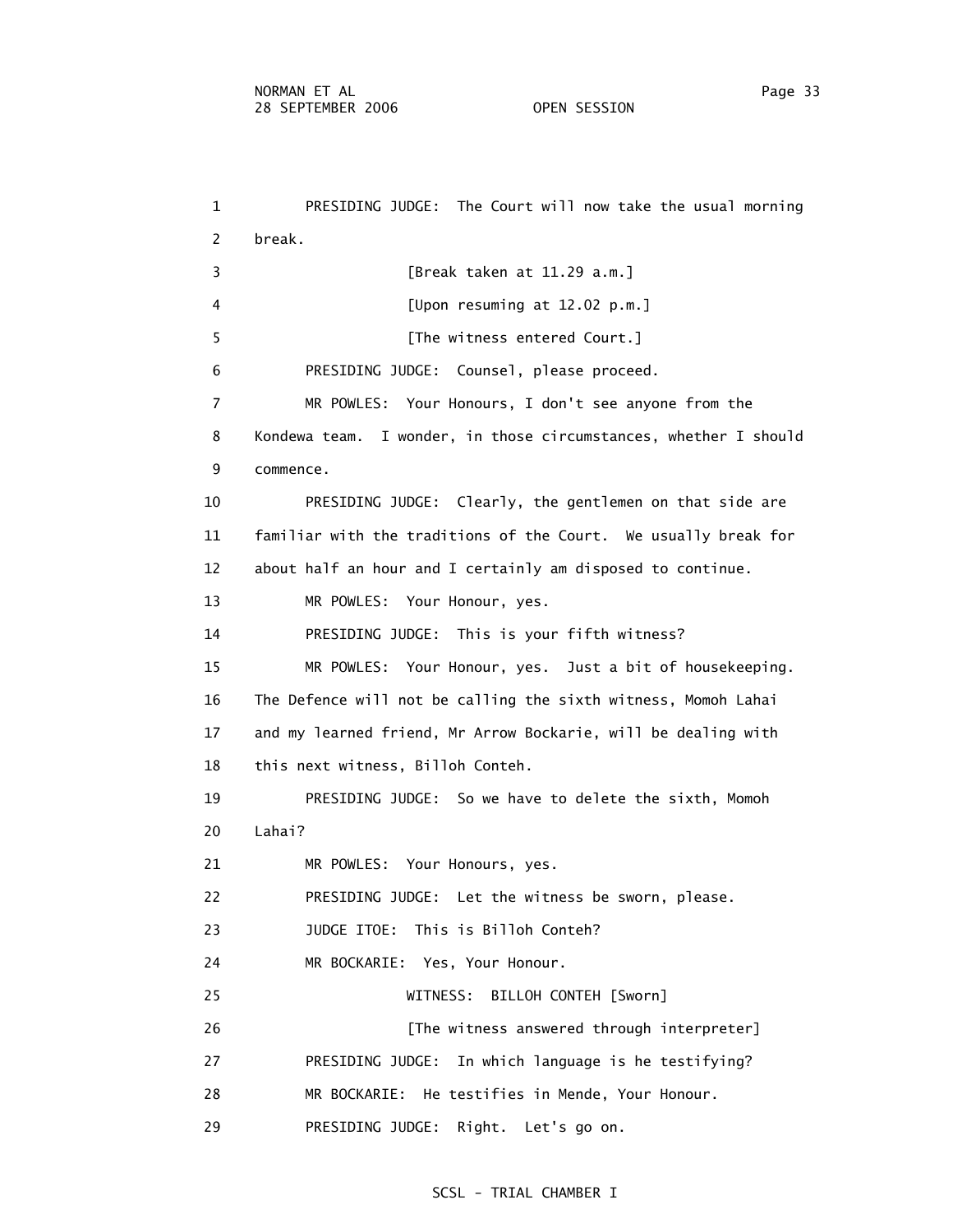1 PRESIDING JUDGE: The Court will now take the usual morning
2 break.
3 [Break taken at 11.29 a.m.]
4 [Upon resuming at 12.02 p.m.]
5 [The witness entered Court.]
6 PRESIDING JUDGE: Counsel, please proceed.
7 MR POWLES: Your Honours, I don't see anyone from the
8 Kondewa team. I wonder, in those circumstances, whether I should
9 commence.
10 PRESIDING JUDGE: Clearly, the gentlemen on that side are
11 familiar with the traditions of the Court. We usually break for
12 about half an hour and I certainly am disposed to continue.
13 MR POWLES: Your Honour, yes.
14 PRESIDING JUDGE: This is your fifth witness?
15 MR POWLES: Your Honour, yes. Just a bit of housekeeping.
16 The Defence will not be calling the sixth witness, Momoh Lahai
17 and my learned friend, Mr Arrow Bockarie, will be dealing with
18 this next witness, Billoh Conteh.
19 PRESIDING JUDGE: So we have to delete the sixth, Momoh
20 Lahai?
21 MR POWLES: Your Honours, yes.
22 PRESIDING JUDGE: Let the witness be sworn, please.
23 JUDGE ITOE: This is Billoh Conteh?
24 MR BOCKARIE: Yes, Your Honour.
25 WITNESS: BILLOH CONTEH [Sworn]
26 [The witness answered through interpreter]
27 PRESIDING JUDGE: In which language is he testifying?
28 MR BOCKARIE: He testifies in Mende, Your Honour.
29 PRESIDING JUDGE: Right. Let's go on.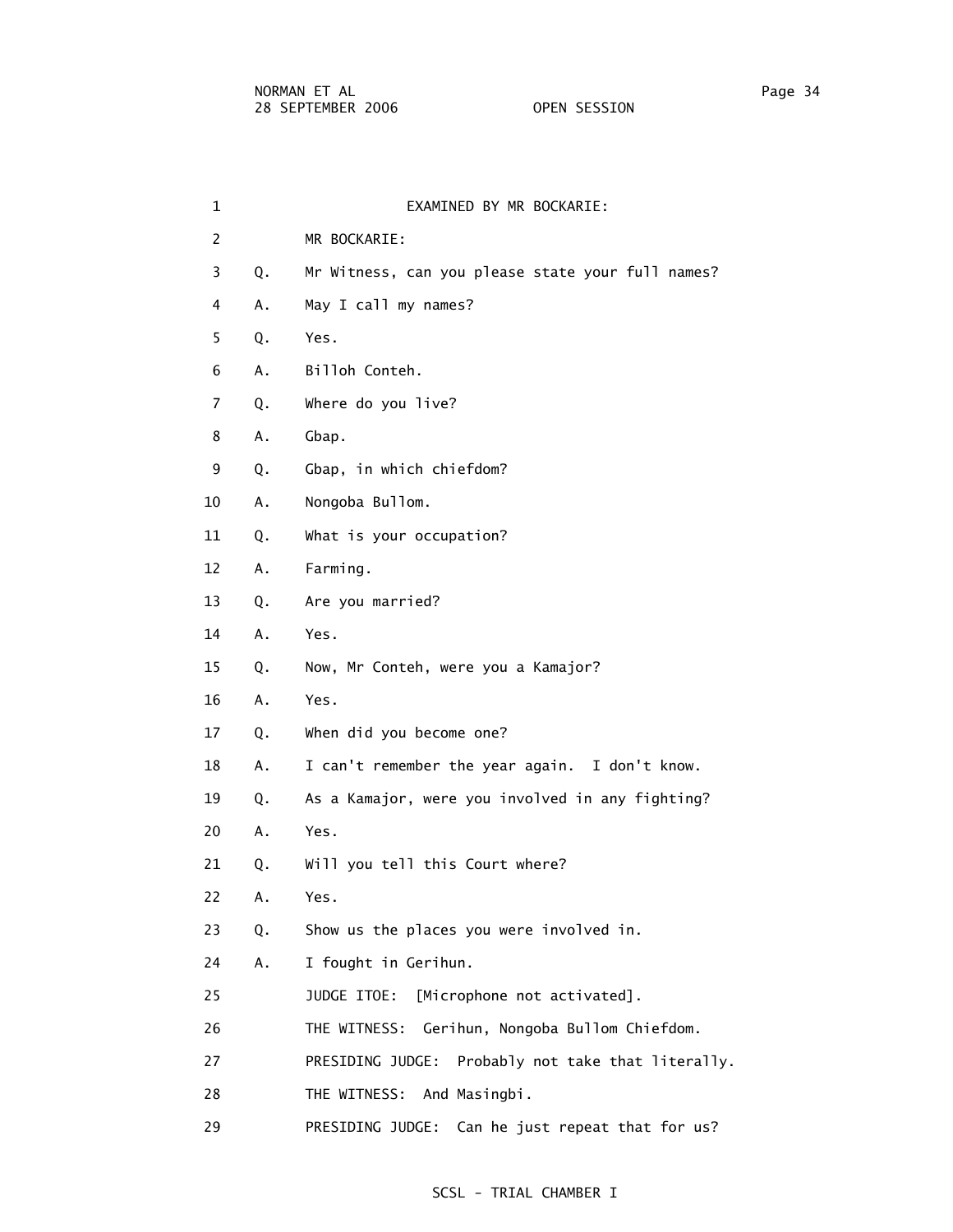EXAMINED BY MR BOCKARIE:

MR BOCKARIE:

Q. Mr Witness, can you please state your full names?

A. May I call my names?

Q. Yes.

A. Billoh Conteh.

Q. Where do you live?

A. Gbap.

Q. Gbap, in which chiefdom?

A. Nongoba Bullom.

Q. What is your occupation?

A. Farming.

Q. Are you married?

A. Yes.

Q. Now, Mr Conteh, were you a Kamajor?

A. Yes.

Q. When did you become one?

A. I can't remember the year again. I don't know.

Q. As a Kamajor, were you involved in any fighting?

A. Yes.

Q. Will you tell this Court where?

A. Yes.

Q. Show us the places you were involved in.

A. I fought in Gerihun.

JUDGE ITOE: [Microphone not activated].

THE WITNESS: Gerihun, Nongoba Bullom Chiefdom.

PRESIDING JUDGE: Probably not take that literally.

THE WITNESS: And Masingbi.

PRESIDING JUDGE: Can he just repeat that for us?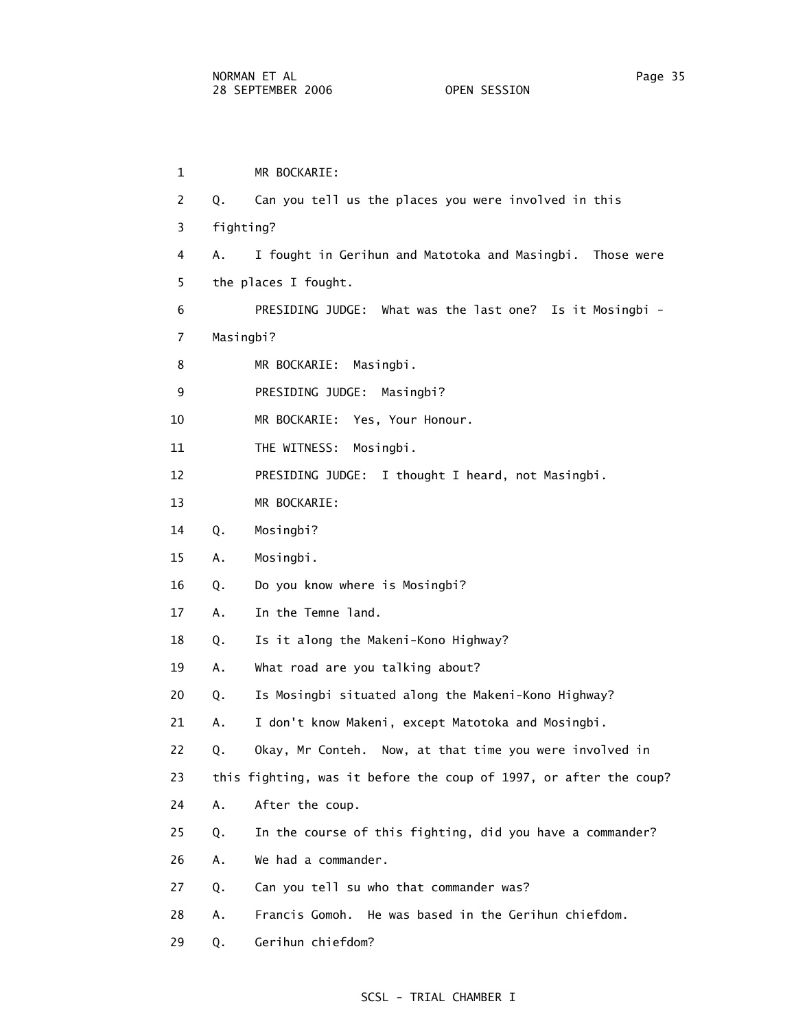MR BOCKARIE:

Q. Can you tell us the places you were involved in this fighting?

A. I fought in Gerihun and Matotoka and Masingbi. Those were the places I fought.

PRESIDING JUDGE: What was the last one? Is it Mosingbi - Masingbi?

MR BOCKARIE: Masingbi.

PRESIDING JUDGE: Masingbi?

MR BOCKARIE: Yes, Your Honour.

THE WITNESS: Mosingbi.

PRESIDING JUDGE: I thought I heard, not Masingbi.

MR BOCKARIE:

Q. Mosingbi?

A. Mosingbi.

Q. Do you know where is Mosingbi?

A. In the Temne land.

Q. Is it along the Makeni-Kono Highway?

A. What road are you talking about?

Q. Is Mosingbi situated along the Makeni-Kono Highway?

A. I don't know Makeni, except Matotoka and Mosingbi.

Q. Okay, Mr Conteh. Now, at that time you were involved in this fighting, was it before the coup of 1997, or after the coup?

A. After the coup.

Q. In the course of this fighting, did you have a commander?

A. We had a commander.

Q. Can you tell su who that commander was?

A. Francis Gomoh. He was based in the Gerihun chiefdom.

Q. Gerihun chiefdom?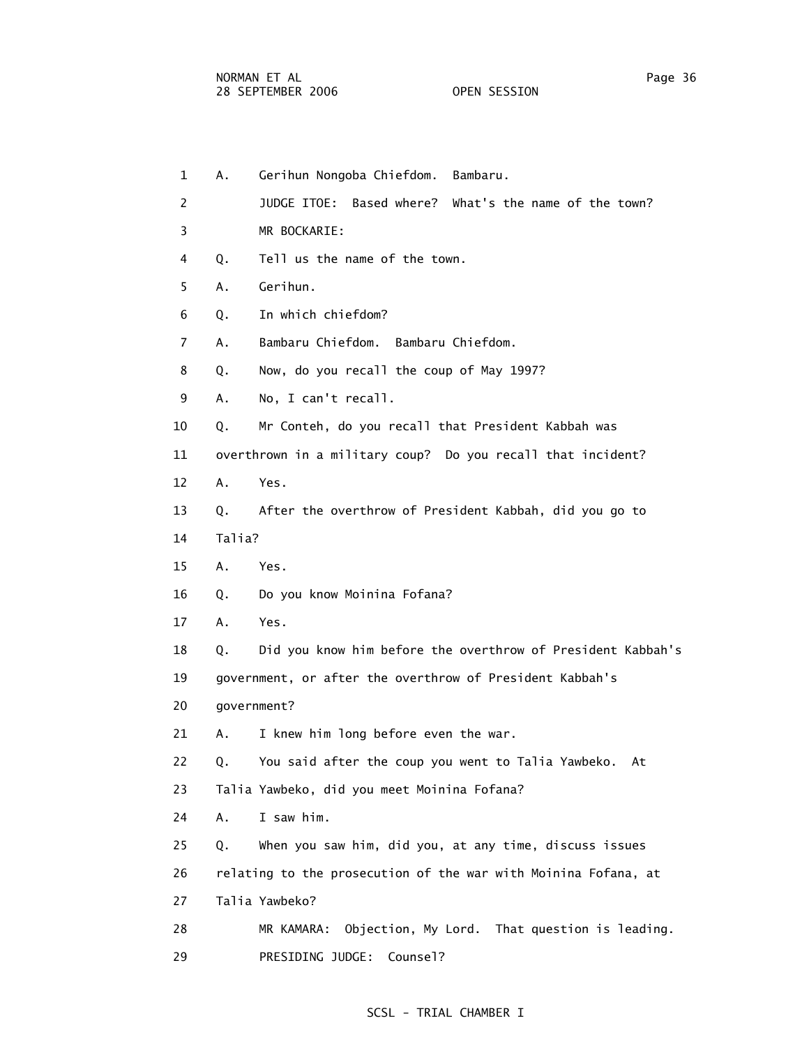1 A. Gerihun Nongoba Chiefdom. Bambaru.

2 JUDGE ITOE: Based where? What's the name of the town?

3 MR BOCKARIE:

4 Q. Tell us the name of the town.

5 A. Gerihun.

6 Q. In which chiefdom?

7 A. Bambaru Chiefdom. Bambaru Chiefdom.

8 Q. Now, do you recall the coup of May 1997?

9 A. No, I can't recall.

10 Q. Mr Conteh, do you recall that President Kabbah was

11 overthrown in a military coup? Do you recall that incident?

12 A. Yes.

13 Q. After the overthrow of President Kabbah, did you go to

14 Talia?

15 A. Yes.

16 Q. Do you know Moinina Fofana?

17 A. Yes.

18 Q. Did you know him before the overthrow of President Kabbah's

19 government, or after the overthrow of President Kabbah's

20 government?

21 A. I knew him long before even the war.

22 Q. You said after the coup you went to Talia Yawbeko. At

23 Talia Yawbeko, did you meet Moinina Fofana?

24 A. I saw him.

25 Q. When you saw him, did you, at any time, discuss issues

26 relating to the prosecution of the war with Moinina Fofana, at

27 Talia Yawbeko?

28 MR KAMARA: Objection, My Lord. That question is leading.

29 PRESIDING JUDGE: Counsel?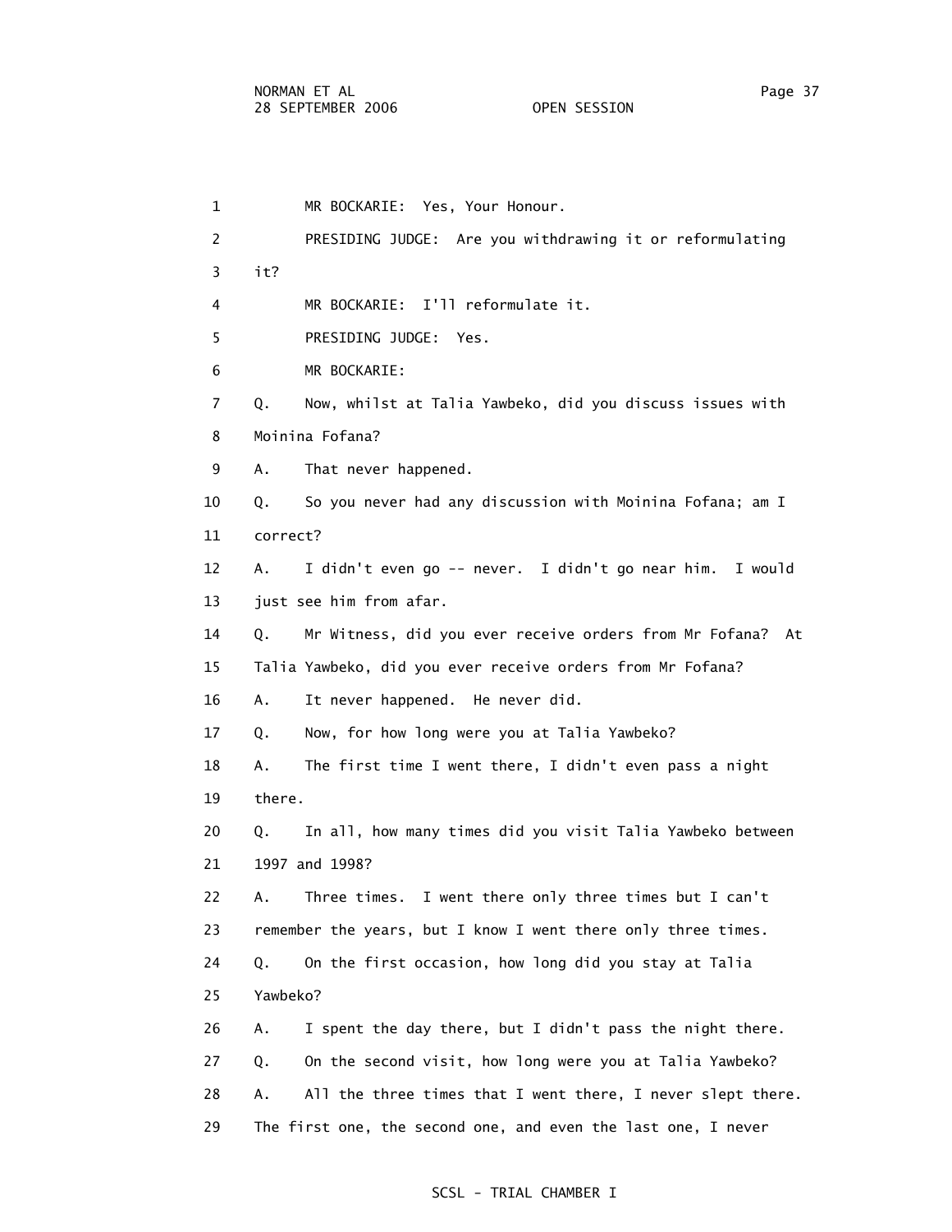MR BOCKARIE: Yes, Your Honour.

PRESIDING JUDGE: Are you withdrawing it or reformulating it?

MR BOCKARIE: I'll reformulate it.

PRESIDING JUDGE: Yes.

MR BOCKARIE:

Q. Now, whilst at Talia Yawbeko, did you discuss issues with Moinina Fofana?

A. That never happened.

Q. So you never had any discussion with Moinina Fofana; am I correct?

A. I didn't even go -- never. I didn't go near him. I would just see him from afar.

Q. Mr Witness, did you ever receive orders from Mr Fofana? At Talia Yawbeko, did you ever receive orders from Mr Fofana?

A. It never happened. He never did.

Q. Now, for how long were you at Talia Yawbeko?

A. The first time I went there, I didn't even pass a night there.

Q. In all, how many times did you visit Talia Yawbeko between 1997 and 1998?

A. Three times. I went there only three times but I can't remember the years, but I know I went there only three times.

Q. On the first occasion, how long did you stay at Talia Yawbeko?

A. I spent the day there, but I didn't pass the night there.

Q. On the second visit, how long were you at Talia Yawbeko?

A. All the three times that I went there, I never slept there. The first one, the second one, and even the last one, I never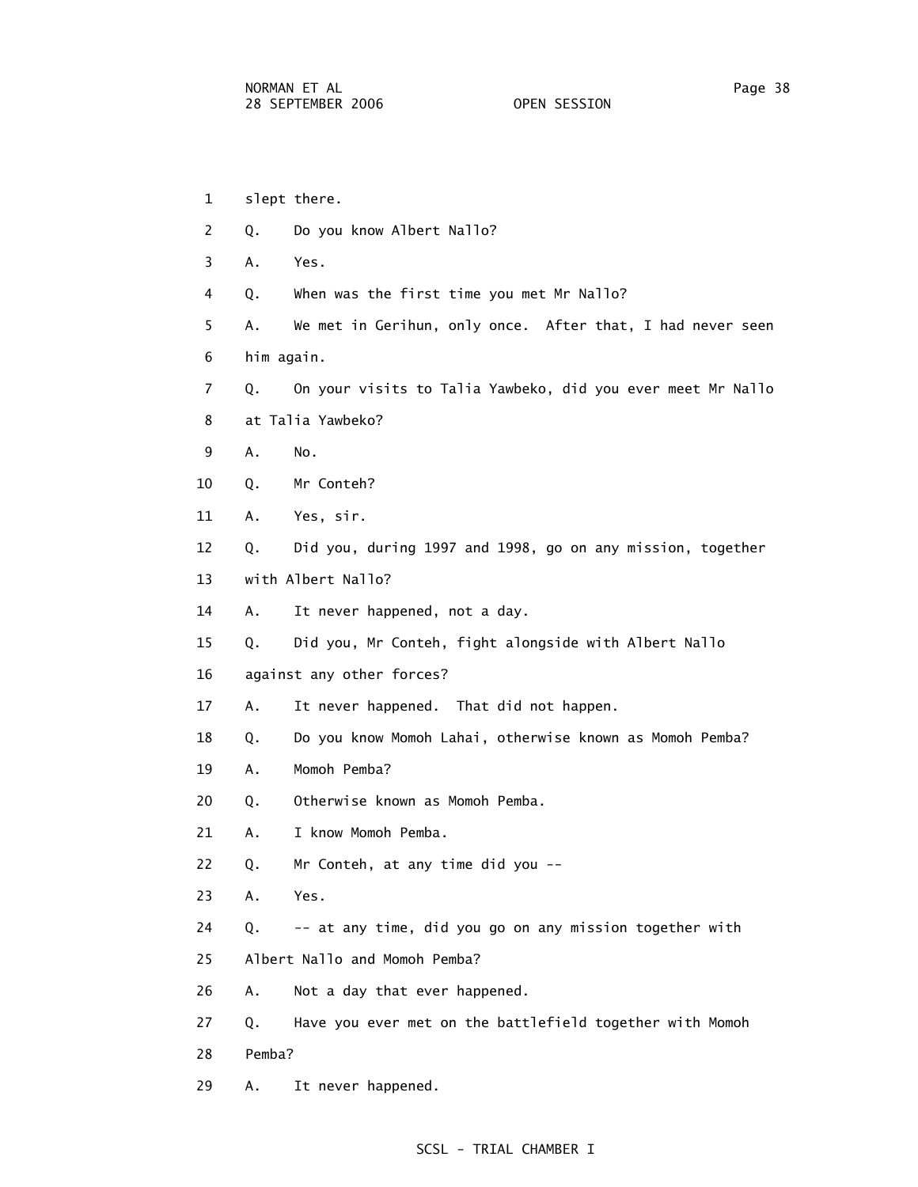1 slept there.

2 Q. Do you know Albert Nallo?

3 A. Yes.

4 Q. When was the first time you met Mr Nallo?

5 A. We met in Gerihun, only once. After that, I had never seen

6 him again.

7 Q. On your visits to Talia Yawbeko, did you ever meet Mr Nallo

8 at Talia Yawbeko?

9 A. No.

10 Q. Mr Conteh?

11 A. Yes, sir.

12 Q. Did you, during 1997 and 1998, go on any mission, together

13 with Albert Nallo?

14 A. It never happened, not a day.

15 Q. Did you, Mr Conteh, fight alongside with Albert Nallo

16 against any other forces?

17 A. It never happened. That did not happen.

18 Q. Do you know Momoh Lahai, otherwise known as Momoh Pemba?

19 A. Momoh Pemba?

20 Q. Otherwise known as Momoh Pemba.

21 A. I know Momoh Pemba.

22 Q. Mr Conteh, at any time did you --

23 A. Yes.

24 Q. -- at any time, did you go on any mission together with

25 Albert Nallo and Momoh Pemba?

26 A. Not a day that ever happened.

27 Q. Have you ever met on the battlefield together with Momoh

28 Pemba?

29 A. It never happened.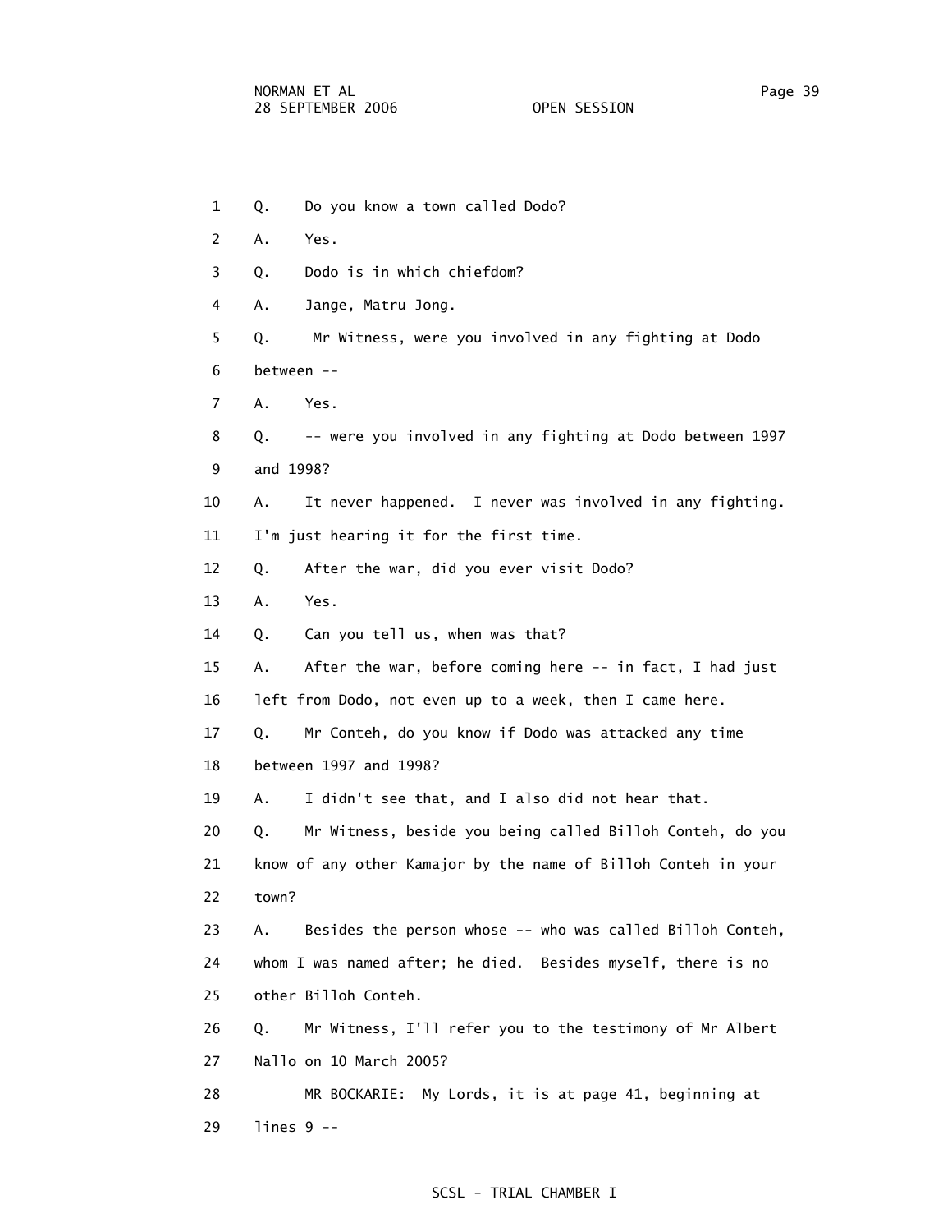1 Q. Do you know a town called Dodo?

2 A. Yes.

3 Q. Dodo is in which chiefdom?

4 A. Jange, Matru Jong.

5 Q. Mr Witness, were you involved in any fighting at Dodo

6 between --

7 A. Yes.

8 Q. -- were you involved in any fighting at Dodo between 1997

9 and 1998?

10 A. It never happened. I never was involved in any fighting.

11 I'm just hearing it for the first time.

12 Q. After the war, did you ever visit Dodo?

13 A. Yes.

14 Q. Can you tell us, when was that?

15 A. After the war, before coming here -- in fact, I had just

16 left from Dodo, not even up to a week, then I came here.

17 Q. Mr Conteh, do you know if Dodo was attacked any time

18 between 1997 and 1998?

19 A. I didn't see that, and I also did not hear that.

20 Q. Mr Witness, beside you being called Billoh Conteh, do you

21 know of any other Kamajor by the name of Billoh Conteh in your

22 town?

23 A. Besides the person whose -- who was called Billoh Conteh,

24 whom I was named after; he died. Besides myself, there is no

25 other Billoh Conteh.

26 Q. Mr Witness, I'll refer you to the testimony of Mr Albert

27 Nallo on 10 March 2005?

28 MR BOCKARIE: My Lords, it is at page 41, beginning at

29 lines 9 --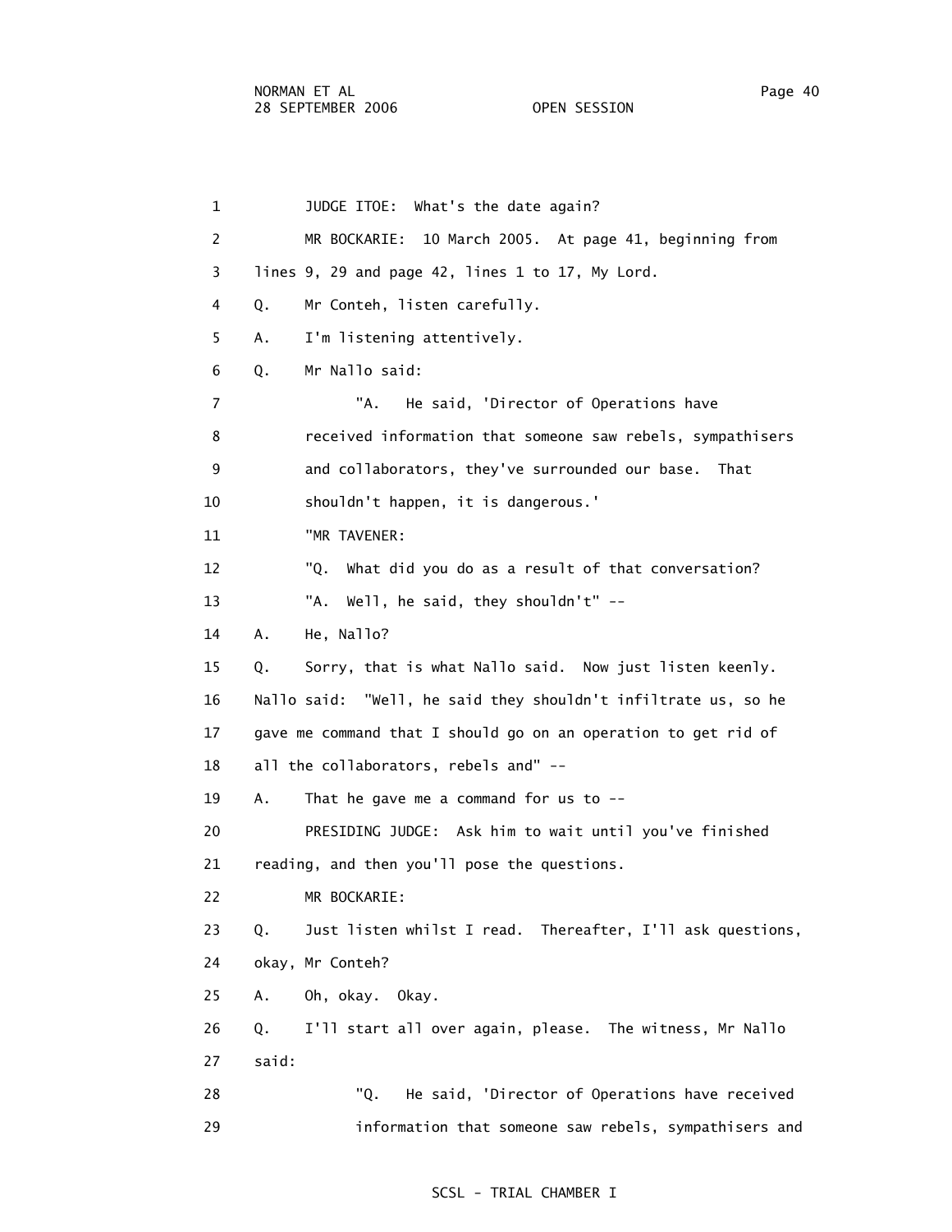1 JUDGE ITOE: What's the date again?

2 MR BOCKARIE: 10 March 2005. At page 41, beginning from

3 lines 9, 29 and page 42, lines 1 to 17, My Lord.

4 Q. Mr Conteh, listen carefully.

5 A. I'm listening attentively.

6 Q. Mr Nallo said:

7 "A. He said, 'Director of Operations have

8 received information that someone saw rebels, sympathisers

9 and collaborators, they've surrounded our base. That

10 shouldn't happen, it is dangerous.'

11 "MR TAVENER:

12 "Q. What did you do as a result of that conversation?

13 "A. Well, he said, they shouldn't" --

14 A. He, Nallo?

15 Q. Sorry, that is what Nallo said. Now just listen keenly.

16 Nallo said: "Well, he said they shouldn't infiltrate us, so he

17 gave me command that I should go on an operation to get rid of

18 all the collaborators, rebels and" --

19 A. That he gave me a command for us to --

20 PRESIDING JUDGE: Ask him to wait until you've finished

21 reading, and then you'll pose the questions.

22 MR BOCKARIE:

23 Q. Just listen whilst I read. Thereafter, I'll ask questions,

24 okay, Mr Conteh?

25 A. Oh, okay. Okay.

26 Q. I'll start all over again, please. The witness, Mr Nallo

27 said:

28 "Q. He said, 'Director of Operations have received

29 information that someone saw rebels, sympathisers and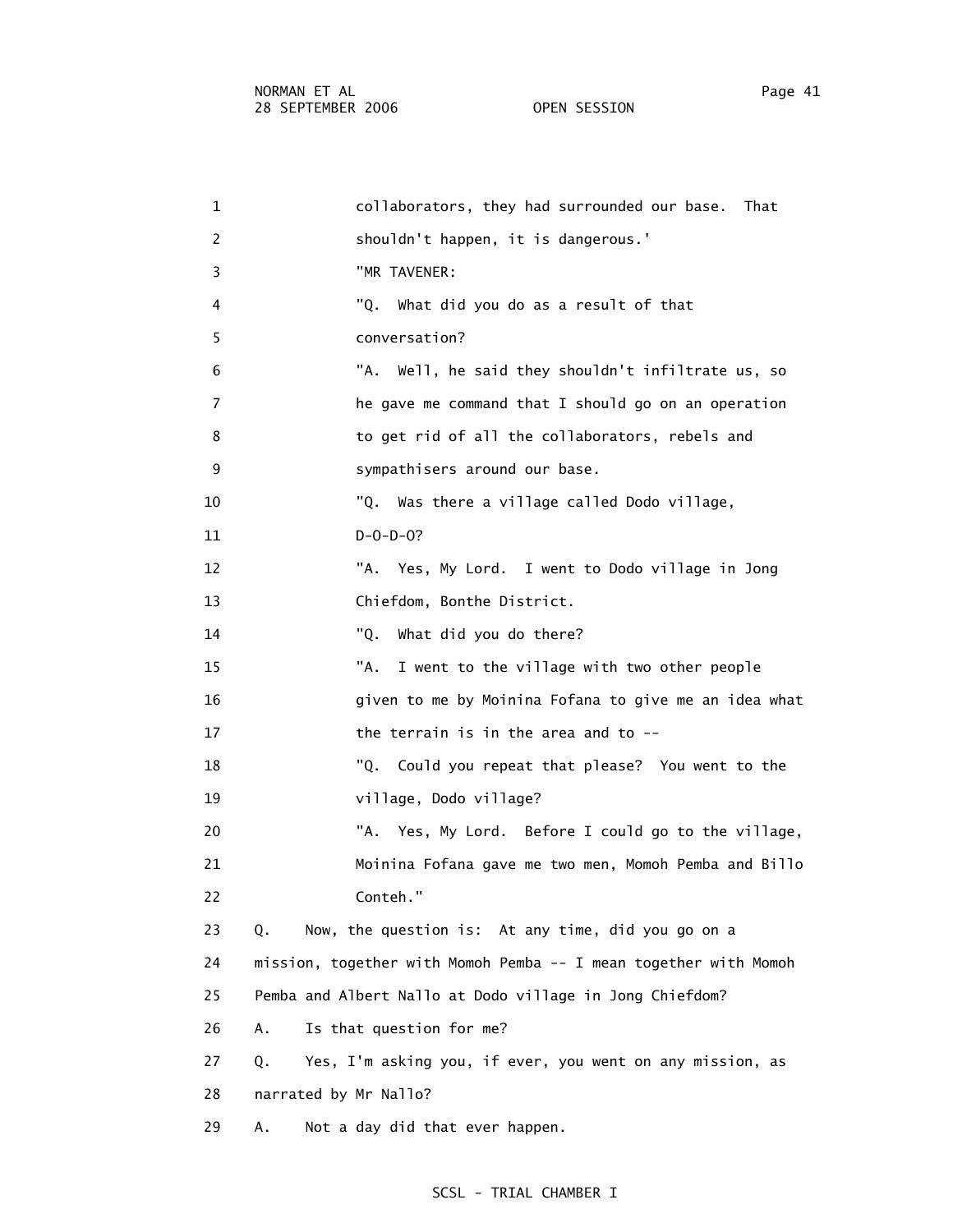1 collaborators, they had surrounded our base. That
2 shouldn't happen, it is dangerous.'
3 "MR TAVENER:
4 "Q. What did you do as a result of that
5 conversation?
6 "A. Well, he said they shouldn't infiltrate us, so
7 he gave me command that I should go on an operation
8 to get rid of all the collaborators, rebels and
9 sympathisers around our base.
10 "Q. Was there a village called Dodo village,
11 D-O-D-O?
12 "A. Yes, My Lord. I went to Dodo village in Jong
13 Chiefdom, Bonthe District.
14 "Q. What did you do there?
15 "A. I went to the village with two other people
16 given to me by Moinina Fofana to give me an idea what
17 the terrain is in the area and to --
18 "Q. Could you repeat that please? You went to the
19 village, Dodo village?
20 "A. Yes, My Lord. Before I could go to the village,
21 Moinina Fofana gave me two men, Momoh Pemba and Billo
22 Conteh."
23 Q. Now, the question is: At any time, did you go on a
24 mission, together with Momoh Pemba -- I mean together with Momoh
25 Pemba and Albert Nallo at Dodo village in Jong Chiefdom?
26 A. Is that question for me?
27 Q. Yes, I'm asking you, if ever, you went on any mission, as
28 narrated by Mr Nallo?
29 A. Not a day did that ever happen.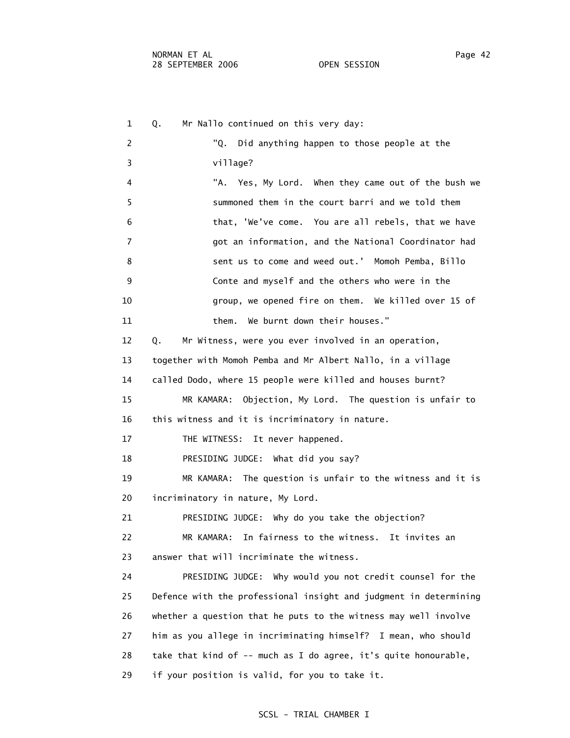1 Q. Mr Nallo continued on this very day:

2 "Q. Did anything happen to those people at the

3 village?

4 "A. Yes, My Lord. When they came out of the bush we

5 summoned them in the court barri and we told them

6 that, 'We've come. You are all rebels, that we have

7 got an information, and the National Coordinator had

8 sent us to come and weed out.' Momoh Pemba, Billo

9 Conte and myself and the others who were in the

10 group, we opened fire on them. We killed over 15 of

11 them. We burnt down their houses."

12 Q. Mr Witness, were you ever involved in an operation,

13 together with Momoh Pemba and Mr Albert Nallo, in a village

14 called Dodo, where 15 people were killed and houses burnt?

15 MR KAMARA: Objection, My Lord. The question is unfair to

16 this witness and it is incriminatory in nature.

17 THE WITNESS: It never happened.

18 PRESIDING JUDGE: What did you say?

19 MR KAMARA: The question is unfair to the witness and it is

20 incriminatory in nature, My Lord.

21 PRESIDING JUDGE: Why do you take the objection?

22 MR KAMARA: In fairness to the witness. It invites an

23 answer that will incriminate the witness.

24 PRESIDING JUDGE: Why would you not credit counsel for the

25 Defence with the professional insight and judgment in determining

26 whether a question that he puts to the witness may well involve

27 him as you allege in incriminating himself? I mean, who should

28 take that kind of -- much as I do agree, it's quite honourable,

29 if your position is valid, for you to take it.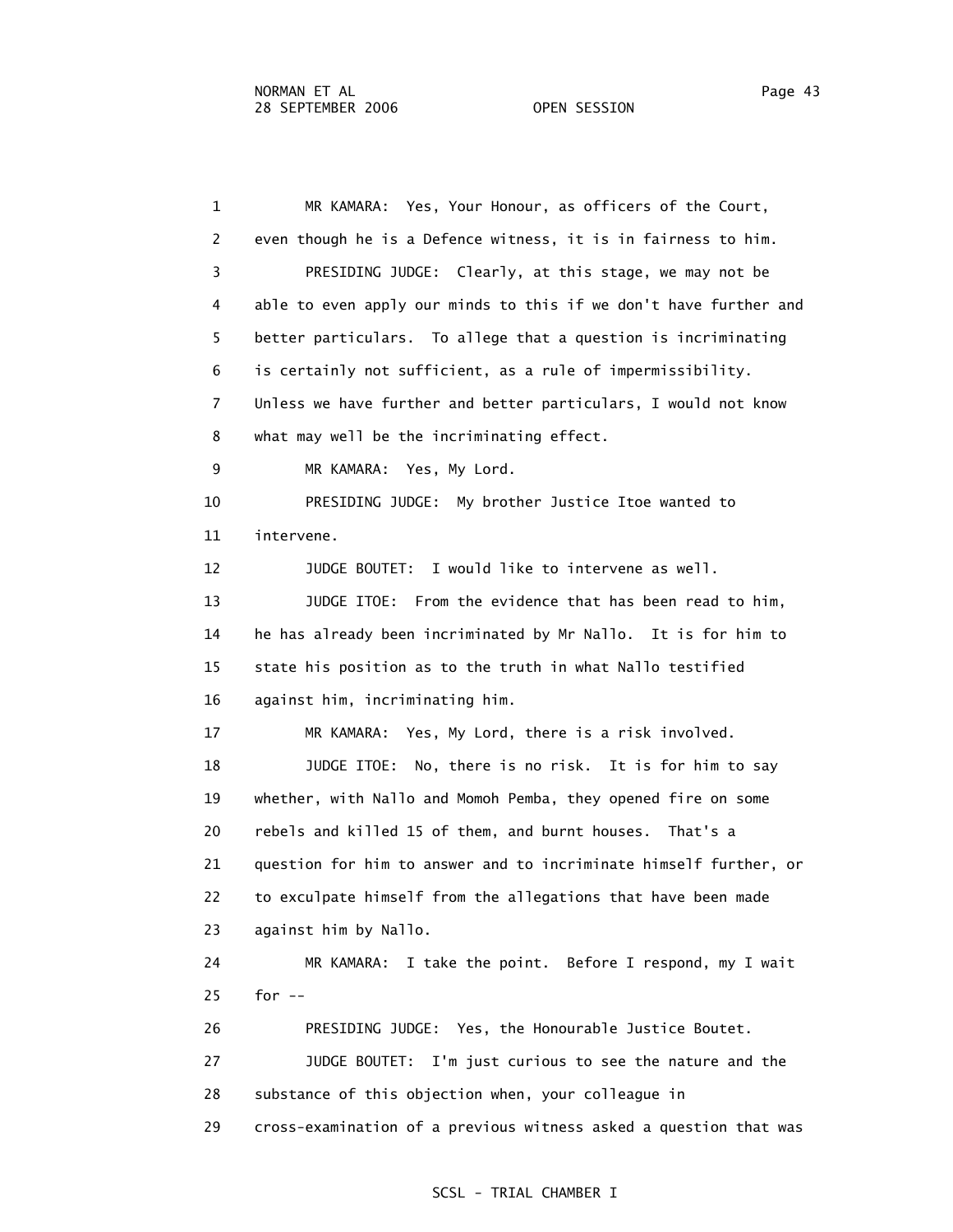1 MR KAMARA: Yes, Your Honour, as officers of the Court,
2 even though he is a Defence witness, it is in fairness to him.
3 PRESIDING JUDGE: Clearly, at this stage, we may not be
4 able to even apply our minds to this if we don't have further and
5 better particulars. To allege that a question is incriminating
6 is certainly not sufficient, as a rule of impermissibility.
7 Unless we have further and better particulars, I would not know
8 what may well be the incriminating effect.
9 MR KAMARA: Yes, My Lord.
10 PRESIDING JUDGE: My brother Justice Itoe wanted to
11 intervene.
12 JUDGE BOUTET: I would like to intervene as well.
13 JUDGE ITOE: From the evidence that has been read to him,
14 he has already been incriminated by Mr Nallo. It is for him to
15 state his position as to the truth in what Nallo testified
16 against him, incriminating him.
17 MR KAMARA: Yes, My Lord, there is a risk involved.
18 JUDGE ITOE: No, there is no risk. It is for him to say
19 whether, with Nallo and Momoh Pemba, they opened fire on some
20 rebels and killed 15 of them, and burnt houses. That's a
21 question for him to answer and to incriminate himself further, or
22 to exculpate himself from the allegations that have been made
23 against him by Nallo.
24 MR KAMARA: I take the point. Before I respond, my I wait
25 for --
26 PRESIDING JUDGE: Yes, the Honourable Justice Boutet.
27 JUDGE BOUTET: I'm just curious to see the nature and the
28 substance of this objection when, your colleague in
29 cross-examination of a previous witness asked a question that was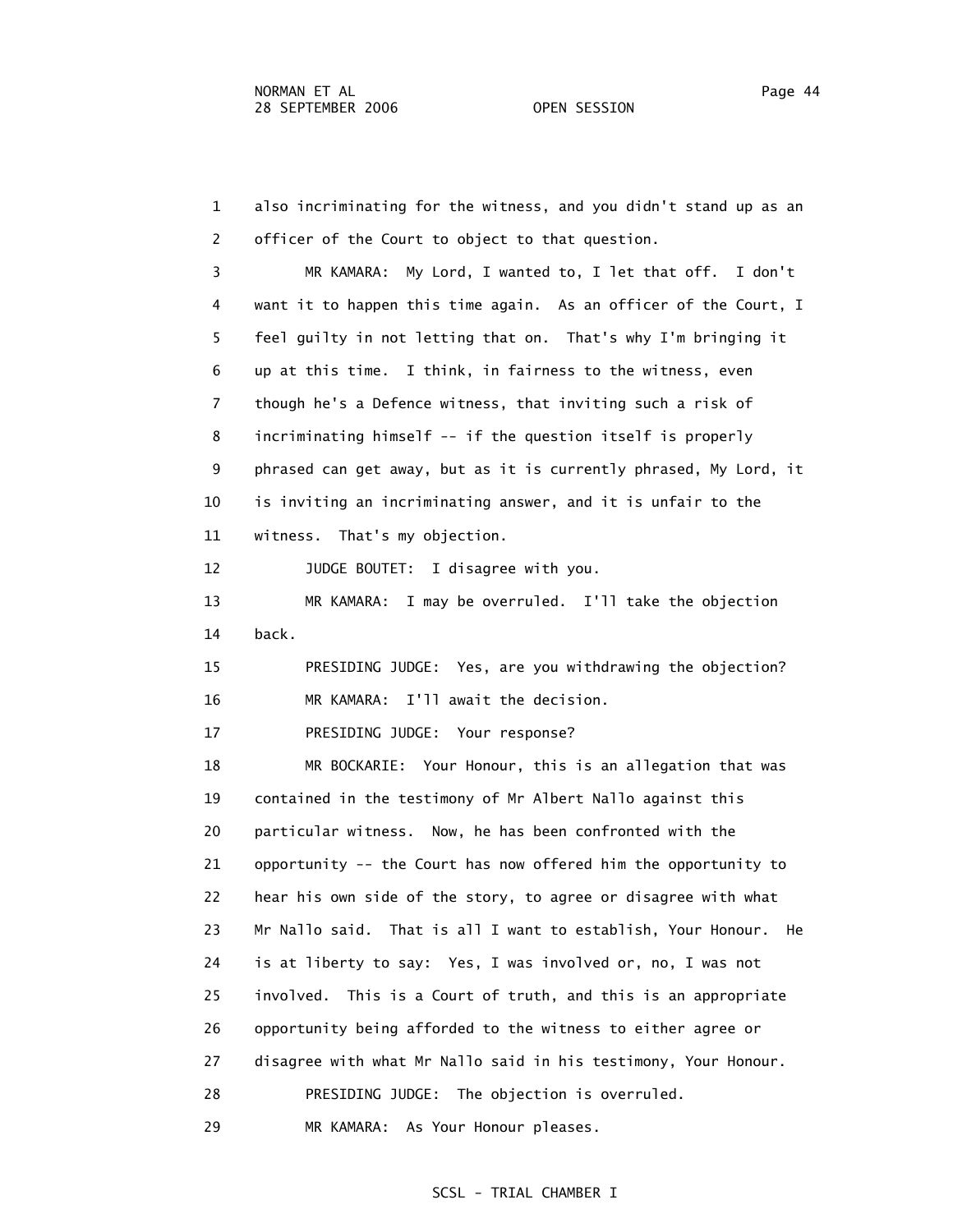also incriminating for the witness, and you didn't stand up as an officer of the Court to object to that question.

MR KAMARA: My Lord, I wanted to, I let that off. I don't want it to happen this time again. As an officer of the Court, I feel guilty in not letting that on. That's why I'm bringing it up at this time. I think, in fairness to the witness, even though he's a Defence witness, that inviting such a risk of incriminating himself -- if the question itself is properly phrased can get away, but as it is currently phrased, My Lord, it is inviting an incriminating answer, and it is unfair to the witness. That's my objection.

JUDGE BOUTET: I disagree with you.

MR KAMARA: I may be overruled. I'll take the objection back.

PRESIDING JUDGE: Yes, are you withdrawing the objection?

MR KAMARA: I'll await the decision.

PRESIDING JUDGE: Your response?

MR BOCKARIE: Your Honour, this is an allegation that was contained in the testimony of Mr Albert Nallo against this particular witness. Now, he has been confronted with the opportunity -- the Court has now offered him the opportunity to hear his own side of the story, to agree or disagree with what Mr Nallo said. That is all I want to establish, Your Honour. He is at liberty to say: Yes, I was involved or, no, I was not involved. This is a Court of truth, and this is an appropriate opportunity being afforded to the witness to either agree or disagree with what Mr Nallo said in his testimony, Your Honour.

PRESIDING JUDGE: The objection is overruled.

MR KAMARA: As Your Honour pleases.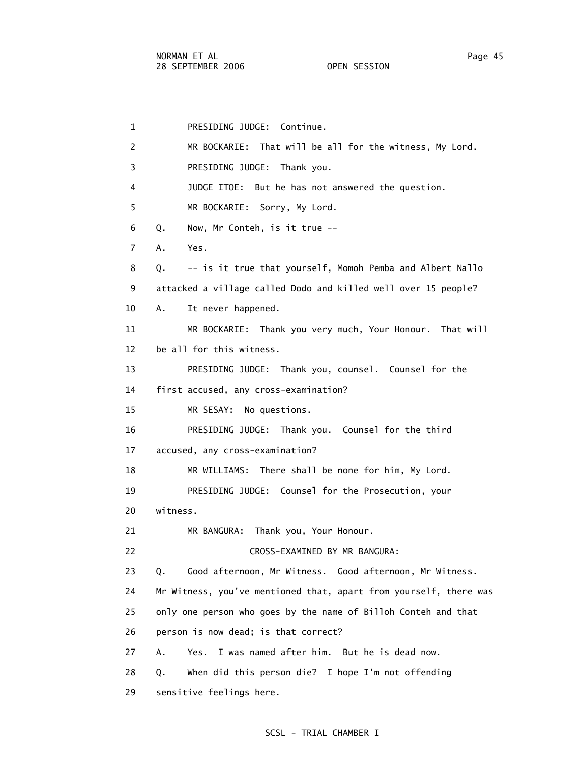1 PRESIDING JUDGE: Continue.

2 MR BOCKARIE: That will be all for the witness, My Lord.

3 PRESIDING JUDGE: Thank you.

4 JUDGE ITOE: But he has not answered the question.

5 MR BOCKARIE: Sorry, My Lord.

6 Q. Now, Mr Conteh, is it true --

7 A. Yes.

8 Q. -- is it true that yourself, Momoh Pemba and Albert Nallo

9 attacked a village called Dodo and killed well over 15 people?

10 A. It never happened.

11 MR BOCKARIE: Thank you very much, Your Honour. That will

12 be all for this witness.

13 PRESIDING JUDGE: Thank you, counsel. Counsel for the

14 first accused, any cross-examination?

15 MR SESAY: No questions.

16 PRESIDING JUDGE: Thank you. Counsel for the third

17 accused, any cross-examination?

18 MR WILLIAMS: There shall be none for him, My Lord.

19 PRESIDING JUDGE: Counsel for the Prosecution, your

20 witness.

21 MR BANGURA: Thank you, Your Honour.

22 CROSS-EXAMINED BY MR BANGURA:

23 Q. Good afternoon, Mr Witness. Good afternoon, Mr Witness.

24 Mr Witness, you've mentioned that, apart from yourself, there was

25 only one person who goes by the name of Billoh Conteh and that

26 person is now dead; is that correct?

27 A. Yes. I was named after him. But he is dead now.

28 Q. When did this person die? I hope I'm not offending

29 sensitive feelings here.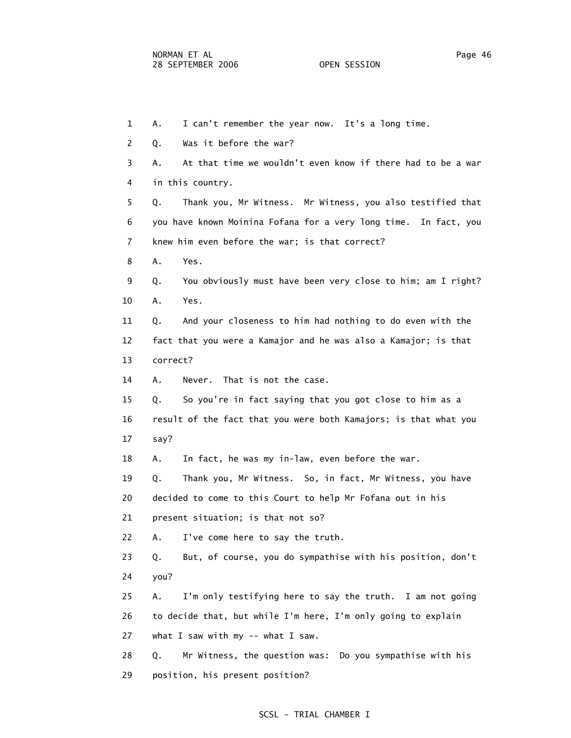1 A. I can't remember the year now. It's a long time.

2 Q. Was it before the war?

3 A. At that time we wouldn't even know if there had to be a war

4 in this country.

5 Q. Thank you, Mr Witness. Mr Witness, you also testified that

6 you have known Moinina Fofana for a very long time. In fact, you

7 knew him even before the war; is that correct?

8 A. Yes.

9 Q. You obviously must have been very close to him; am I right?

10 A. Yes.

11 Q. And your closeness to him had nothing to do even with the

12 fact that you were a Kamajor and he was also a Kamajor; is that

13 correct?

14 A. Never. That is not the case.

15 Q. So you're in fact saying that you got close to him as a

16 result of the fact that you were both Kamajors; is that what you

17 say?

18 A. In fact, he was my in-law, even before the war.

19 Q. Thank you, Mr Witness. So, in fact, Mr Witness, you have

20 decided to come to this Court to help Mr Fofana out in his

21 present situation; is that not so?

22 A. I've come here to say the truth.

23 Q. But, of course, you do sympathise with his position, don't

24 you?

25 A. I'm only testifying here to say the truth. I am not going

26 to decide that, but while I'm here, I'm only going to explain

27 what I saw with my -- what I saw.

28 Q. Mr Witness, the question was: Do you sympathise with his

29 position, his present position?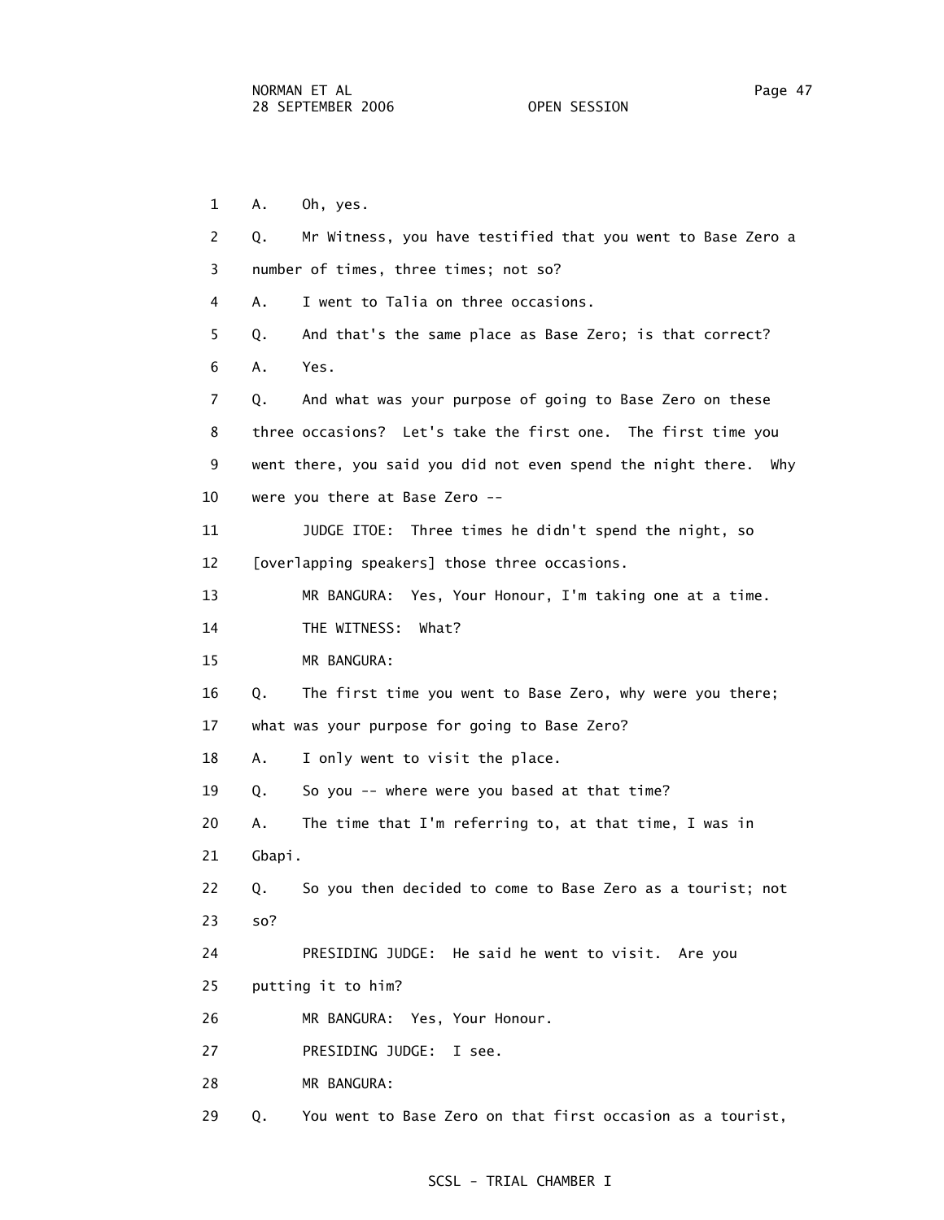1 A. Oh, yes.

2 Q. Mr Witness, you have testified that you went to Base Zero a

3 number of times, three times; not so?

4 A. I went to Talia on three occasions.

5 Q. And that's the same place as Base Zero; is that correct?

6 A. Yes.

7 Q. And what was your purpose of going to Base Zero on these

8 three occasions? Let's take the first one. The first time you

9 went there, you said you did not even spend the night there. Why

10 were you there at Base Zero --

11 JUDGE ITOE: Three times he didn't spend the night, so

12 [overlapping speakers] those three occasions.

13 MR BANGURA: Yes, Your Honour, I'm taking one at a time.

14 THE WITNESS: What?

15 MR BANGURA:

16 Q. The first time you went to Base Zero, why were you there;

17 what was your purpose for going to Base Zero?

18 A. I only went to visit the place.

19 Q. So you -- where were you based at that time?

20 A. The time that I'm referring to, at that time, I was in

21 Gbapi.

22 Q. So you then decided to come to Base Zero as a tourist; not

23 so?

24 PRESIDING JUDGE: He said he went to visit. Are you

25 putting it to him?

26 MR BANGURA: Yes, Your Honour.

27 PRESIDING JUDGE: I see.

28 MR BANGURA:

29 Q. You went to Base Zero on that first occasion as a tourist,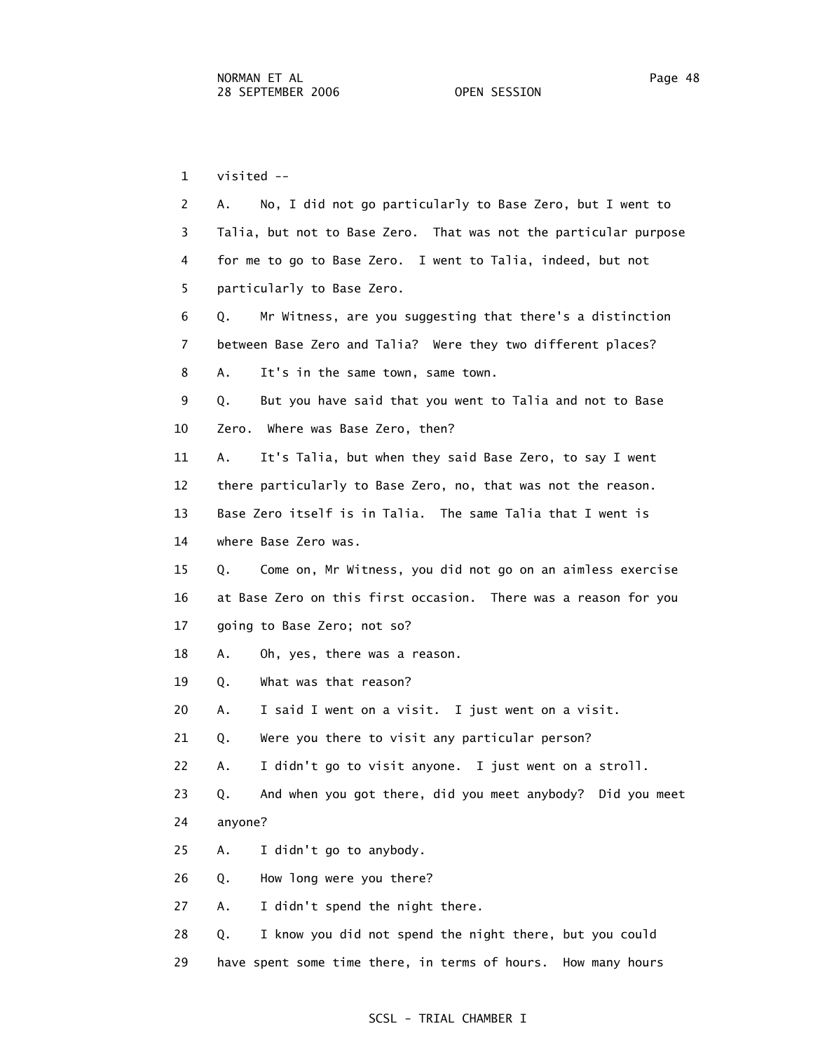visited --

A. No, I did not go particularly to Base Zero, but I went to Talia, but not to Base Zero. That was not the particular purpose for me to go to Base Zero. I went to Talia, indeed, but not particularly to Base Zero.

Q. Mr Witness, are you suggesting that there's a distinction between Base Zero and Talia? Were they two different places?

A. It's in the same town, same town.

Q. But you have said that you went to Talia and not to Base Zero. Where was Base Zero, then?

A. It's Talia, but when they said Base Zero, to say I went there particularly to Base Zero, no, that was not the reason. Base Zero itself is in Talia. The same Talia that I went is where Base Zero was.

Q. Come on, Mr Witness, you did not go on an aimless exercise at Base Zero on this first occasion. There was a reason for you going to Base Zero; not so?

A. Oh, yes, there was a reason.

Q. What was that reason?

A. I said I went on a visit. I just went on a visit.

Q. Were you there to visit any particular person?

A. I didn't go to visit anyone. I just went on a stroll.

Q. And when you got there, did you meet anybody? Did you meet anyone?

A. I didn't go to anybody.

Q. How long were you there?

A. I didn't spend the night there.

Q. I know you did not spend the night there, but you could have spent some time there, in terms of hours. How many hours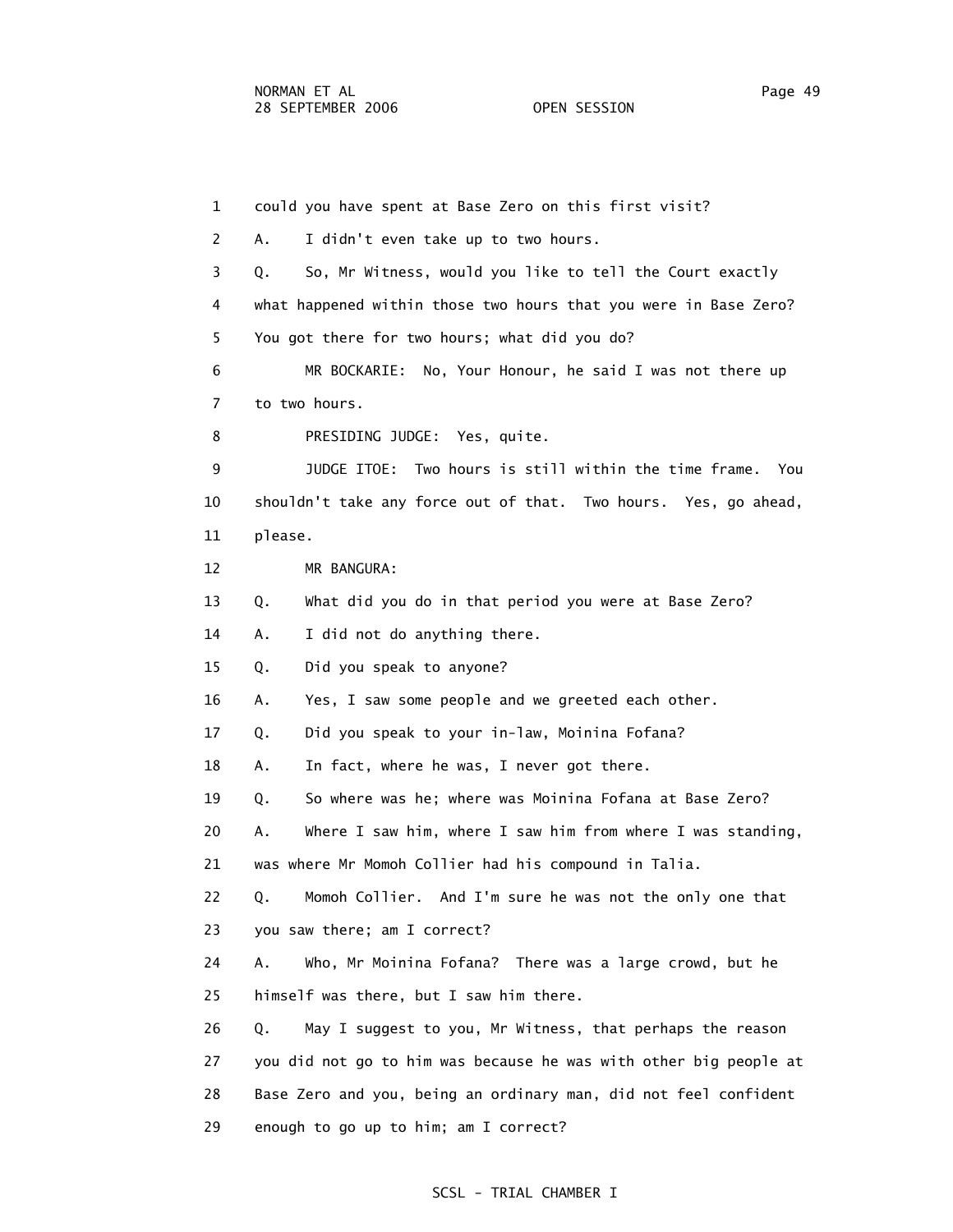1 could you have spent at Base Zero on this first visit?

2 A. I didn't even take up to two hours.

3 Q. So, Mr Witness, would you like to tell the Court exactly

4 what happened within those two hours that you were in Base Zero?

5 You got there for two hours; what did you do?

6 MR BOCKARIE: No, Your Honour, he said I was not there up

7 to two hours.

8 PRESIDING JUDGE: Yes, quite.

9 JUDGE ITOE: Two hours is still within the time frame. You

10 shouldn't take any force out of that. Two hours. Yes, go ahead,

11 please.

12 MR BANGURA:

13 Q. What did you do in that period you were at Base Zero?

14 A. I did not do anything there.

15 Q. Did you speak to anyone?

16 A. Yes, I saw some people and we greeted each other.

17 Q. Did you speak to your in-law, Moinina Fofana?

18 A. In fact, where he was, I never got there.

19 Q. So where was he; where was Moinina Fofana at Base Zero?

20 A. Where I saw him, where I saw him from where I was standing,

21 was where Mr Momoh Collier had his compound in Talia.

22 Q. Momoh Collier. And I'm sure he was not the only one that

23 you saw there; am I correct?

24 A. Who, Mr Moinina Fofana? There was a large crowd, but he

25 himself was there, but I saw him there.

26 Q. May I suggest to you, Mr Witness, that perhaps the reason

27 you did not go to him was because he was with other big people at

28 Base Zero and you, being an ordinary man, did not feel confident

29 enough to go up to him; am I correct?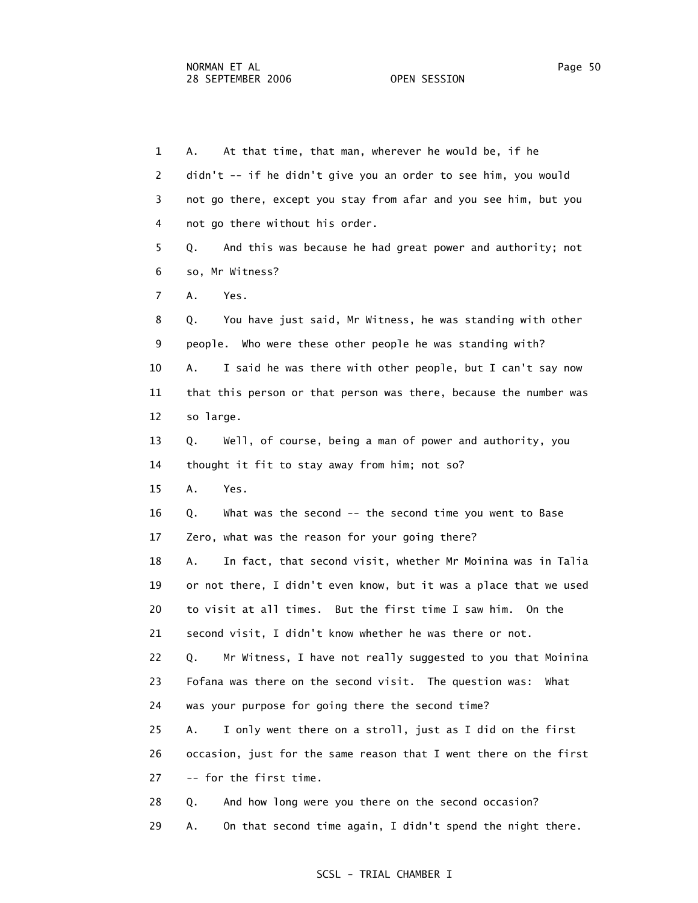1 A. At that time, that man, wherever he would be, if he
2 didn't -- if he didn't give you an order to see him, you would
3 not go there, except you stay from afar and you see him, but you
4 not go there without his order.
5 Q. And this was because he had great power and authority; not
6 so, Mr Witness?
7 A. Yes.
8 Q. You have just said, Mr Witness, he was standing with other
9 people. Who were these other people he was standing with?
10 A. I said he was there with other people, but I can't say now
11 that this person or that person was there, because the number was
12 so large.
13 Q. Well, of course, being a man of power and authority, you
14 thought it fit to stay away from him; not so?
15 A. Yes.
16 Q. What was the second -- the second time you went to Base
17 Zero, what was the reason for your going there?
18 A. In fact, that second visit, whether Mr Moinina was in Talia
19 or not there, I didn't even know, but it was a place that we used
20 to visit at all times. But the first time I saw him. On the
21 second visit, I didn't know whether he was there or not.
22 Q. Mr Witness, I have not really suggested to you that Moinina
23 Fofana was there on the second visit. The question was: What
24 was your purpose for going there the second time?
25 A. I only went there on a stroll, just as I did on the first
26 occasion, just for the same reason that I went there on the first
27 -- for the first time.
28 Q. And how long were you there on the second occasion?
29 A. On that second time again, I didn't spend the night there.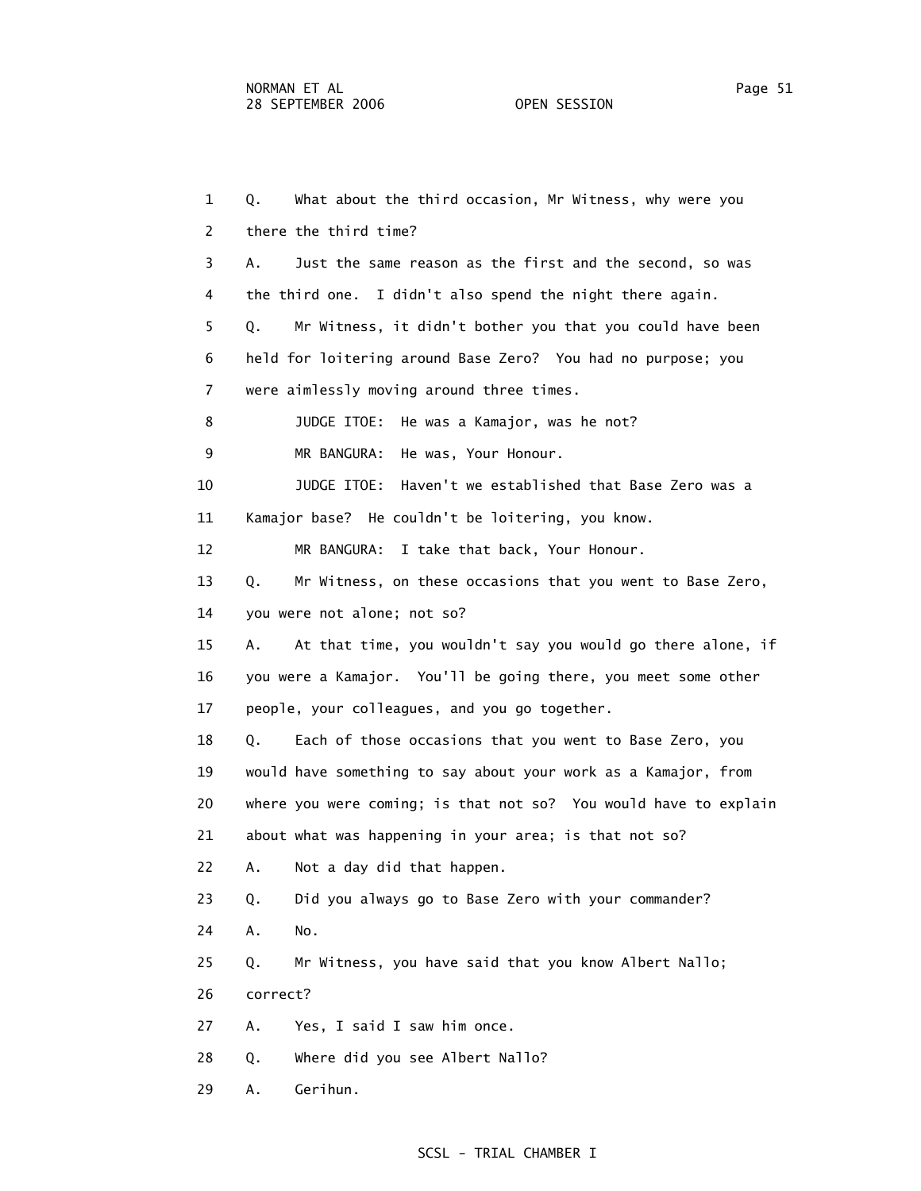1 Q. What about the third occasion, Mr Witness, why were you
2 there the third time?
3 A. Just the same reason as the first and the second, so was
4 the third one. I didn't also spend the night there again.
5 Q. Mr Witness, it didn't bother you that you could have been
6 held for loitering around Base Zero? You had no purpose; you
7 were aimlessly moving around three times.
8 JUDGE ITOE: He was a Kamajor, was he not?
9 MR BANGURA: He was, Your Honour.
10 JUDGE ITOE: Haven't we established that Base Zero was a
11 Kamajor base? He couldn't be loitering, you know.
12 MR BANGURA: I take that back, Your Honour.
13 Q. Mr Witness, on these occasions that you went to Base Zero,
14 you were not alone; not so?
15 A. At that time, you wouldn't say you would go there alone, if
16 you were a Kamajor. You'll be going there, you meet some other
17 people, your colleagues, and you go together.
18 Q. Each of those occasions that you went to Base Zero, you
19 would have something to say about your work as a Kamajor, from
20 where you were coming; is that not so? You would have to explain
21 about what was happening in your area; is that not so?
22 A. Not a day did that happen.
23 Q. Did you always go to Base Zero with your commander?
24 A. No.
25 Q. Mr Witness, you have said that you know Albert Nallo;
26 correct?
27 A. Yes, I said I saw him once.
28 Q. Where did you see Albert Nallo?
29 A. Gerihun.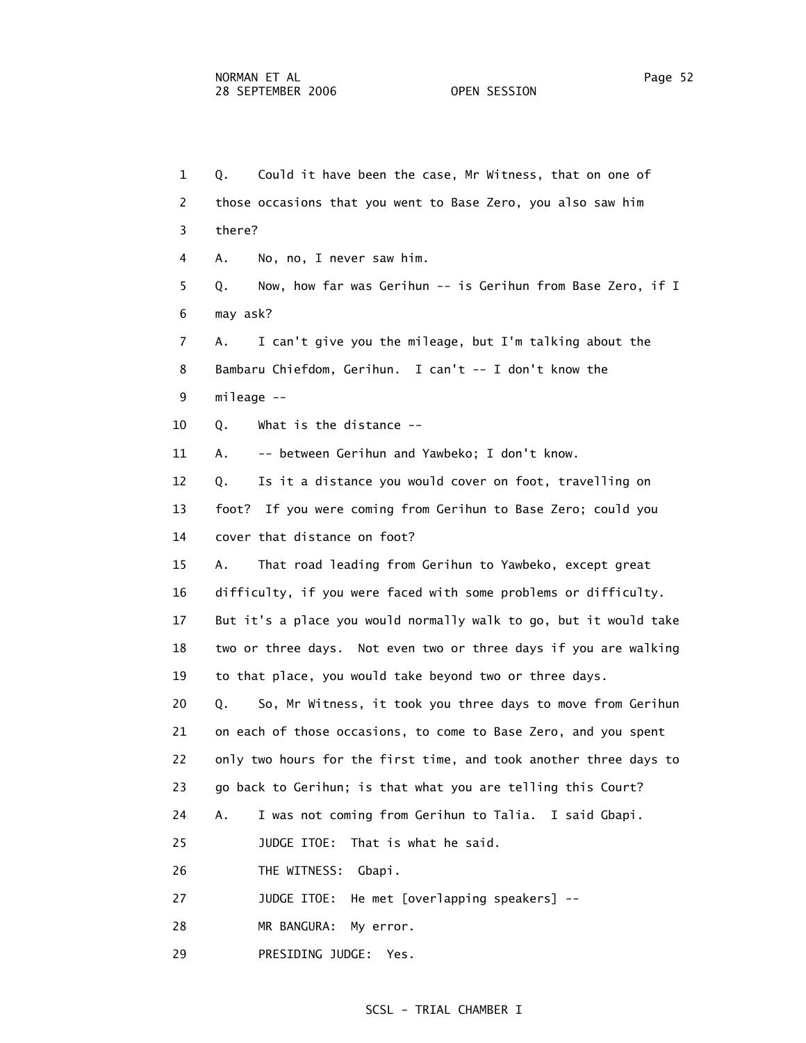1 Q. Could it have been the case, Mr Witness, that on one of
2 those occasions that you went to Base Zero, you also saw him
3 there?
4 A. No, no, I never saw him.
5 Q. Now, how far was Gerihun -- is Gerihun from Base Zero, if I
6 may ask?
7 A. I can't give you the mileage, but I'm talking about the
8 Bambaru Chiefdom, Gerihun. I can't -- I don't know the
9 mileage --
10 Q. What is the distance --
11 A. -- between Gerihun and Yawbeko; I don't know.
12 Q. Is it a distance you would cover on foot, travelling on
13 foot? If you were coming from Gerihun to Base Zero; could you
14 cover that distance on foot?
15 A. That road leading from Gerihun to Yawbeko, except great
16 difficulty, if you were faced with some problems or difficulty.
17 But it's a place you would normally walk to go, but it would take
18 two or three days. Not even two or three days if you are walking
19 to that place, you would take beyond two or three days.
20 Q. So, Mr Witness, it took you three days to move from Gerihun
21 on each of those occasions, to come to Base Zero, and you spent
22 only two hours for the first time, and took another three days to
23 go back to Gerihun; is that what you are telling this Court?
24 A. I was not coming from Gerihun to Talia. I said Gbapi.
25 JUDGE ITOE: That is what he said.
26 THE WITNESS: Gbapi.
27 JUDGE ITOE: He met [overlapping speakers] --
28 MR BANGURA: My error.
29 PRESIDING JUDGE: Yes.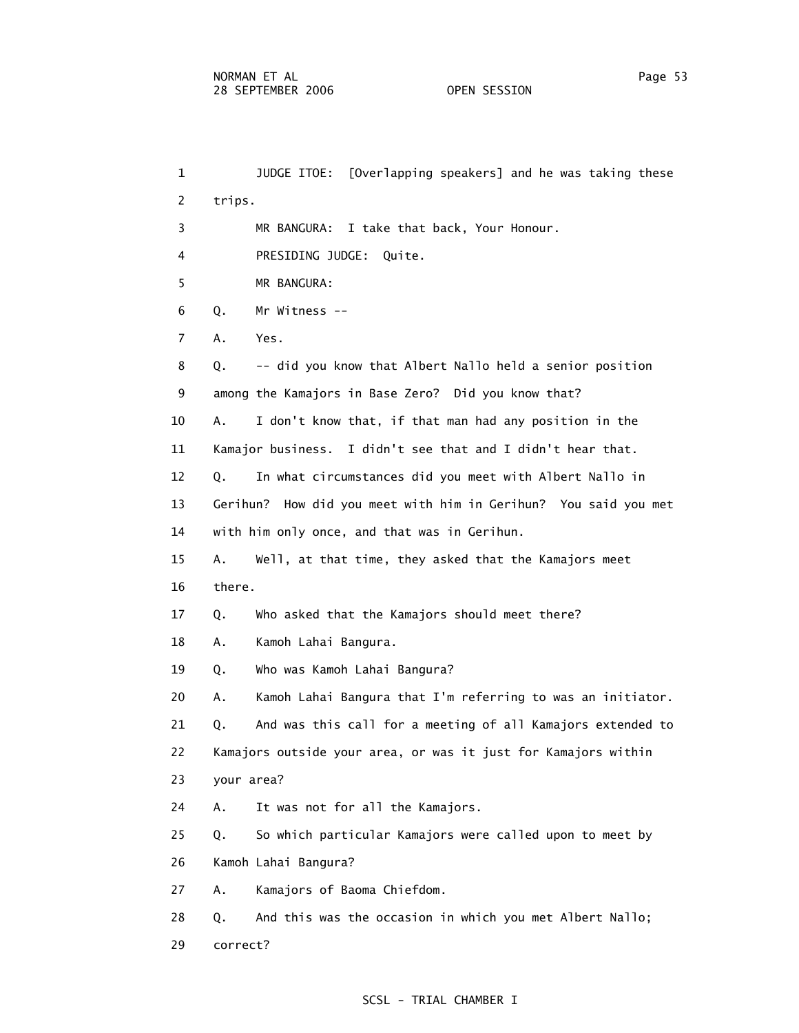1 JUDGE ITOE: [Overlapping speakers] and he was taking these
2 trips.
3 MR BANGURA: I take that back, Your Honour.
4 PRESIDING JUDGE: Quite.
5 MR BANGURA:
6 Q. Mr Witness --
7 A. Yes.
8 Q. -- did you know that Albert Nallo held a senior position
9 among the Kamajors in Base Zero? Did you know that?
10 A. I don't know that, if that man had any position in the
11 Kamajor business. I didn't see that and I didn't hear that.
12 Q. In what circumstances did you meet with Albert Nallo in
13 Gerihun? How did you meet with him in Gerihun? You said you met
14 with him only once, and that was in Gerihun.
15 A. Well, at that time, they asked that the Kamajors meet
16 there.
17 Q. Who asked that the Kamajors should meet there?
18 A. Kamoh Lahai Bangura.
19 Q. Who was Kamoh Lahai Bangura?
20 A. Kamoh Lahai Bangura that I'm referring to was an initiator.
21 Q. And was this call for a meeting of all Kamajors extended to
22 Kamajors outside your area, or was it just for Kamajors within
23 your area?
24 A. It was not for all the Kamajors.
25 Q. So which particular Kamajors were called upon to meet by
26 Kamoh Lahai Bangura?
27 A. Kamajors of Baoma Chiefdom.
28 Q. And this was the occasion in which you met Albert Nallo;
29 correct?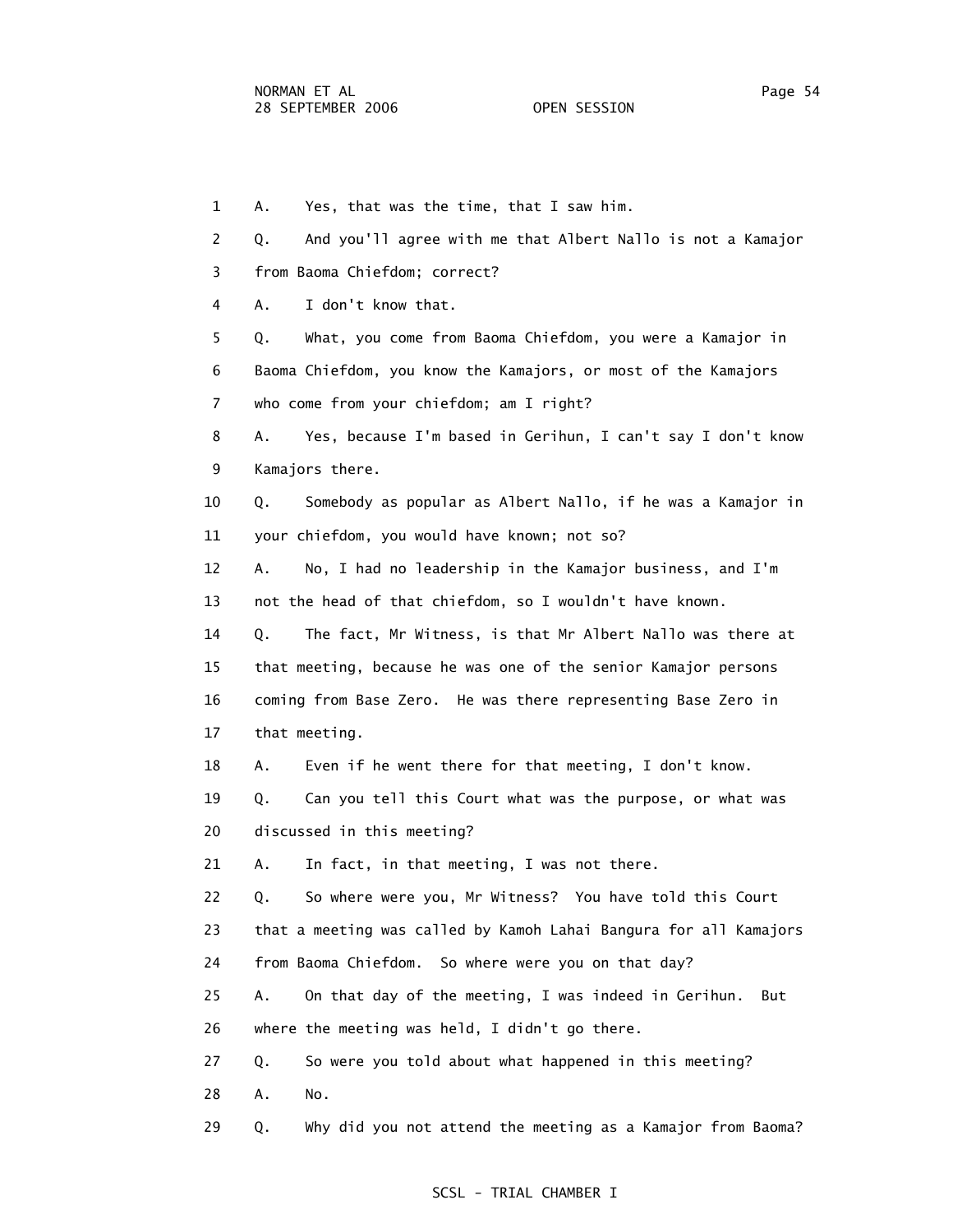1 A. Yes, that was the time, that I saw him.

2 Q. And you'll agree with me that Albert Nallo is not a Kamajor

3 from Baoma Chiefdom; correct?

4 A. I don't know that.

5 Q. What, you come from Baoma Chiefdom, you were a Kamajor in

6 Baoma Chiefdom, you know the Kamajors, or most of the Kamajors

7 who come from your chiefdom; am I right?

8 A. Yes, because I'm based in Gerihun, I can't say I don't know

9 Kamajors there.

10 Q. Somebody as popular as Albert Nallo, if he was a Kamajor in

11 your chiefdom, you would have known; not so?

12 A. No, I had no leadership in the Kamajor business, and I'm

13 not the head of that chiefdom, so I wouldn't have known.

14 Q. The fact, Mr Witness, is that Mr Albert Nallo was there at

15 that meeting, because he was one of the senior Kamajor persons

16 coming from Base Zero. He was there representing Base Zero in

17 that meeting.

18 A. Even if he went there for that meeting, I don't know.

19 Q. Can you tell this Court what was the purpose, or what was

20 discussed in this meeting?

21 A. In fact, in that meeting, I was not there.

22 Q. So where were you, Mr Witness? You have told this Court

23 that a meeting was called by Kamoh Lahai Bangura for all Kamajors

24 from Baoma Chiefdom. So where were you on that day?

25 A. On that day of the meeting, I was indeed in Gerihun. But

26 where the meeting was held, I didn't go there.

27 Q. So were you told about what happened in this meeting?

28 A. No.

29 Q. Why did you not attend the meeting as a Kamajor from Baoma?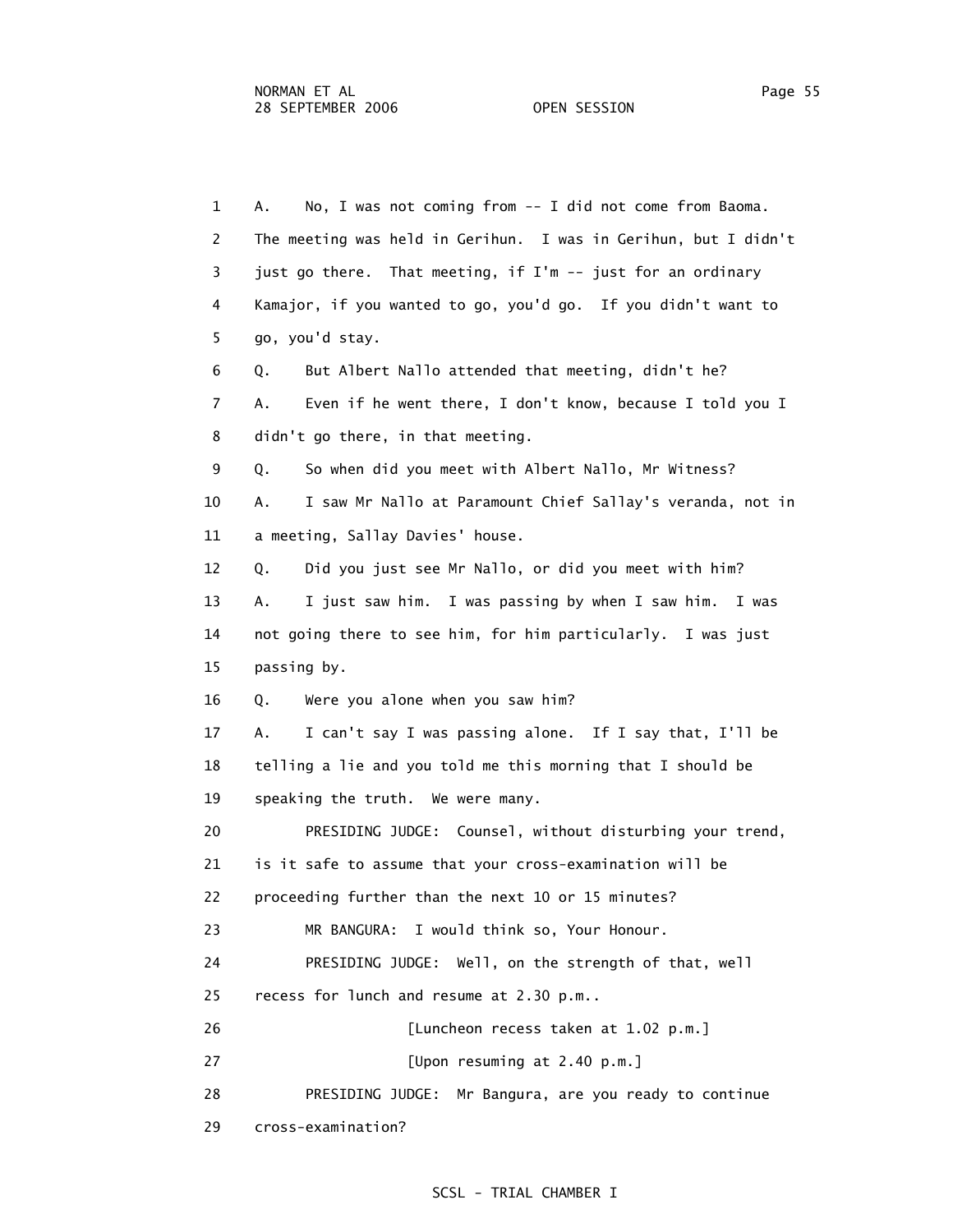A. No, I was not coming from -- I did not come from Baoma. The meeting was held in Gerihun. I was in Gerihun, but I didn't just go there. That meeting, if I'm -- just for an ordinary Kamajor, if you wanted to go, you'd go. If you didn't want to go, you'd stay.

Q. But Albert Nallo attended that meeting, didn't he?

A. Even if he went there, I don't know, because I told you I didn't go there, in that meeting.

Q. So when did you meet with Albert Nallo, Mr Witness?

A. I saw Mr Nallo at Paramount Chief Sallay's veranda, not in a meeting, Sallay Davies' house.

Q. Did you just see Mr Nallo, or did you meet with him?

A. I just saw him. I was passing by when I saw him. I was not going there to see him, for him particularly. I was just passing by.

Q. Were you alone when you saw him?

A. I can't say I was passing alone. If I say that, I'll be telling a lie and you told me this morning that I should be speaking the truth. We were many.

PRESIDING JUDGE: Counsel, without disturbing your trend, is it safe to assume that your cross-examination will be proceeding further than the next 10 or 15 minutes?

MR BANGURA: I would think so, Your Honour.

PRESIDING JUDGE: Well, on the strength of that, well recess for lunch and resume at 2.30 p.m..

[Luncheon recess taken at 1.02 p.m.]

[Upon resuming at 2.40 p.m.]

PRESIDING JUDGE: Mr Bangura, are you ready to continue cross-examination?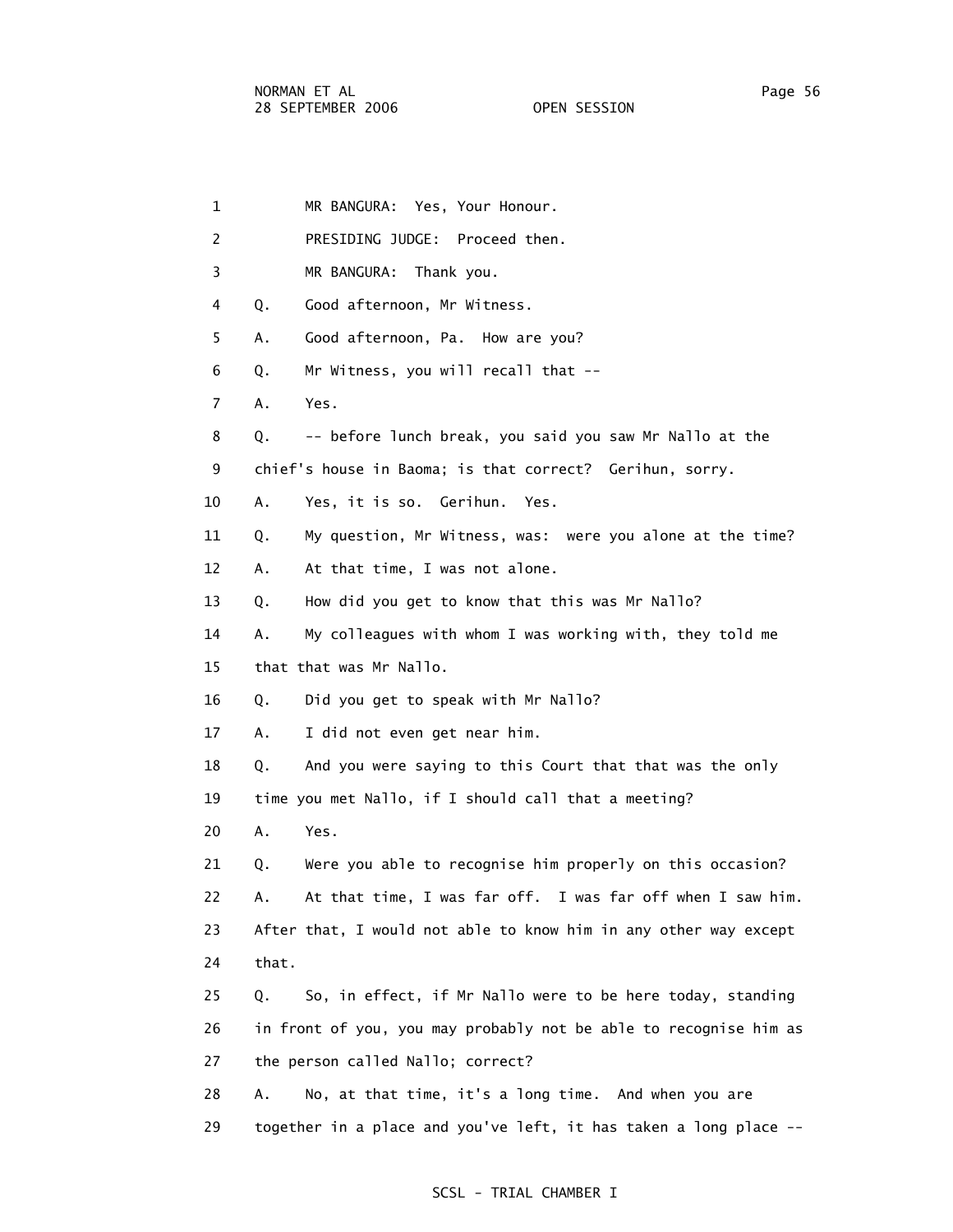1 MR BANGURA: Yes, Your Honour.

2 PRESIDING JUDGE: Proceed then.

3 MR BANGURA: Thank you.

4 Q. Good afternoon, Mr Witness.

5 A. Good afternoon, Pa. How are you?

6 Q. Mr Witness, you will recall that --

7 A. Yes.

8 Q. -- before lunch break, you said you saw Mr Nallo at the

9 chief's house in Baoma; is that correct? Gerihun, sorry.

10 A. Yes, it is so. Gerihun. Yes.

11 Q. My question, Mr Witness, was: were you alone at the time?

12 A. At that time, I was not alone.

13 Q. How did you get to know that this was Mr Nallo?

14 A. My colleagues with whom I was working with, they told me

15 that that was Mr Nallo.

16 Q. Did you get to speak with Mr Nallo?

17 A. I did not even get near him.

18 Q. And you were saying to this Court that that was the only

19 time you met Nallo, if I should call that a meeting?

20 A. Yes.

21 Q. Were you able to recognise him properly on this occasion?

22 A. At that time, I was far off. I was far off when I saw him.

23 After that, I would not able to know him in any other way except

24 that.

25 Q. So, in effect, if Mr Nallo were to be here today, standing

26 in front of you, you may probably not be able to recognise him as

27 the person called Nallo; correct?

28 A. No, at that time, it's a long time. And when you are

29 together in a place and you've left, it has taken a long place --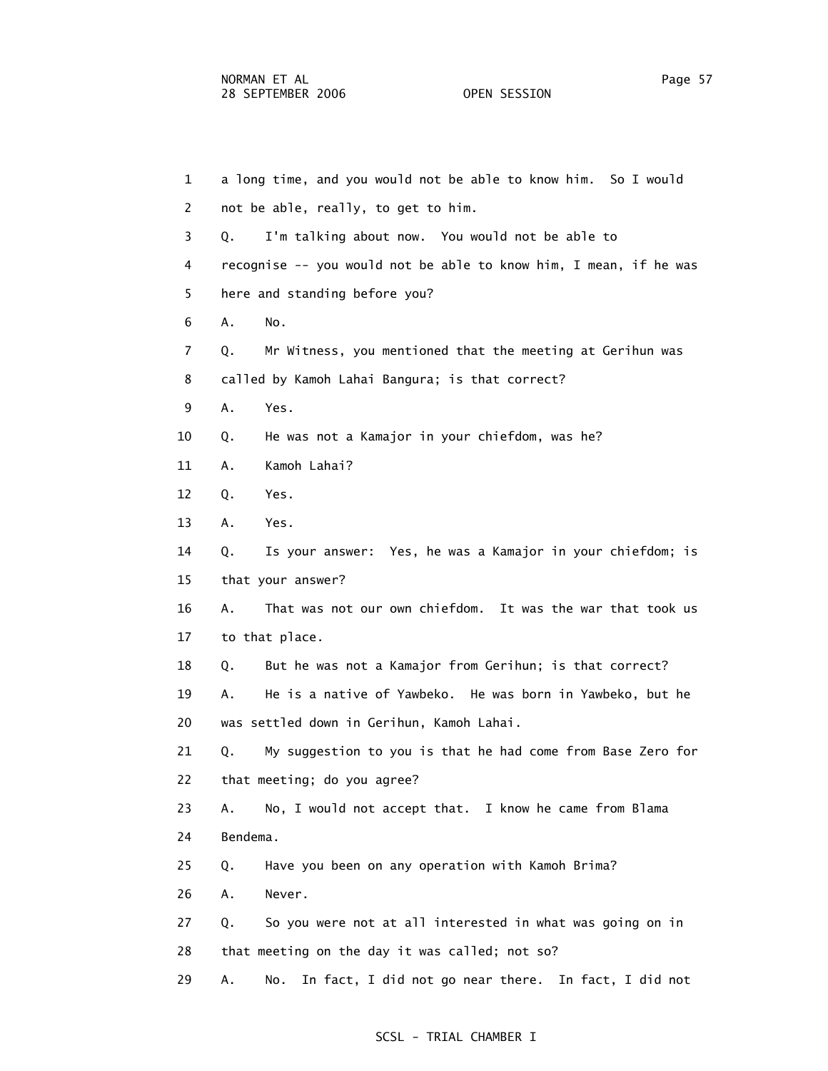1 a long time, and you would not be able to know him. So I would
2 not be able, really, to get to him.
3 Q. I'm talking about now. You would not be able to
4 recognise -- you would not be able to know him, I mean, if he was
5 here and standing before you?
6 A. No.
7 Q. Mr Witness, you mentioned that the meeting at Gerihun was
8 called by Kamoh Lahai Bangura; is that correct?
9 A. Yes.
10 Q. He was not a Kamajor in your chiefdom, was he?
11 A. Kamoh Lahai?
12 Q. Yes.
13 A. Yes.
14 Q. Is your answer: Yes, he was a Kamajor in your chiefdom; is
15 that your answer?
16 A. That was not our own chiefdom. It was the war that took us
17 to that place.
18 Q. But he was not a Kamajor from Gerihun; is that correct?
19 A. He is a native of Yawbeko. He was born in Yawbeko, but he
20 was settled down in Gerihun, Kamoh Lahai.
21 Q. My suggestion to you is that he had come from Base Zero for
22 that meeting; do you agree?
23 A. No, I would not accept that. I know he came from Blama
24 Bendema.
25 Q. Have you been on any operation with Kamoh Brima?
26 A. Never.
27 Q. So you were not at all interested in what was going on in
28 that meeting on the day it was called; not so?
29 A. No. In fact, I did not go near there. In fact, I did not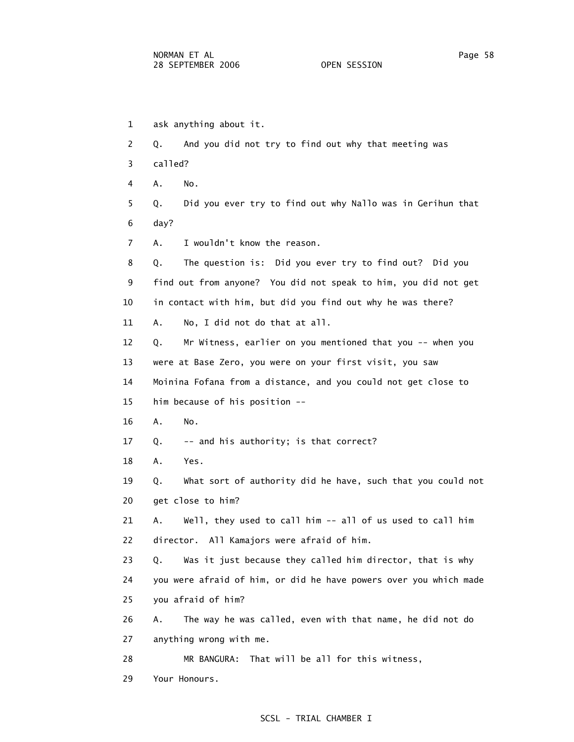1 ask anything about it.

2 Q. And you did not try to find out why that meeting was

3 called?

4 A. No.

5 Q. Did you ever try to find out why Nallo was in Gerihun that

6 day?

7 A. I wouldn't know the reason.

8 Q. The question is: Did you ever try to find out? Did you

9 find out from anyone? You did not speak to him, you did not get

10 in contact with him, but did you find out why he was there?

11 A. No, I did not do that at all.

12 Q. Mr Witness, earlier on you mentioned that you -- when you

13 were at Base Zero, you were on your first visit, you saw

14 Moinina Fofana from a distance, and you could not get close to

15 him because of his position --

16 A. No.

17 Q. -- and his authority; is that correct?

18 A. Yes.

19 Q. What sort of authority did he have, such that you could not

20 get close to him?

21 A. Well, they used to call him -- all of us used to call him

22 director. All Kamajors were afraid of him.

23 Q. Was it just because they called him director, that is why

24 you were afraid of him, or did he have powers over you which made

25 you afraid of him?

26 A. The way he was called, even with that name, he did not do

27 anything wrong with me.

28 MR BANGURA: That will be all for this witness,

29 Your Honours.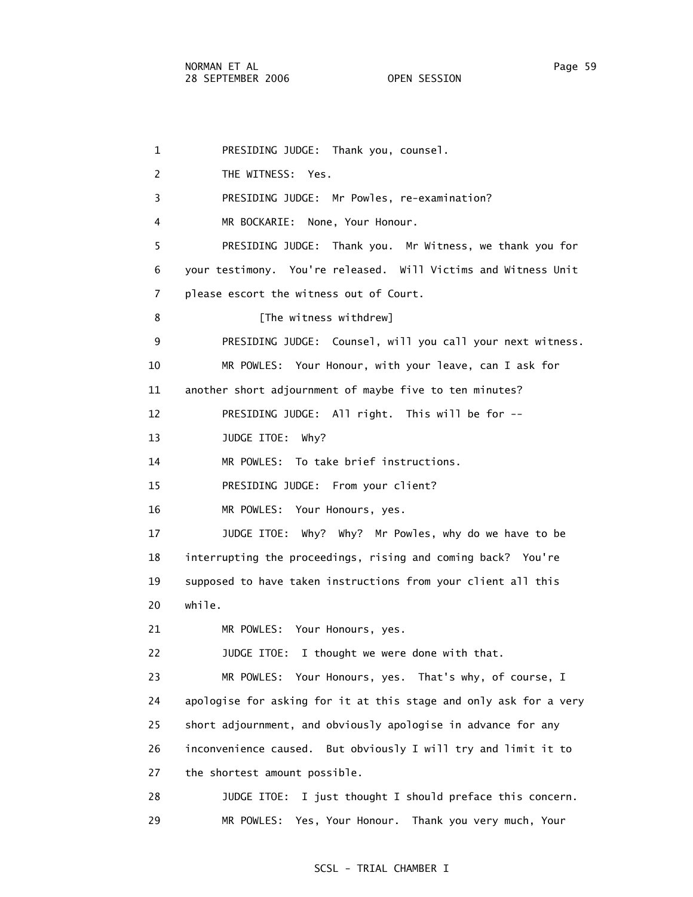1 PRESIDING JUDGE: Thank you, counsel.

2 THE WITNESS: Yes.

3 PRESIDING JUDGE: Mr Powles, re-examination?

4 MR BOCKARIE: None, Your Honour.

5 PRESIDING JUDGE: Thank you. Mr Witness, we thank you for

6 your testimony. You're released. Will Victims and Witness Unit

7 please escort the witness out of Court.

8 [The witness withdrew]

9 PRESIDING JUDGE: Counsel, will you call your next witness.

10 MR POWLES: Your Honour, with your leave, can I ask for

11 another short adjournment of maybe five to ten minutes?

12 PRESIDING JUDGE: All right. This will be for --

13 JUDGE ITOE: Why?

14 MR POWLES: To take brief instructions.

15 PRESIDING JUDGE: From your client?

16 MR POWLES: Your Honours, yes.

17 JUDGE ITOE: Why? Why? Mr Powles, why do we have to be

18 interrupting the proceedings, rising and coming back? You're

19 supposed to have taken instructions from your client all this

20 while.

21 MR POWLES: Your Honours, yes.

22 JUDGE ITOE: I thought we were done with that.

23 MR POWLES: Your Honours, yes. That's why, of course, I

24 apologise for asking for it at this stage and only ask for a very

25 short adjournment, and obviously apologise in advance for any

26 inconvenience caused. But obviously I will try and limit it to

27 the shortest amount possible.

28 JUDGE ITOE: I just thought I should preface this concern.

29 MR POWLES: Yes, Your Honour. Thank you very much, Your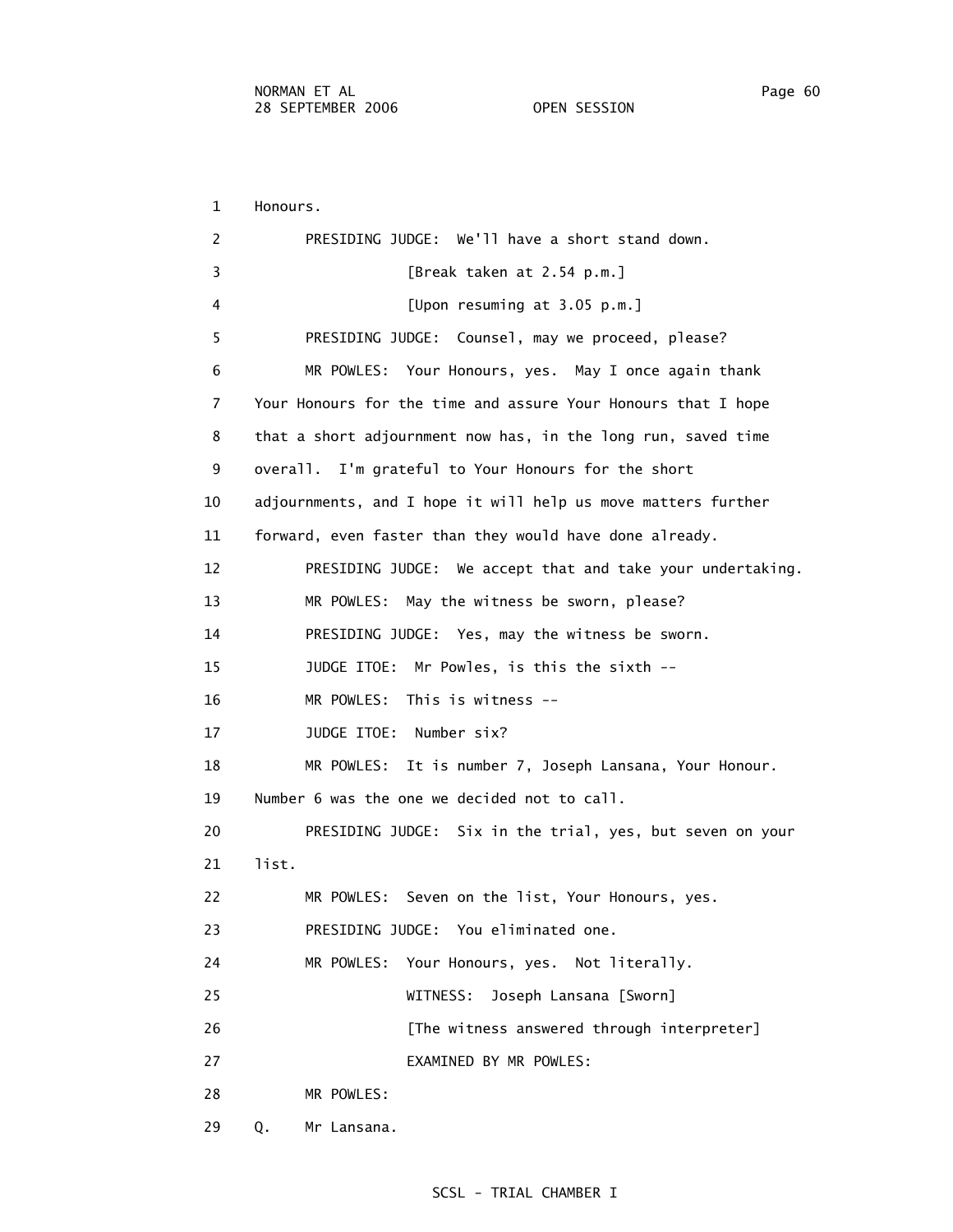1 Honours.

2 PRESIDING JUDGE: We'll have a short stand down.

3 [Break taken at 2.54 p.m.]

4 [Upon resuming at 3.05 p.m.]

5 PRESIDING JUDGE: Counsel, may we proceed, please?

6 MR POWLES: Your Honours, yes. May I once again thank

7 Your Honours for the time and assure Your Honours that I hope

8 that a short adjournment now has, in the long run, saved time

9 overall. I'm grateful to Your Honours for the short

10 adjournments, and I hope it will help us move matters further

11 forward, even faster than they would have done already.

12 PRESIDING JUDGE: We accept that and take your undertaking.

13 MR POWLES: May the witness be sworn, please?

14 PRESIDING JUDGE: Yes, may the witness be sworn.

15 JUDGE ITOE: Mr Powles, is this the sixth --

16 MR POWLES: This is witness --

17 JUDGE ITOE: Number six?

18 MR POWLES: It is number 7, Joseph Lansana, Your Honour.

19 Number 6 was the one we decided not to call.

20 PRESIDING JUDGE: Six in the trial, yes, but seven on your

21 list.

22 MR POWLES: Seven on the list, Your Honours, yes.

23 PRESIDING JUDGE: You eliminated one.

24 MR POWLES: Your Honours, yes. Not literally.

25 WITNESS: Joseph Lansana [Sworn]

26 [The witness answered through interpreter]

27 EXAMINED BY MR POWLES:

28 MR POWLES:

29 Q. Mr Lansana.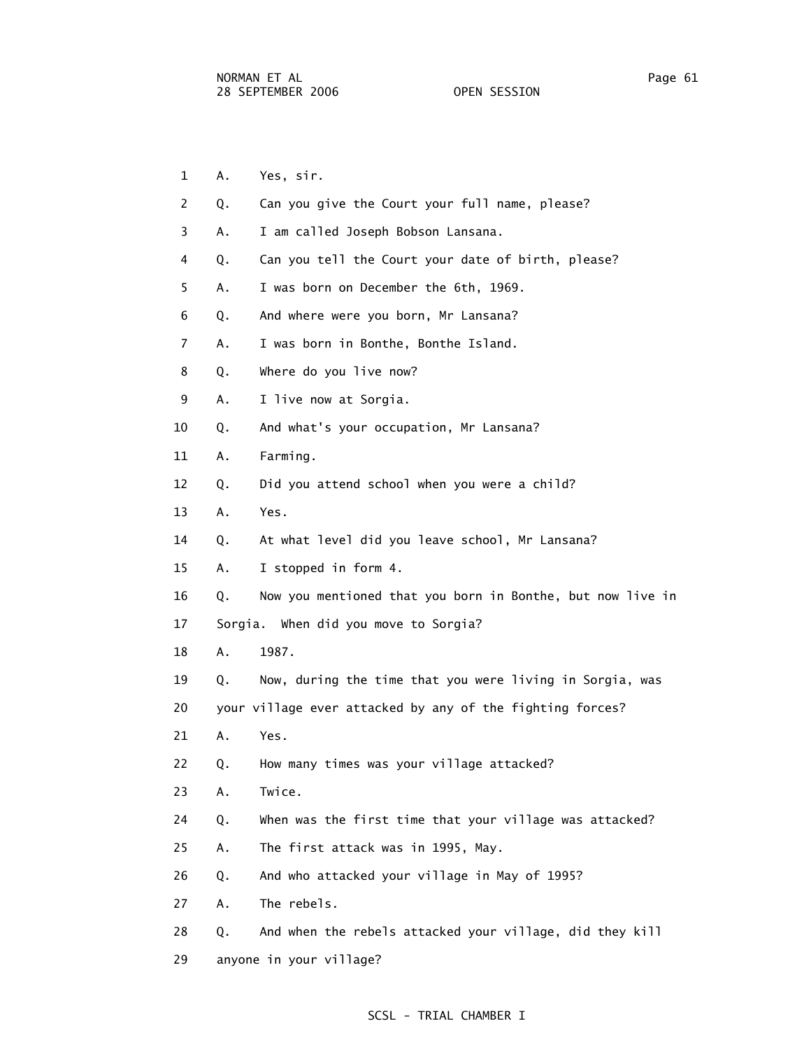1 A. Yes, sir.

2 Q. Can you give the Court your full name, please?

3 A. I am called Joseph Bobson Lansana.

4 Q. Can you tell the Court your date of birth, please?

5 A. I was born on December the 6th, 1969.

6 Q. And where were you born, Mr Lansana?

7 A. I was born in Bonthe, Bonthe Island.

8 Q. Where do you live now?

9 A. I live now at Sorgia.

10 Q. And what's your occupation, Mr Lansana?

11 A. Farming.

12 Q. Did you attend school when you were a child?

13 A. Yes.

14 Q. At what level did you leave school, Mr Lansana?

15 A. I stopped in form 4.

16 Q. Now you mentioned that you born in Bonthe, but now live in

17 Sorgia. When did you move to Sorgia?

18 A. 1987.

19 Q. Now, during the time that you were living in Sorgia, was

20 your village ever attacked by any of the fighting forces?

21 A. Yes.

22 Q. How many times was your village attacked?

23 A. Twice.

24 Q. When was the first time that your village was attacked?

25 A. The first attack was in 1995, May.

26 Q. And who attacked your village in May of 1995?

27 A. The rebels.

28 Q. And when the rebels attacked your village, did they kill

29 anyone in your village?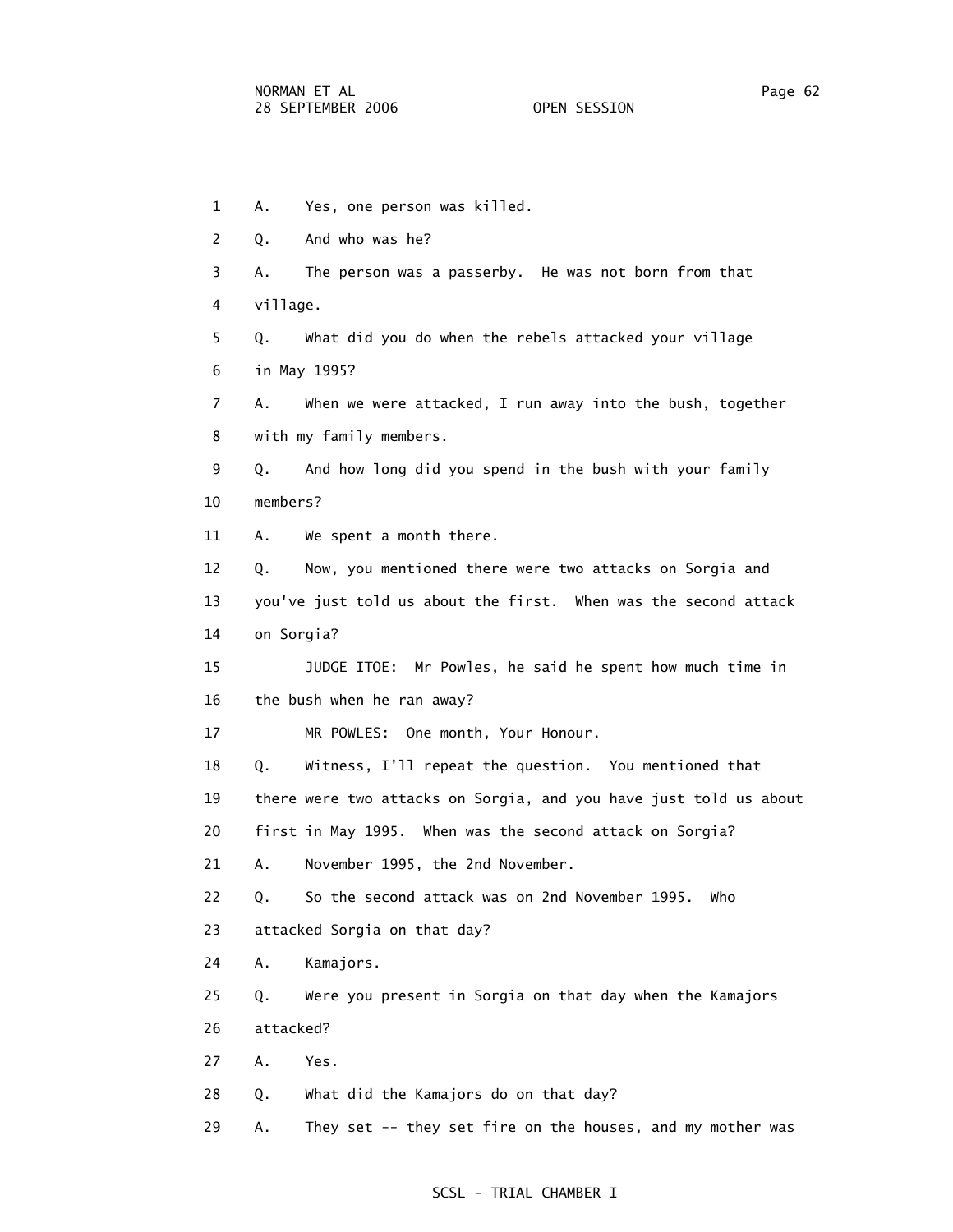1 A. Yes, one person was killed.

2 Q. And who was he?

3 A. The person was a passerby. He was not born from that

4 village.

5 Q. What did you do when the rebels attacked your village

6 in May 1995?

7 A. When we were attacked, I run away into the bush, together

8 with my family members.

9 Q. And how long did you spend in the bush with your family

10 members?

11 A. We spent a month there.

12 Q. Now, you mentioned there were two attacks on Sorgia and

13 you've just told us about the first. When was the second attack

14 on Sorgia?

15 JUDGE ITOE: Mr Powles, he said he spent how much time in

16 the bush when he ran away?

17 MR POWLES: One month, Your Honour.

18 Q. Witness, I'll repeat the question. You mentioned that

19 there were two attacks on Sorgia, and you have just told us about

20 first in May 1995. When was the second attack on Sorgia?

21 A. November 1995, the 2nd November.

22 Q. So the second attack was on 2nd November 1995. Who

23 attacked Sorgia on that day?

24 A. Kamajors.

25 Q. Were you present in Sorgia on that day when the Kamajors

26 attacked?

27 A. Yes.

28 Q. What did the Kamajors do on that day?

29 A. They set -- they set fire on the houses, and my mother was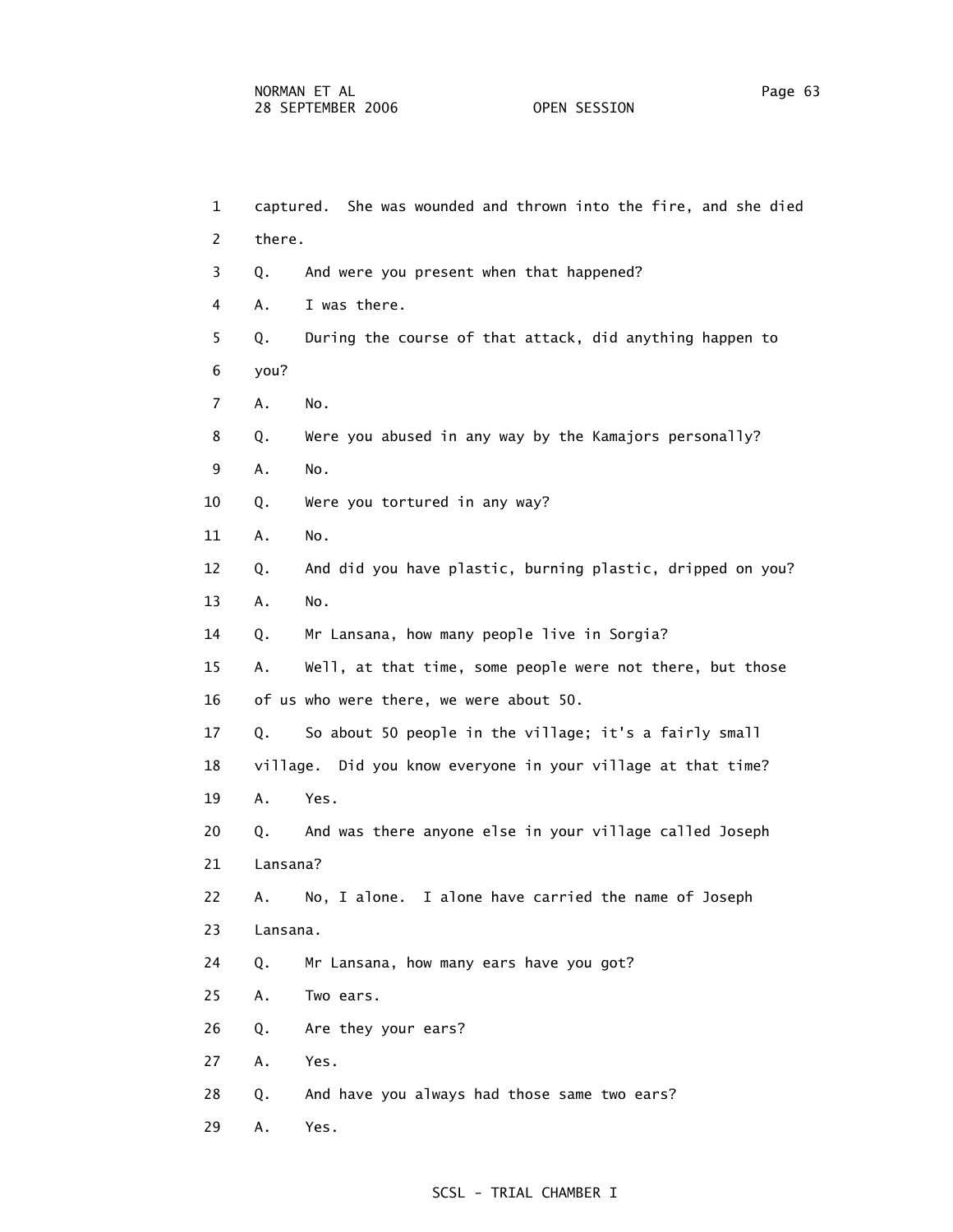1 captured. She was wounded and thrown into the fire, and she died

2 there.

3 Q. And were you present when that happened?

4 A. I was there.

5 Q. During the course of that attack, did anything happen to

6 you?

7 A. No.

8 Q. Were you abused in any way by the Kamajors personally?

9 A. No.

10 Q. Were you tortured in any way?

11 A. No.

12 Q. And did you have plastic, burning plastic, dripped on you?

13 A. No.

14 Q. Mr Lansana, how many people live in Sorgia?

15 A. Well, at that time, some people were not there, but those

16 of us who were there, we were about 50.

17 Q. So about 50 people in the village; it's a fairly small

18 village. Did you know everyone in your village at that time?

19 A. Yes.

20 Q. And was there anyone else in your village called Joseph

21 Lansana?

22 A. No, I alone. I alone have carried the name of Joseph

23 Lansana.

24 Q. Mr Lansana, how many ears have you got?

25 A. Two ears.

26 Q. Are they your ears?

27 A. Yes.

28 Q. And have you always had those same two ears?

29 A. Yes.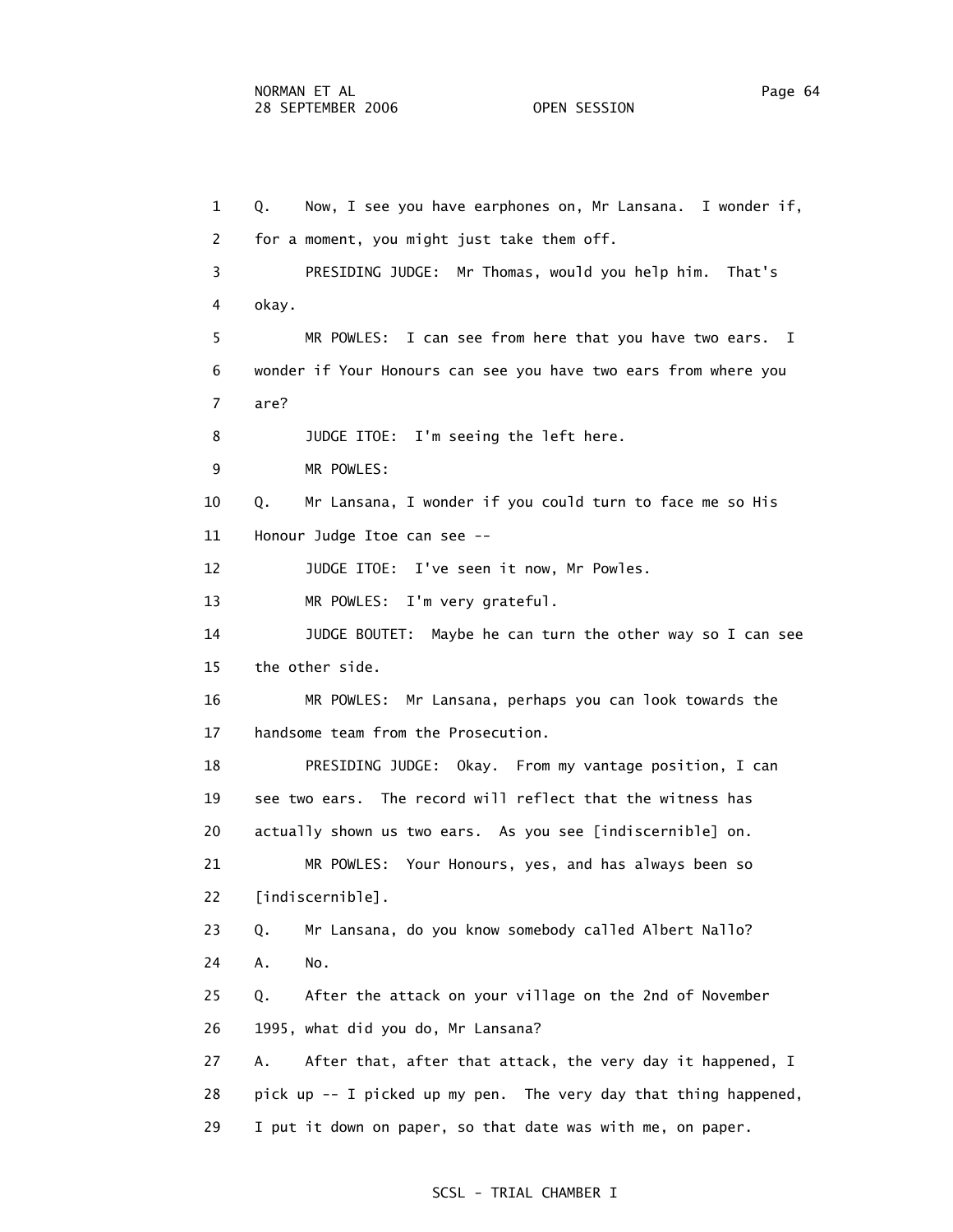1 Q. Now, I see you have earphones on, Mr Lansana. I wonder if,
2 for a moment, you might just take them off.
3 PRESIDING JUDGE: Mr Thomas, would you help him. That's
4 okay.
5 MR POWLES: I can see from here that you have two ears. I
6 wonder if Your Honours can see you have two ears from where you
7 are?
8 JUDGE ITOE: I'm seeing the left here.
9 MR POWLES:
10 Q. Mr Lansana, I wonder if you could turn to face me so His
11 Honour Judge Itoe can see --
12 JUDGE ITOE: I've seen it now, Mr Powles.
13 MR POWLES: I'm very grateful.
14 JUDGE BOUTET: Maybe he can turn the other way so I can see
15 the other side.
16 MR POWLES: Mr Lansana, perhaps you can look towards the
17 handsome team from the Prosecution.
18 PRESIDING JUDGE: Okay. From my vantage position, I can
19 see two ears. The record will reflect that the witness has
20 actually shown us two ears. As you see [indiscernible] on.
21 MR POWLES: Your Honours, yes, and has always been so
22 [indiscernible].
23 Q. Mr Lansana, do you know somebody called Albert Nallo?
24 A. No.
25 Q. After the attack on your village on the 2nd of November
26 1995, what did you do, Mr Lansana?
27 A. After that, after that attack, the very day it happened, I
28 pick up -- I picked up my pen. The very day that thing happened,
29 I put it down on paper, so that date was with me, on paper.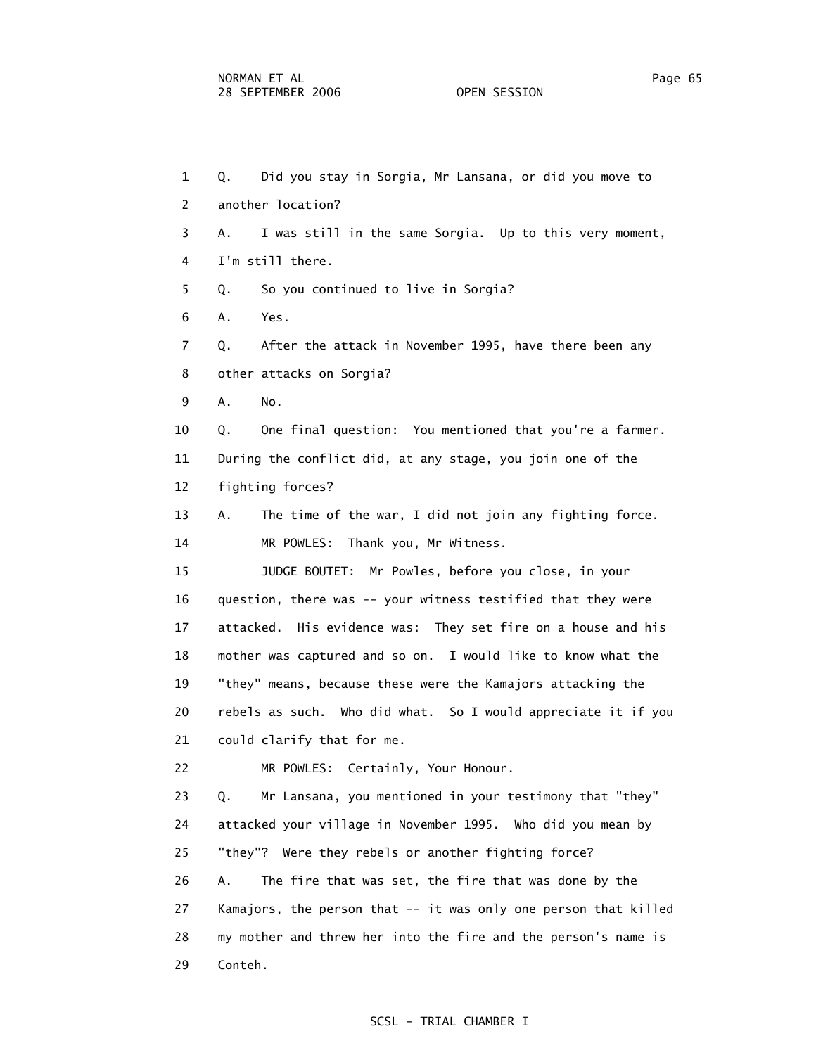1 Q. Did you stay in Sorgia, Mr Lansana, or did you move to
2 another location?
3 A. I was still in the same Sorgia. Up to this very moment,
4 I'm still there.
5 Q. So you continued to live in Sorgia?
6 A. Yes.
7 Q. After the attack in November 1995, have there been any
8 other attacks on Sorgia?
9 A. No.
10 Q. One final question: You mentioned that you're a farmer.
11 During the conflict did, at any stage, you join one of the
12 fighting forces?
13 A. The time of the war, I did not join any fighting force.
14 MR POWLES: Thank you, Mr Witness.
15 JUDGE BOUTET: Mr Powles, before you close, in your
16 question, there was -- your witness testified that they were
17 attacked. His evidence was: They set fire on a house and his
18 mother was captured and so on. I would like to know what the
19 "they" means, because these were the Kamajors attacking the
20 rebels as such. Who did what. So I would appreciate it if you
21 could clarify that for me.
22 MR POWLES: Certainly, Your Honour.
23 Q. Mr Lansana, you mentioned in your testimony that "they"
24 attacked your village in November 1995. Who did you mean by
25 "they"? Were they rebels or another fighting force?
26 A. The fire that was set, the fire that was done by the
27 Kamajors, the person that -- it was only one person that killed
28 my mother and threw her into the fire and the person's name is
29 Conteh.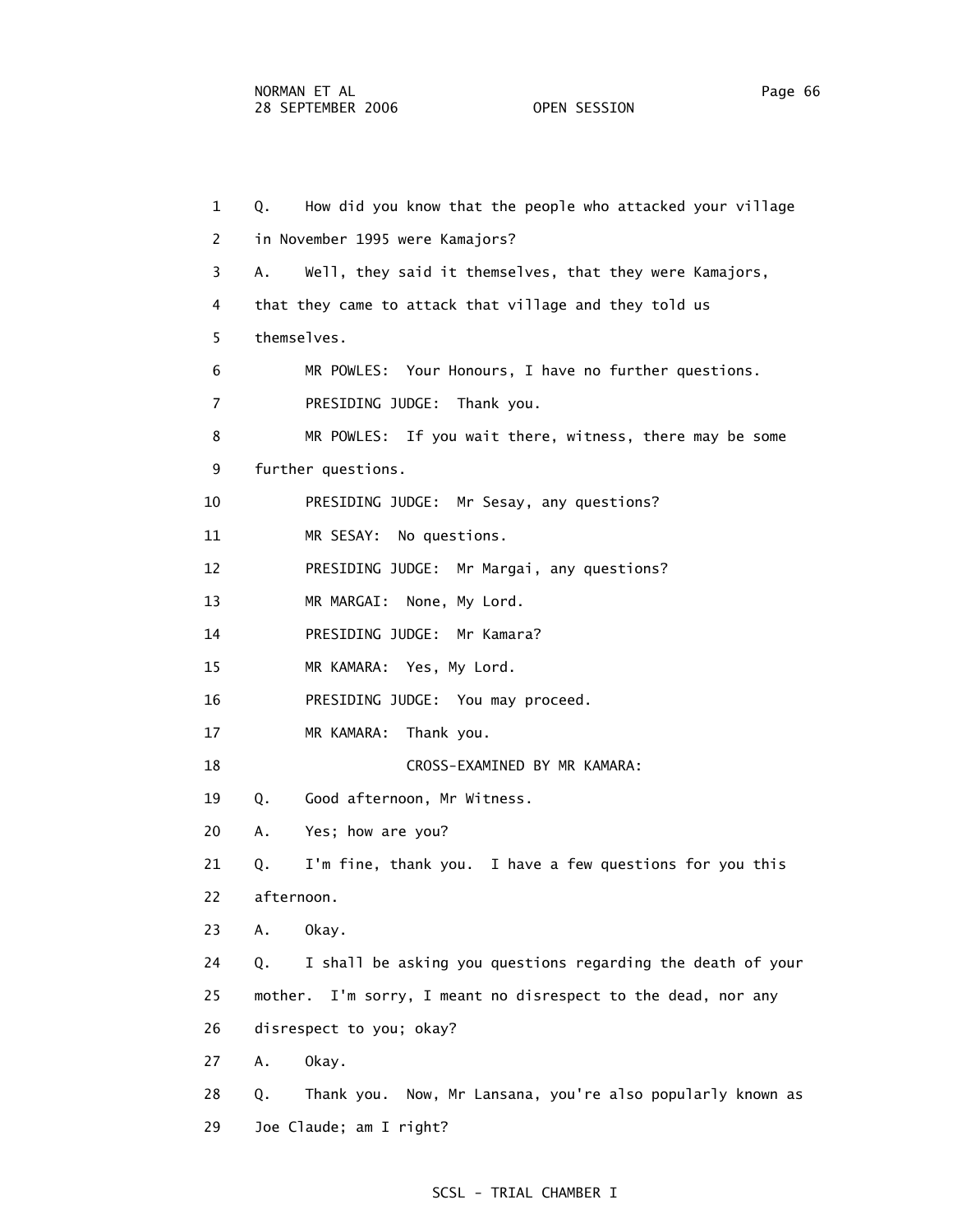1 Q. How did you know that the people who attacked your village

2 in November 1995 were Kamajors?

3 A. Well, they said it themselves, that they were Kamajors,

4 that they came to attack that village and they told us

5 themselves.

6 MR POWLES: Your Honours, I have no further questions.

7 PRESIDING JUDGE: Thank you.

8 MR POWLES: If you wait there, witness, there may be some

9 further questions.

10 PRESIDING JUDGE: Mr Sesay, any questions?

11 MR SESAY: No questions.

12 PRESIDING JUDGE: Mr Margai, any questions?

13 MR MARGAI: None, My Lord.

14 PRESIDING JUDGE: Mr Kamara?

15 MR KAMARA: Yes, My Lord.

16 PRESIDING JUDGE: You may proceed.

17 MR KAMARA: Thank you.

18 CROSS-EXAMINED BY MR KAMARA:

19 Q. Good afternoon, Mr Witness.

20 A. Yes; how are you?

21 Q. I'm fine, thank you. I have a few questions for you this

22 afternoon.

23 A. Okay.

24 Q. I shall be asking you questions regarding the death of your

25 mother. I'm sorry, I meant no disrespect to the dead, nor any

26 disrespect to you; okay?

27 A. Okay.

28 Q. Thank you. Now, Mr Lansana, you're also popularly known as

29 Joe Claude; am I right?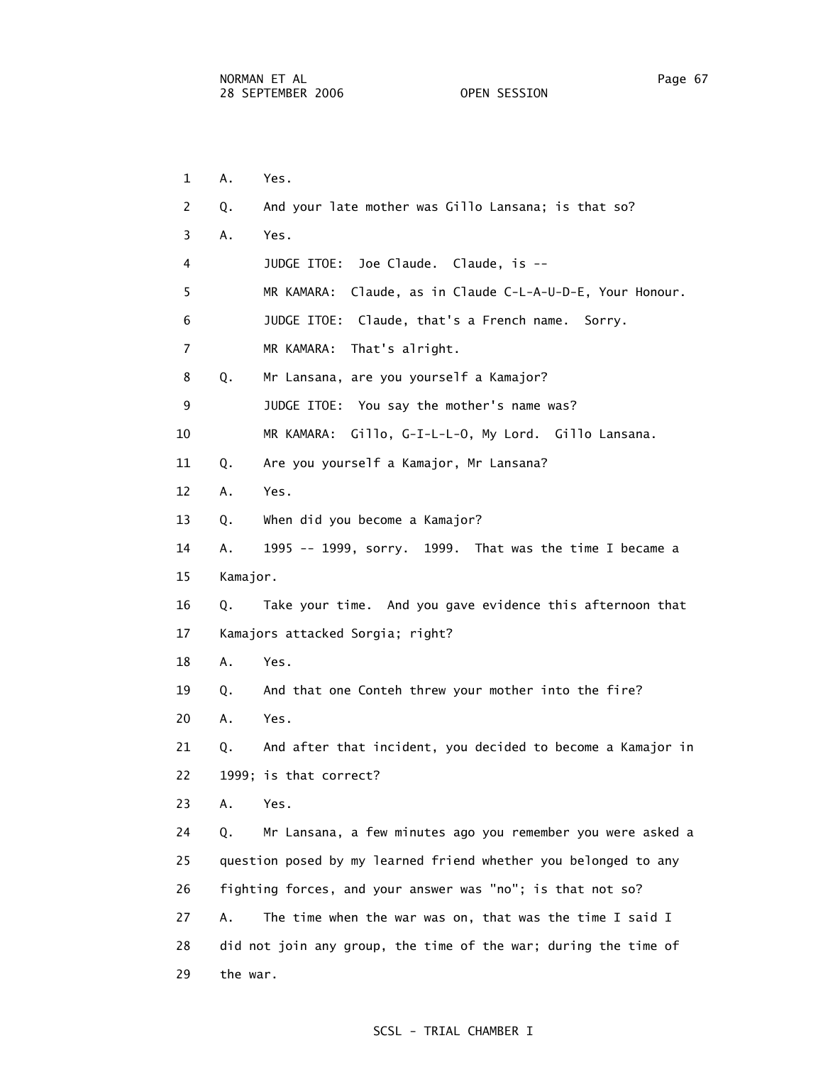1 A. Yes.

2 Q. And your late mother was Gillo Lansana; is that so?

3 A. Yes.

4 JUDGE ITOE: Joe Claude. Claude, is --

5 MR KAMARA: Claude, as in Claude C-L-A-U-D-E, Your Honour.

6 JUDGE ITOE: Claude, that's a French name. Sorry.

7 MR KAMARA: That's alright.

8 Q. Mr Lansana, are you yourself a Kamajor?

9 JUDGE ITOE: You say the mother's name was?

10 MR KAMARA: Gillo, G-I-L-L-O, My Lord. Gillo Lansana.

11 Q. Are you yourself a Kamajor, Mr Lansana?

12 A. Yes.

13 Q. When did you become a Kamajor?

14 A. 1995 -- 1999, sorry. 1999. That was the time I became a

15 Kamajor.

16 Q. Take your time. And you gave evidence this afternoon that

17 Kamajors attacked Sorgia; right?

18 A. Yes.

19 Q. And that one Conteh threw your mother into the fire?

20 A. Yes.

21 Q. And after that incident, you decided to become a Kamajor in

22 1999; is that correct?

23 A. Yes.

24 Q. Mr Lansana, a few minutes ago you remember you were asked a

25 question posed by my learned friend whether you belonged to any

26 fighting forces, and your answer was "no"; is that not so?

27 A. The time when the war was on, that was the time I said I

28 did not join any group, the time of the war; during the time of

29 the war.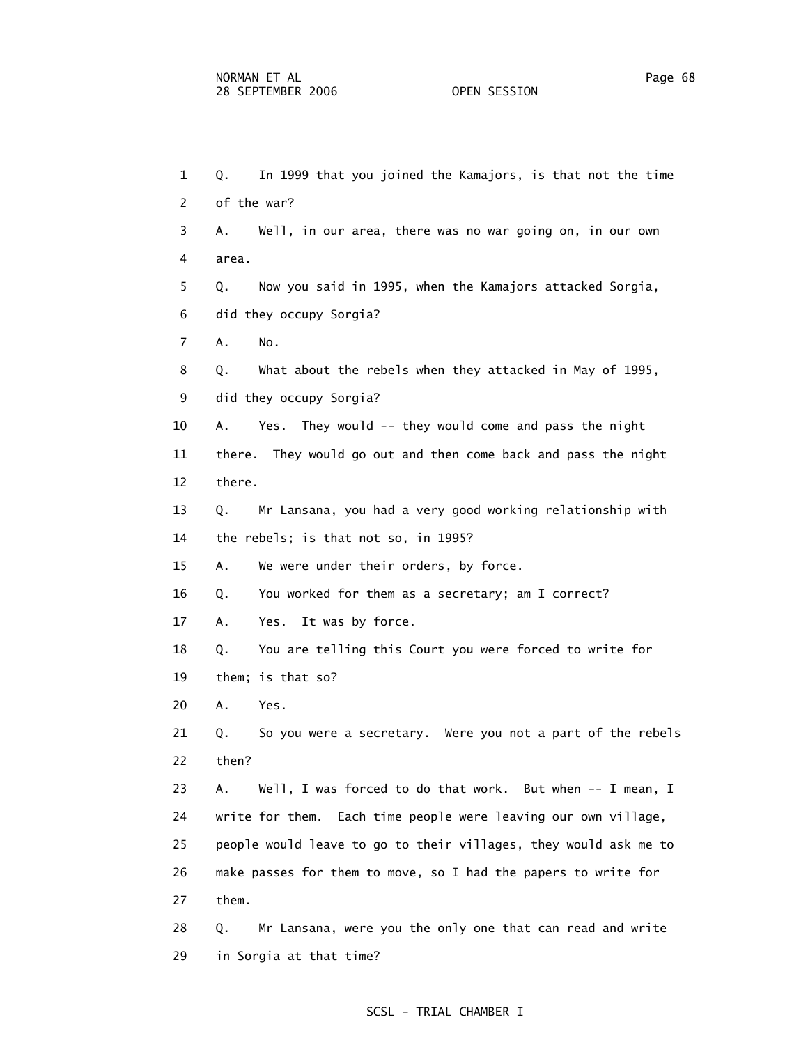1 Q. In 1999 that you joined the Kamajors, is that not the time
2 of the war?
3 A. Well, in our area, there was no war going on, in our own
4 area.
5 Q. Now you said in 1995, when the Kamajors attacked Sorgia,
6 did they occupy Sorgia?
7 A. No.
8 Q. What about the rebels when they attacked in May of 1995,
9 did they occupy Sorgia?
10 A. Yes. They would -- they would come and pass the night
11 there. They would go out and then come back and pass the night
12 there.
13 Q. Mr Lansana, you had a very good working relationship with
14 the rebels; is that not so, in 1995?
15 A. We were under their orders, by force.
16 Q. You worked for them as a secretary; am I correct?
17 A. Yes. It was by force.
18 Q. You are telling this Court you were forced to write for
19 them; is that so?
20 A. Yes.
21 Q. So you were a secretary. Were you not a part of the rebels
22 then?
23 A. Well, I was forced to do that work. But when -- I mean, I
24 write for them. Each time people were leaving our own village,
25 people would leave to go to their villages, they would ask me to
26 make passes for them to move, so I had the papers to write for
27 them.
28 Q. Mr Lansana, were you the only one that can read and write
29 in Sorgia at that time?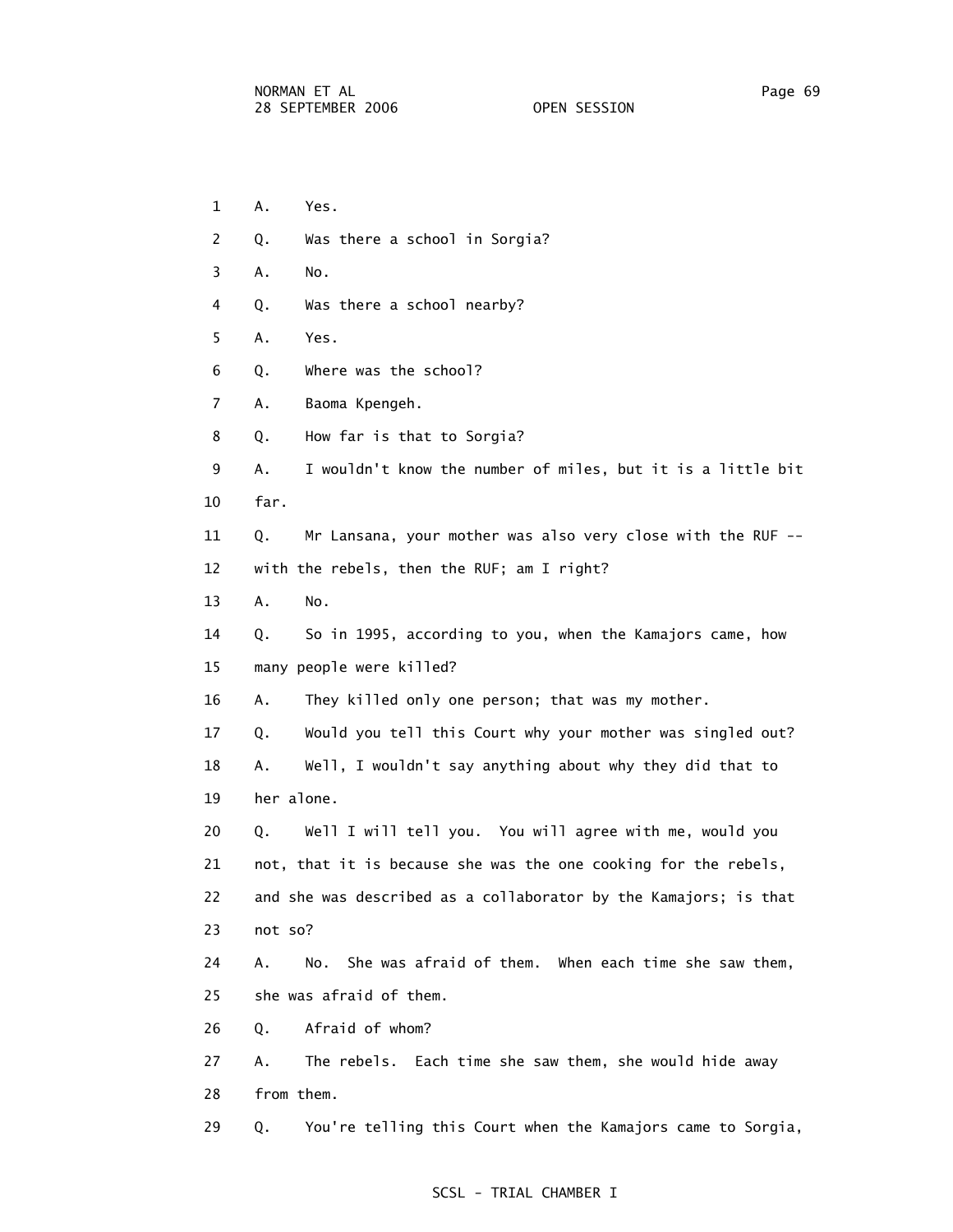1 A. Yes.

2 Q. Was there a school in Sorgia?

3 A. No.

4 Q. Was there a school nearby?

5 A. Yes.

6 Q. Where was the school?

7 A. Baoma Kpengeh.

8 Q. How far is that to Sorgia?

9 A. I wouldn't know the number of miles, but it is a little bit

10 far.

11 Q. Mr Lansana, your mother was also very close with the RUF --

12 with the rebels, then the RUF; am I right?

13 A. No.

14 Q. So in 1995, according to you, when the Kamajors came, how

15 many people were killed?

16 A. They killed only one person; that was my mother.

17 Q. Would you tell this Court why your mother was singled out?

18 A. Well, I wouldn't say anything about why they did that to

19 her alone.

20 Q. Well I will tell you. You will agree with me, would you

21 not, that it is because she was the one cooking for the rebels,

22 and she was described as a collaborator by the Kamajors; is that

23 not so?

24 A. No. She was afraid of them. When each time she saw them,

25 she was afraid of them.

26 Q. Afraid of whom?

27 A. The rebels. Each time she saw them, she would hide away

28 from them.

29 Q. You're telling this Court when the Kamajors came to Sorgia,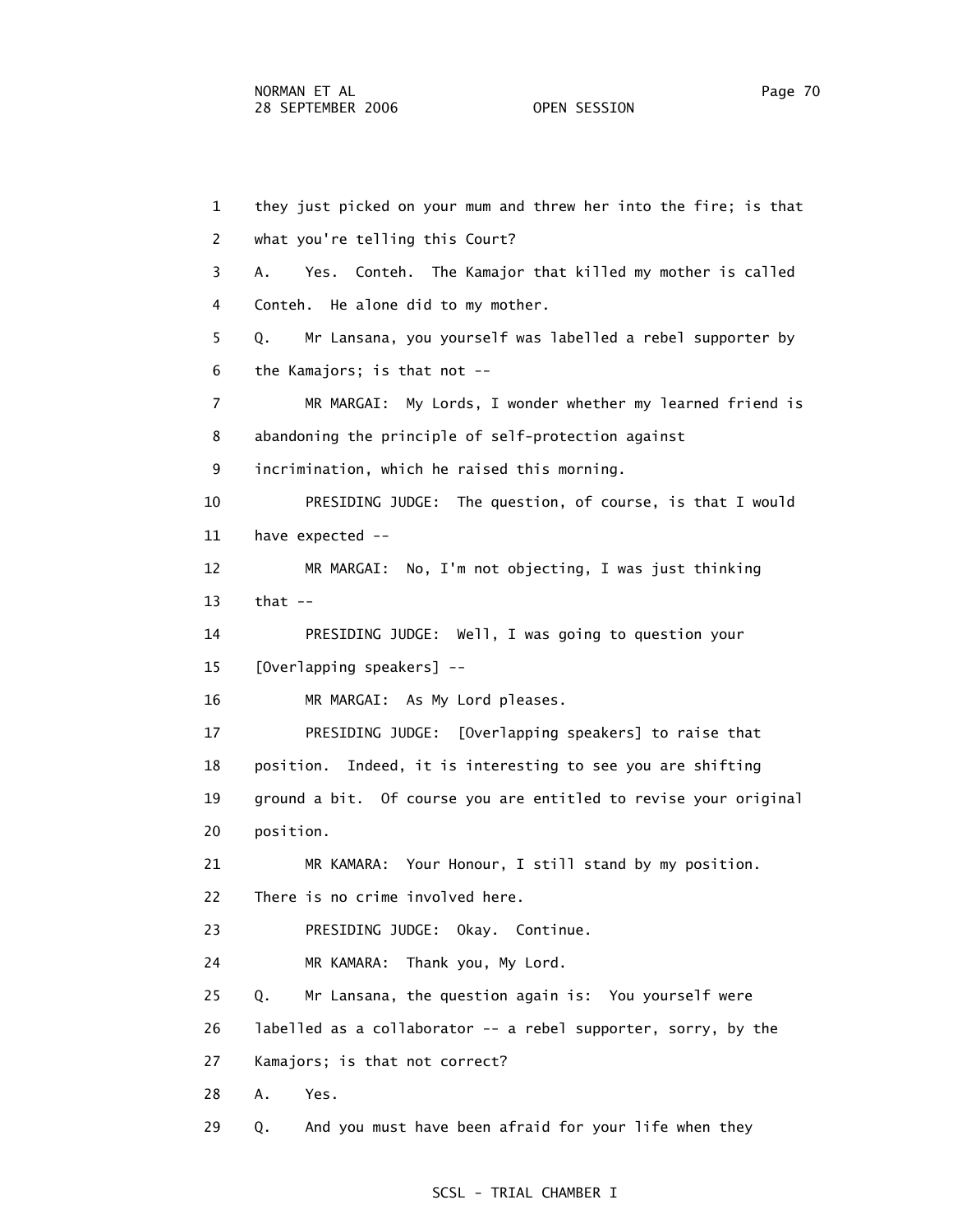1 they just picked on your mum and threw her into the fire; is that
2 what you're telling this Court?
3 A. Yes. Conteh. The Kamajor that killed my mother is called
4 Conteh. He alone did to my mother.
5 Q. Mr Lansana, you yourself was labelled a rebel supporter by
6 the Kamajors; is that not --
7 MR MARGAI: My Lords, I wonder whether my learned friend is
8 abandoning the principle of self-protection against
9 incrimination, which he raised this morning.
10 PRESIDING JUDGE: The question, of course, is that I would
11 have expected --
12 MR MARGAI: No, I'm not objecting, I was just thinking
13 that --
14 PRESIDING JUDGE: Well, I was going to question your
15 [Overlapping speakers] --
16 MR MARGAI: As My Lord pleases.
17 PRESIDING JUDGE: [Overlapping speakers] to raise that
18 position. Indeed, it is interesting to see you are shifting
19 ground a bit. Of course you are entitled to revise your original
20 position.
21 MR KAMARA: Your Honour, I still stand by my position.
22 There is no crime involved here.
23 PRESIDING JUDGE: Okay. Continue.
24 MR KAMARA: Thank you, My Lord.
25 Q. Mr Lansana, the question again is: You yourself were
26 labelled as a collaborator -- a rebel supporter, sorry, by the
27 Kamajors; is that not correct?
28 A. Yes.
29 Q. And you must have been afraid for your life when they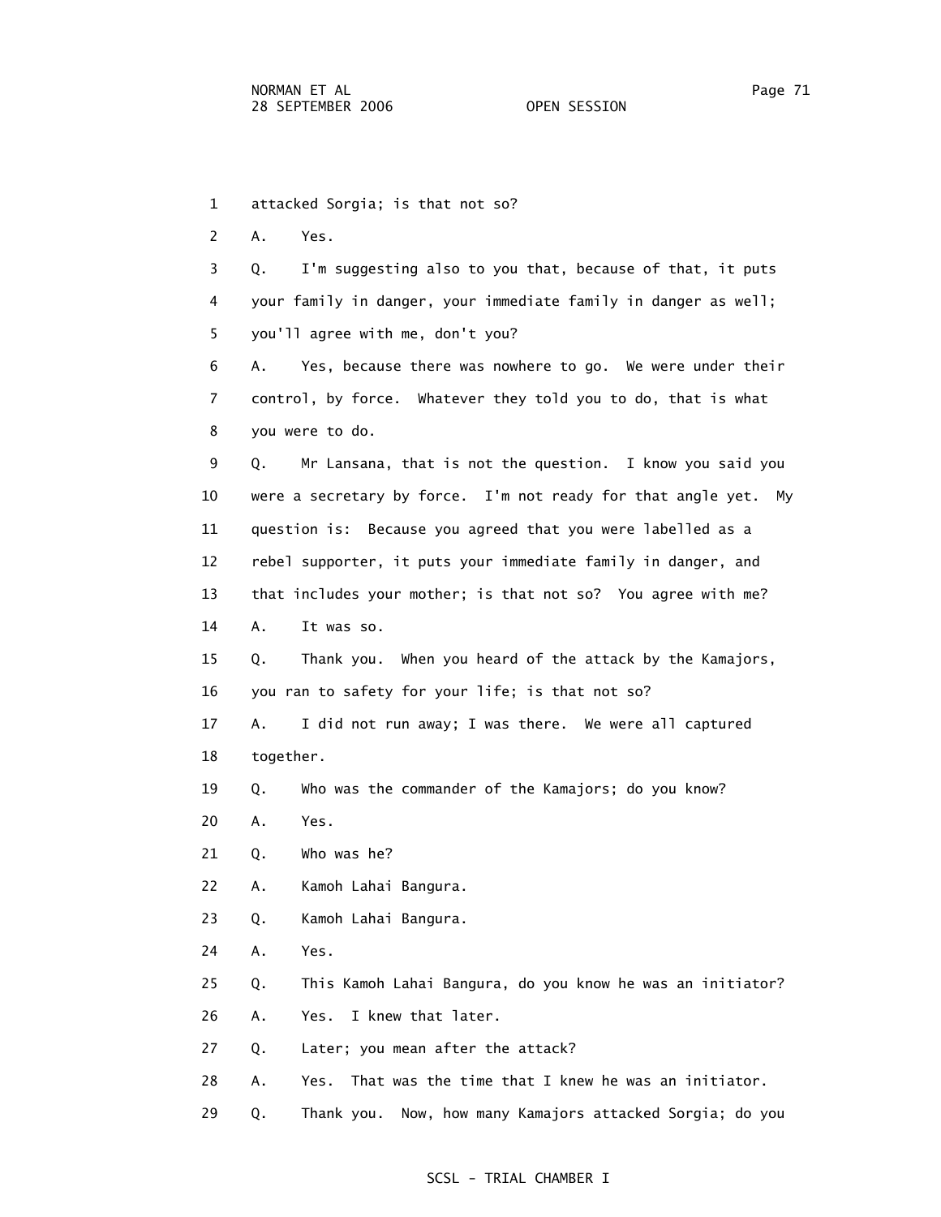1 attacked Sorgia; is that not so?

2 A. Yes.

3 Q. I'm suggesting also to you that, because of that, it puts

4 your family in danger, your immediate family in danger as well;

5 you'll agree with me, don't you?

6 A. Yes, because there was nowhere to go. We were under their

7 control, by force. Whatever they told you to do, that is what

8 you were to do.

9 Q. Mr Lansana, that is not the question. I know you said you

10 were a secretary by force. I'm not ready for that angle yet. My

11 question is: Because you agreed that you were labelled as a

12 rebel supporter, it puts your immediate family in danger, and

13 that includes your mother; is that not so? You agree with me?

14 A. It was so.

15 Q. Thank you. When you heard of the attack by the Kamajors,

16 you ran to safety for your life; is that not so?

17 A. I did not run away; I was there. We were all captured

18 together.

19 Q. Who was the commander of the Kamajors; do you know?

20 A. Yes.

21 Q. Who was he?

22 A. Kamoh Lahai Bangura.

23 Q. Kamoh Lahai Bangura.

24 A. Yes.

25 Q. This Kamoh Lahai Bangura, do you know he was an initiator?

26 A. Yes. I knew that later.

27 Q. Later; you mean after the attack?

28 A. Yes. That was the time that I knew he was an initiator.

29 Q. Thank you. Now, how many Kamajors attacked Sorgia; do you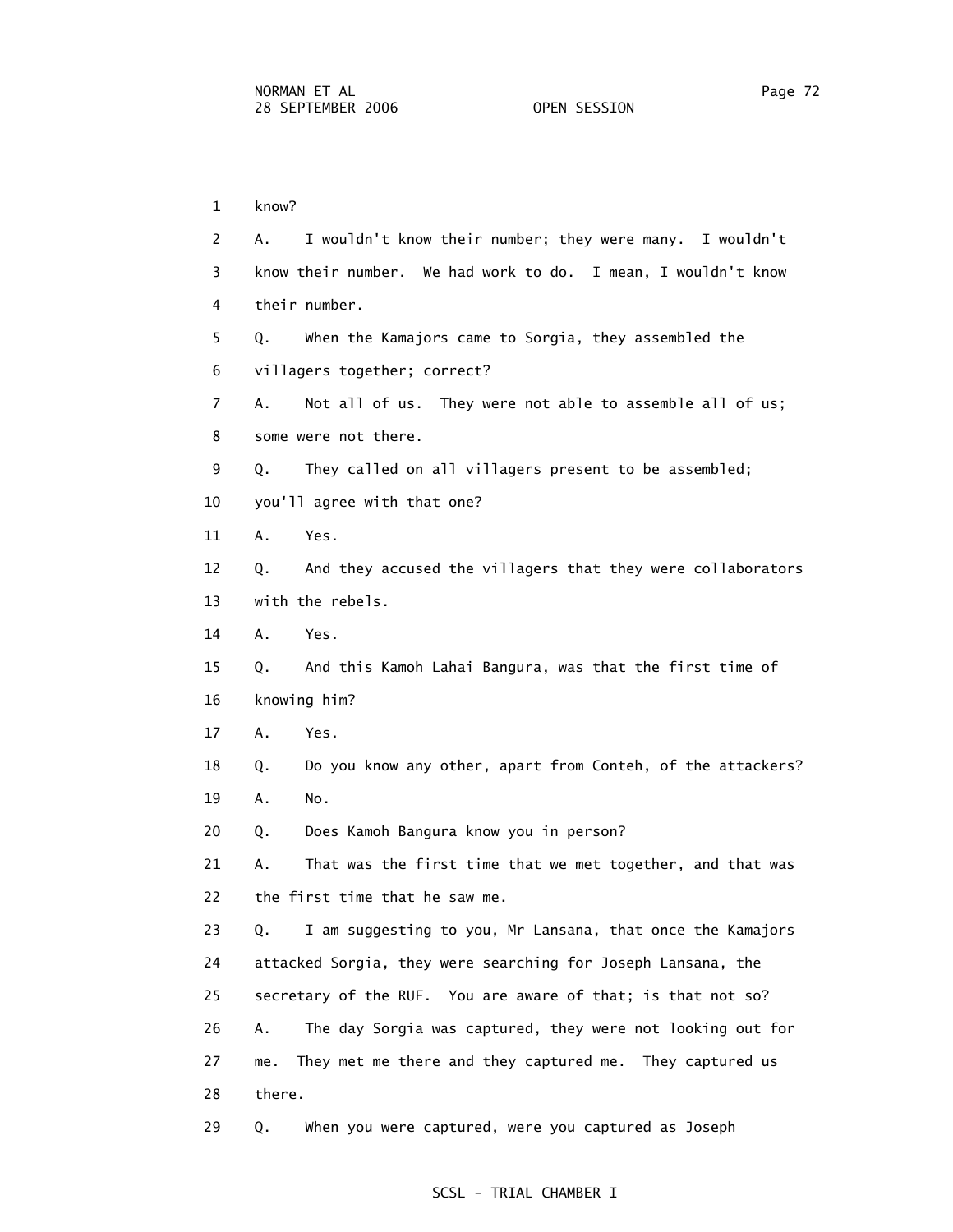1 know?

2 A. I wouldn't know their number; they were many. I wouldn't

3 know their number. We had work to do. I mean, I wouldn't know

4 their number.

5 Q. When the Kamajors came to Sorgia, they assembled the

6 villagers together; correct?

7 A. Not all of us. They were not able to assemble all of us;

8 some were not there.

9 Q. They called on all villagers present to be assembled;

10 you'll agree with that one?

11 A. Yes.

12 Q. And they accused the villagers that they were collaborators

13 with the rebels.

14 A. Yes.

15 Q. And this Kamoh Lahai Bangura, was that the first time of

16 knowing him?

17 A. Yes.

18 Q. Do you know any other, apart from Conteh, of the attackers?

19 A. No.

20 Q. Does Kamoh Bangura know you in person?

21 A. That was the first time that we met together, and that was

22 the first time that he saw me.

23 Q. I am suggesting to you, Mr Lansana, that once the Kamajors

24 attacked Sorgia, they were searching for Joseph Lansana, the

25 secretary of the RUF. You are aware of that; is that not so?

26 A. The day Sorgia was captured, they were not looking out for

27 me. They met me there and they captured me. They captured us

28 there.

29 Q. When you were captured, were you captured as Joseph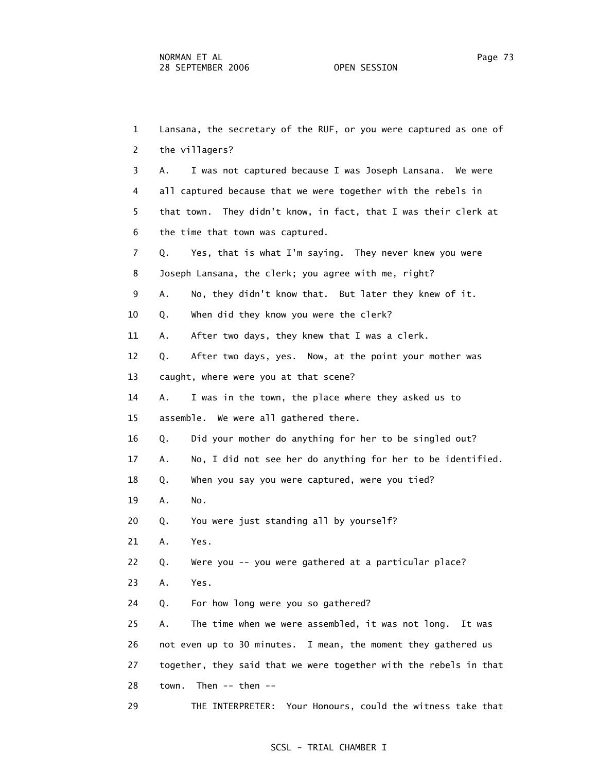1 Lansana, the secretary of the RUF, or you were captured as one of
2 the villagers?
3 A. I was not captured because I was Joseph Lansana. We were
4 all captured because that we were together with the rebels in
5 that town. They didn't know, in fact, that I was their clerk at
6 the time that town was captured.
7 Q. Yes, that is what I'm saying. They never knew you were
8 Joseph Lansana, the clerk; you agree with me, right?
9 A. No, they didn't know that. But later they knew of it.
10 Q. When did they know you were the clerk?
11 A. After two days, they knew that I was a clerk.
12 Q. After two days, yes. Now, at the point your mother was
13 caught, where were you at that scene?
14 A. I was in the town, the place where they asked us to
15 assemble. We were all gathered there.
16 Q. Did your mother do anything for her to be singled out?
17 A. No, I did not see her do anything for her to be identified.
18 Q. When you say you were captured, were you tied?
19 A. No.
20 Q. You were just standing all by yourself?
21 A. Yes.
22 Q. Were you -- you were gathered at a particular place?
23 A. Yes.
24 Q. For how long were you so gathered?
25 A. The time when we were assembled, it was not long. It was
26 not even up to 30 minutes. I mean, the moment they gathered us
27 together, they said that we were together with the rebels in that
28 town. Then -- then --
29 THE INTERPRETER: Your Honours, could the witness take that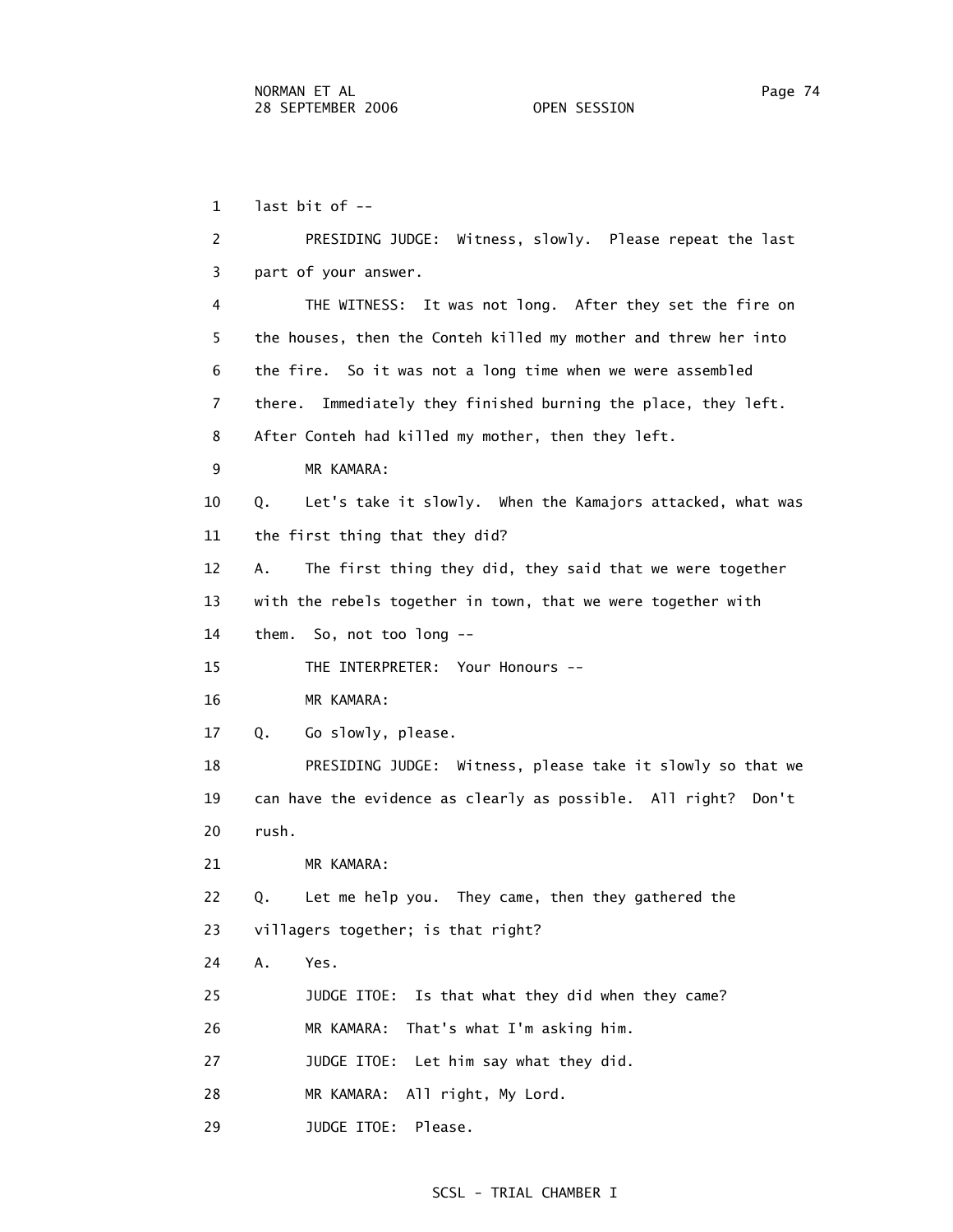last bit of --

PRESIDING JUDGE: Witness, slowly. Please repeat the last part of your answer.

THE WITNESS: It was not long. After they set the fire on the houses, then the Conteh killed my mother and threw her into the fire. So it was not a long time when we were assembled there. Immediately they finished burning the place, they left. After Conteh had killed my mother, then they left.

MR KAMARA:

Q. Let's take it slowly. When the Kamajors attacked, what was the first thing that they did?

A. The first thing they did, they said that we were together with the rebels together in town, that we were together with them. So, not too long --

THE INTERPRETER: Your Honours --

MR KAMARA:

Q. Go slowly, please.

PRESIDING JUDGE: Witness, please take it slowly so that we can have the evidence as clearly as possible. All right? Don't rush.

MR KAMARA:

Q. Let me help you. They came, then they gathered the villagers together; is that right?

A. Yes.

JUDGE ITOE: Is that what they did when they came?

MR KAMARA: That's what I'm asking him.

JUDGE ITOE: Let him say what they did.

MR KAMARA: All right, My Lord.

JUDGE ITOE: Please.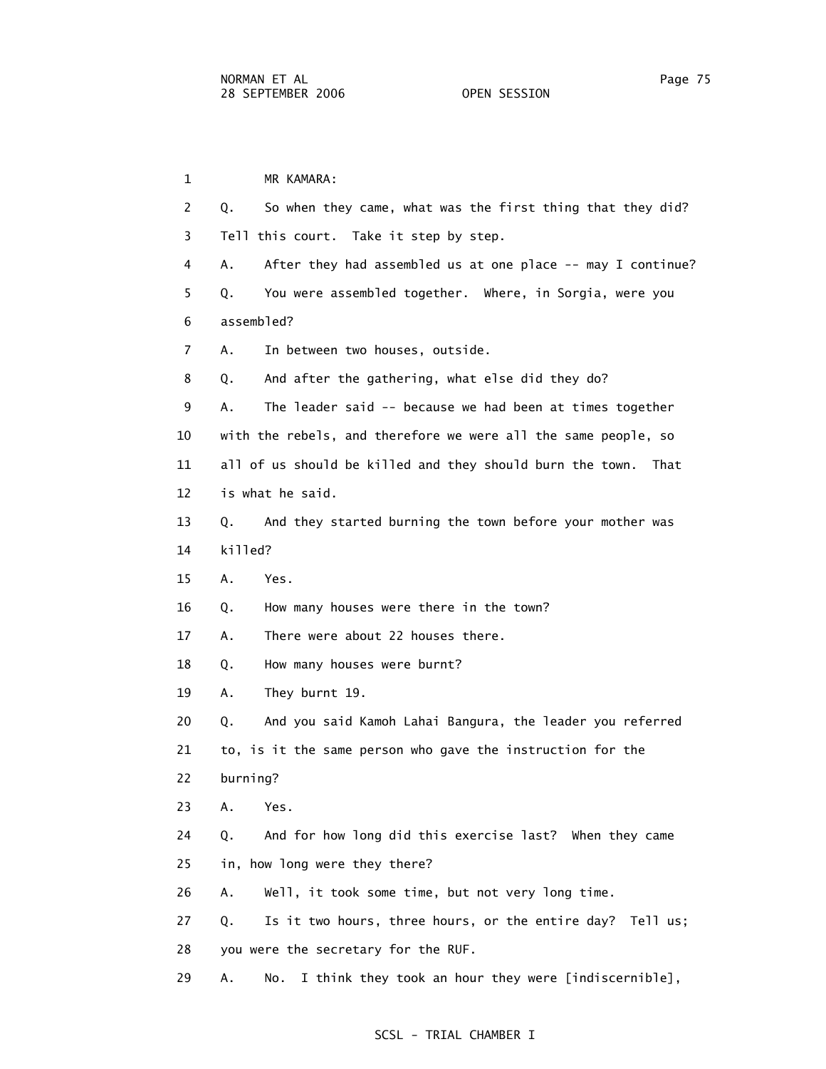MR KAMARA:

Q. So when they came, what was the first thing that they did? Tell this court. Take it step by step.

A. After they had assembled us at one place -- may I continue?

Q. You were assembled together. Where, in Sorgia, were you assembled?

A. In between two houses, outside.

Q. And after the gathering, what else did they do?

A. The leader said -- because we had been at times together with the rebels, and therefore we were all the same people, so all of us should be killed and they should burn the town. That is what he said.

Q. And they started burning the town before your mother was killed?

A. Yes.

Q. How many houses were there in the town?

A. There were about 22 houses there.

Q. How many houses were burnt?

A. They burnt 19.

Q. And you said Kamoh Lahai Bangura, the leader you referred to, is it the same person who gave the instruction for the burning?

A. Yes.

Q. And for how long did this exercise last? When they came in, how long were they there?

A. Well, it took some time, but not very long time.

Q. Is it two hours, three hours, or the entire day? Tell us; you were the secretary for the RUF.

A. No. I think they took an hour they were [indiscernible],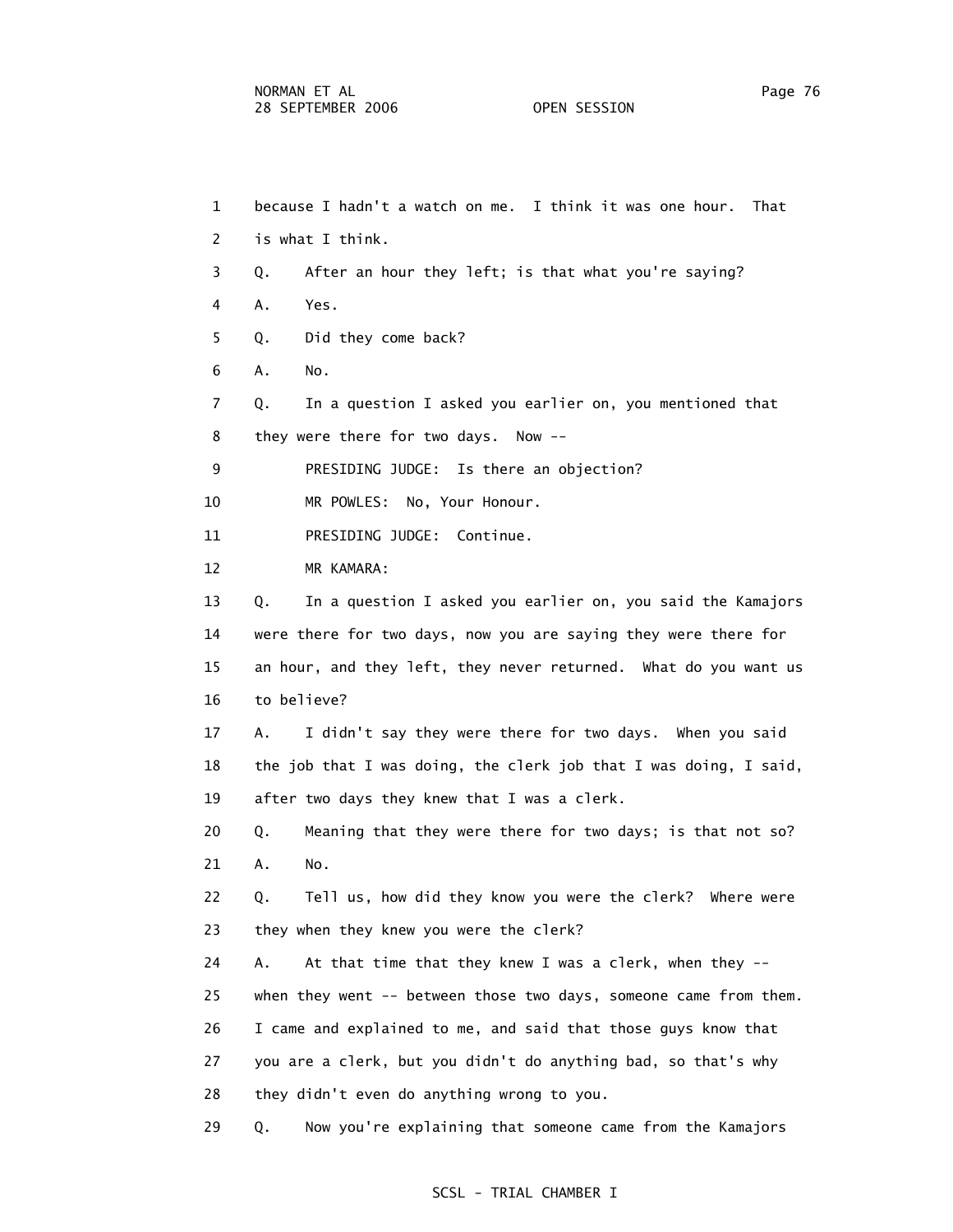1 because I hadn't a watch on me. I think it was one hour. That
2 is what I think.
3 Q. After an hour they left; is that what you're saying?
4 A. Yes.
5 Q. Did they come back?
6 A. No.
7 Q. In a question I asked you earlier on, you mentioned that
8 they were there for two days. Now --
9 PRESIDING JUDGE: Is there an objection?
10 MR POWLES: No, Your Honour.
11 PRESIDING JUDGE: Continue.
12 MR KAMARA:
13 Q. In a question I asked you earlier on, you said the Kamajors
14 were there for two days, now you are saying they were there for
15 an hour, and they left, they never returned. What do you want us
16 to believe?
17 A. I didn't say they were there for two days. When you said
18 the job that I was doing, the clerk job that I was doing, I said,
19 after two days they knew that I was a clerk.
20 Q. Meaning that they were there for two days; is that not so?
21 A. No.
22 Q. Tell us, how did they know you were the clerk? Where were
23 they when they knew you were the clerk?
24 A. At that time that they knew I was a clerk, when they --
25 when they went -- between those two days, someone came from them.
26 I came and explained to me, and said that those guys know that
27 you are a clerk, but you didn't do anything bad, so that's why
28 they didn't even do anything wrong to you.
29 Q. Now you're explaining that someone came from the Kamajors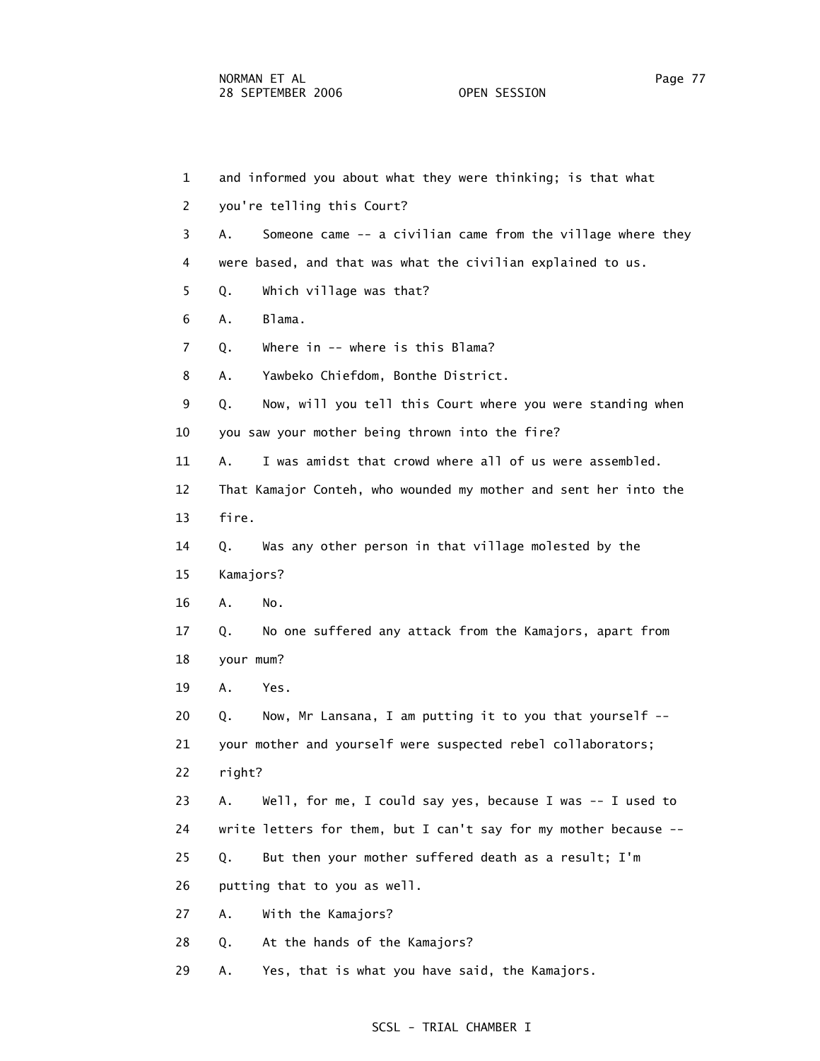1 and informed you about what they were thinking; is that what

2 you're telling this Court?

3 A. Someone came -- a civilian came from the village where they

4 were based, and that was what the civilian explained to us.

5 Q. Which village was that?

6 A. Blama.

7 Q. Where in -- where is this Blama?

8 A. Yawbeko Chiefdom, Bonthe District.

9 Q. Now, will you tell this Court where you were standing when

10 you saw your mother being thrown into the fire?

11 A. I was amidst that crowd where all of us were assembled.

12 That Kamajor Conteh, who wounded my mother and sent her into the

13 fire.

14 Q. Was any other person in that village molested by the

15 Kamajors?

16 A. No.

17 Q. No one suffered any attack from the Kamajors, apart from

18 your mum?

19 A. Yes.

20 Q. Now, Mr Lansana, I am putting it to you that yourself --

21 your mother and yourself were suspected rebel collaborators;

22 right?

23 A. Well, for me, I could say yes, because I was -- I used to

24 write letters for them, but I can't say for my mother because --

25 Q. But then your mother suffered death as a result; I'm

26 putting that to you as well.

27 A. With the Kamajors?

28 Q. At the hands of the Kamajors?

29 A. Yes, that is what you have said, the Kamajors.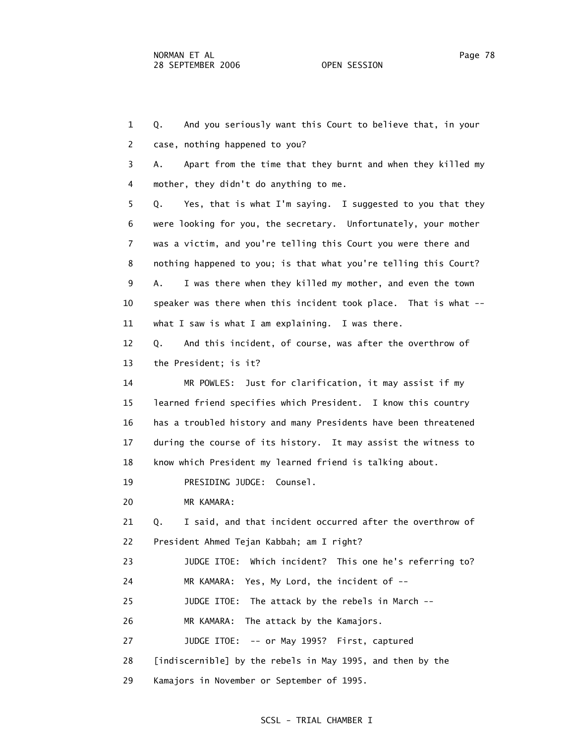1 Q. And you seriously want this Court to believe that, in your
2 case, nothing happened to you?
3 A. Apart from the time that they burnt and when they killed my
4 mother, they didn't do anything to me.
5 Q. Yes, that is what I'm saying. I suggested to you that they
6 were looking for you, the secretary. Unfortunately, your mother
7 was a victim, and you're telling this Court you were there and
8 nothing happened to you; is that what you're telling this Court?
9 A. I was there when they killed my mother, and even the town
10 speaker was there when this incident took place. That is what --
11 what I saw is what I am explaining. I was there.
12 Q. And this incident, of course, was after the overthrow of
13 the President; is it?
14 MR POWLES: Just for clarification, it may assist if my
15 learned friend specifies which President. I know this country
16 has a troubled history and many Presidents have been threatened
17 during the course of its history. It may assist the witness to
18 know which President my learned friend is talking about.
19 PRESIDING JUDGE: Counsel.
20 MR KAMARA:
21 Q. I said, and that incident occurred after the overthrow of
22 President Ahmed Tejan Kabbah; am I right?
23 JUDGE ITOE: Which incident? This one he's referring to?
24 MR KAMARA: Yes, My Lord, the incident of --
25 JUDGE ITOE: The attack by the rebels in March --
26 MR KAMARA: The attack by the Kamajors.
27 JUDGE ITOE: -- or May 1995? First, captured
28 [indiscernible] by the rebels in May 1995, and then by the
29 Kamajors in November or September of 1995.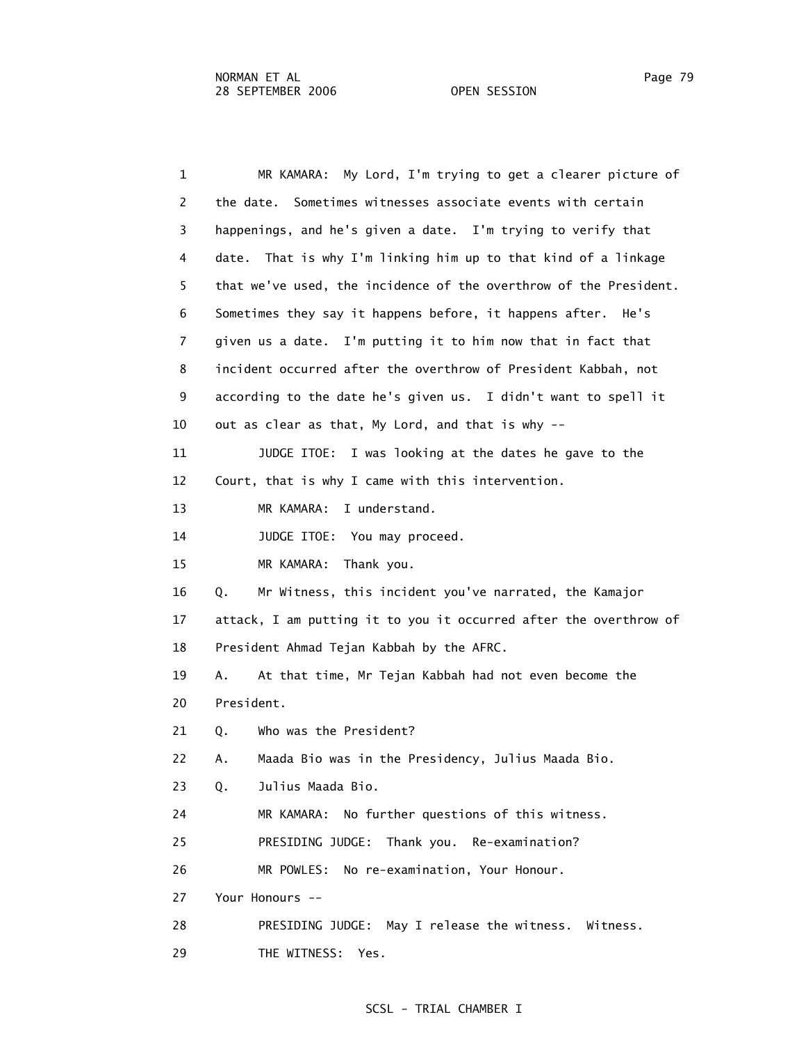MR KAMARA: My Lord, I'm trying to get a clearer picture of the date. Sometimes witnesses associate events with certain happenings, and he's given a date. I'm trying to verify that date. That is why I'm linking him up to that kind of a linkage that we've used, the incidence of the overthrow of the President. Sometimes they say it happens before, it happens after. He's given us a date. I'm putting it to him now that in fact that incident occurred after the overthrow of President Kabbah, not according to the date he's given us. I didn't want to spell it out as clear as that, My Lord, and that is why --

JUDGE ITOE: I was looking at the dates he gave to the Court, that is why I came with this intervention.

MR KAMARA: I understand.

JUDGE ITOE: You may proceed.

MR KAMARA: Thank you.

Q. Mr Witness, this incident you've narrated, the Kamajor attack, I am putting it to you it occurred after the overthrow of President Ahmad Tejan Kabbah by the AFRC.

A. At that time, Mr Tejan Kabbah had not even become the President.

Q. Who was the President?

A. Maada Bio was in the Presidency, Julius Maada Bio.

Q. Julius Maada Bio.

MR KAMARA: No further questions of this witness.

PRESIDING JUDGE: Thank you. Re-examination?

MR POWLES: No re-examination, Your Honour. Your Honours --

PRESIDING JUDGE: May I release the witness. Witness.

THE WITNESS: Yes.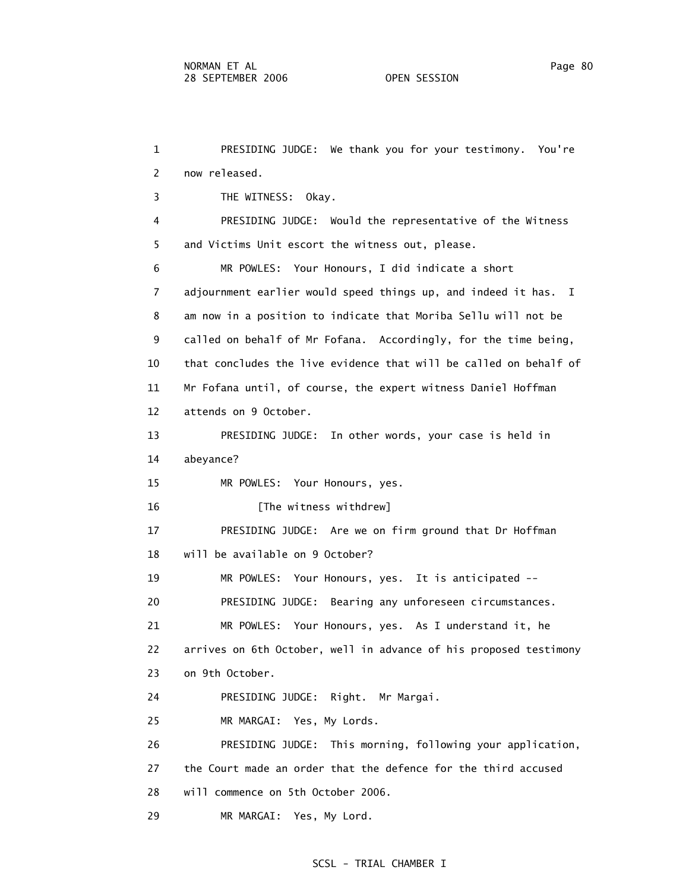PRESIDING JUDGE: We thank you for your testimony. You're now released.

THE WITNESS: Okay.

PRESIDING JUDGE: Would the representative of the Witness and Victims Unit escort the witness out, please.

MR POWLES: Your Honours, I did indicate a short adjournment earlier would speed things up, and indeed it has. I am now in a position to indicate that Moriba Sellu will not be called on behalf of Mr Fofana. Accordingly, for the time being, that concludes the live evidence that will be called on behalf of Mr Fofana until, of course, the expert witness Daniel Hoffman attends on 9 October.

PRESIDING JUDGE: In other words, your case is held in abeyance?

MR POWLES: Your Honours, yes.

[The witness withdrew]

PRESIDING JUDGE: Are we on firm ground that Dr Hoffman will be available on 9 October?

MR POWLES: Your Honours, yes. It is anticipated --

PRESIDING JUDGE: Bearing any unforeseen circumstances.

MR POWLES: Your Honours, yes. As I understand it, he arrives on 6th October, well in advance of his proposed testimony on 9th October.

PRESIDING JUDGE: Right. Mr Margai.

MR MARGAI: Yes, My Lords.

PRESIDING JUDGE: This morning, following your application, the Court made an order that the defence for the third accused will commence on 5th October 2006.

MR MARGAI: Yes, My Lord.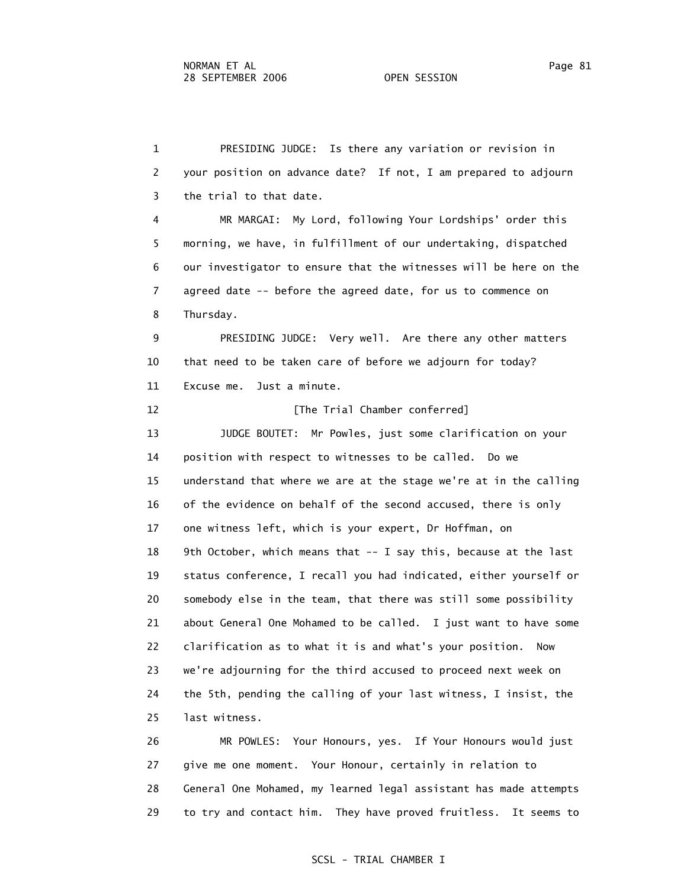1 PRESIDING JUDGE: Is there any variation or revision in
2 your position on advance date? If not, I am prepared to adjourn
3 the trial to that date.
4 MR MARGAI: My Lord, following Your Lordships' order this
5 morning, we have, in fulfillment of our undertaking, dispatched
6 our investigator to ensure that the witnesses will be here on the
7 agreed date -- before the agreed date, for us to commence on
8 Thursday.
9 PRESIDING JUDGE: Very well. Are there any other matters
10 that need to be taken care of before we adjourn for today?
11 Excuse me. Just a minute.
12 [The Trial Chamber conferred]
13 JUDGE BOUTET: Mr Powles, just some clarification on your
14 position with respect to witnesses to be called. Do we
15 understand that where we are at the stage we're at in the calling
16 of the evidence on behalf of the second accused, there is only
17 one witness left, which is your expert, Dr Hoffman, on
18 9th October, which means that -- I say this, because at the last
19 status conference, I recall you had indicated, either yourself or
20 somebody else in the team, that there was still some possibility
21 about General One Mohamed to be called. I just want to have some
22 clarification as to what it is and what's your position. Now
23 we're adjourning for the third accused to proceed next week on
24 the 5th, pending the calling of your last witness, I insist, the
25 last witness.
26 MR POWLES: Your Honours, yes. If Your Honours would just
27 give me one moment. Your Honour, certainly in relation to
28 General One Mohamed, my learned legal assistant has made attempts
29 to try and contact him. They have proved fruitless. It seems to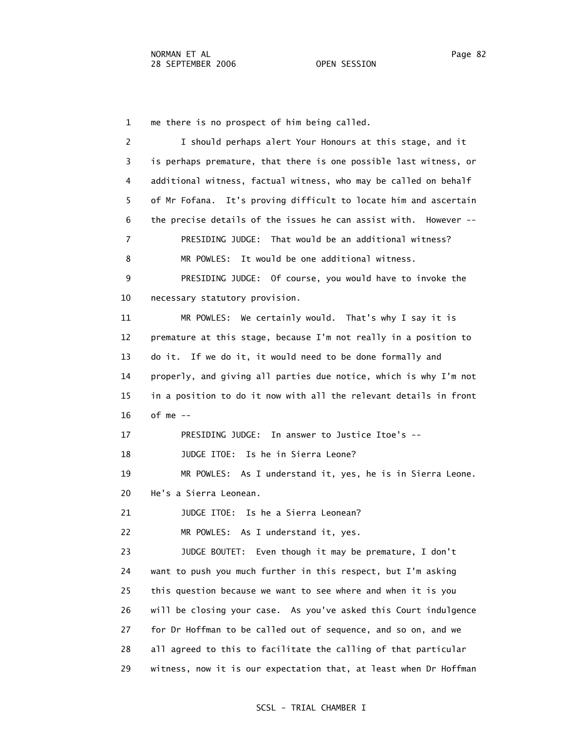me there is no prospect of him being called.

I should perhaps alert Your Honours at this stage, and it is perhaps premature, that there is one possible last witness, or additional witness, factual witness, who may be called on behalf of Mr Fofana. It's proving difficult to locate him and ascertain the precise details of the issues he can assist with. However --

PRESIDING JUDGE: That would be an additional witness?

MR POWLES: It would be one additional witness.

PRESIDING JUDGE: Of course, you would have to invoke the necessary statutory provision.

MR POWLES: We certainly would. That's why I say it is premature at this stage, because I'm not really in a position to do it. If we do it, it would need to be done formally and properly, and giving all parties due notice, which is why I'm not in a position to do it now with all the relevant details in front of me --

PRESIDING JUDGE: In answer to Justice Itoe's --

JUDGE ITOE: Is he in Sierra Leone?

MR POWLES: As I understand it, yes, he is in Sierra Leone. He's a Sierra Leonean.

JUDGE ITOE: Is he a Sierra Leonean?

MR POWLES: As I understand it, yes.

JUDGE BOUTET: Even though it may be premature, I don't want to push you much further in this respect, but I'm asking this question because we want to see where and when it is you will be closing your case. As you've asked this Court indulgence for Dr Hoffman to be called out of sequence, and so on, and we all agreed to this to facilitate the calling of that particular witness, now it is our expectation that, at least when Dr Hoffman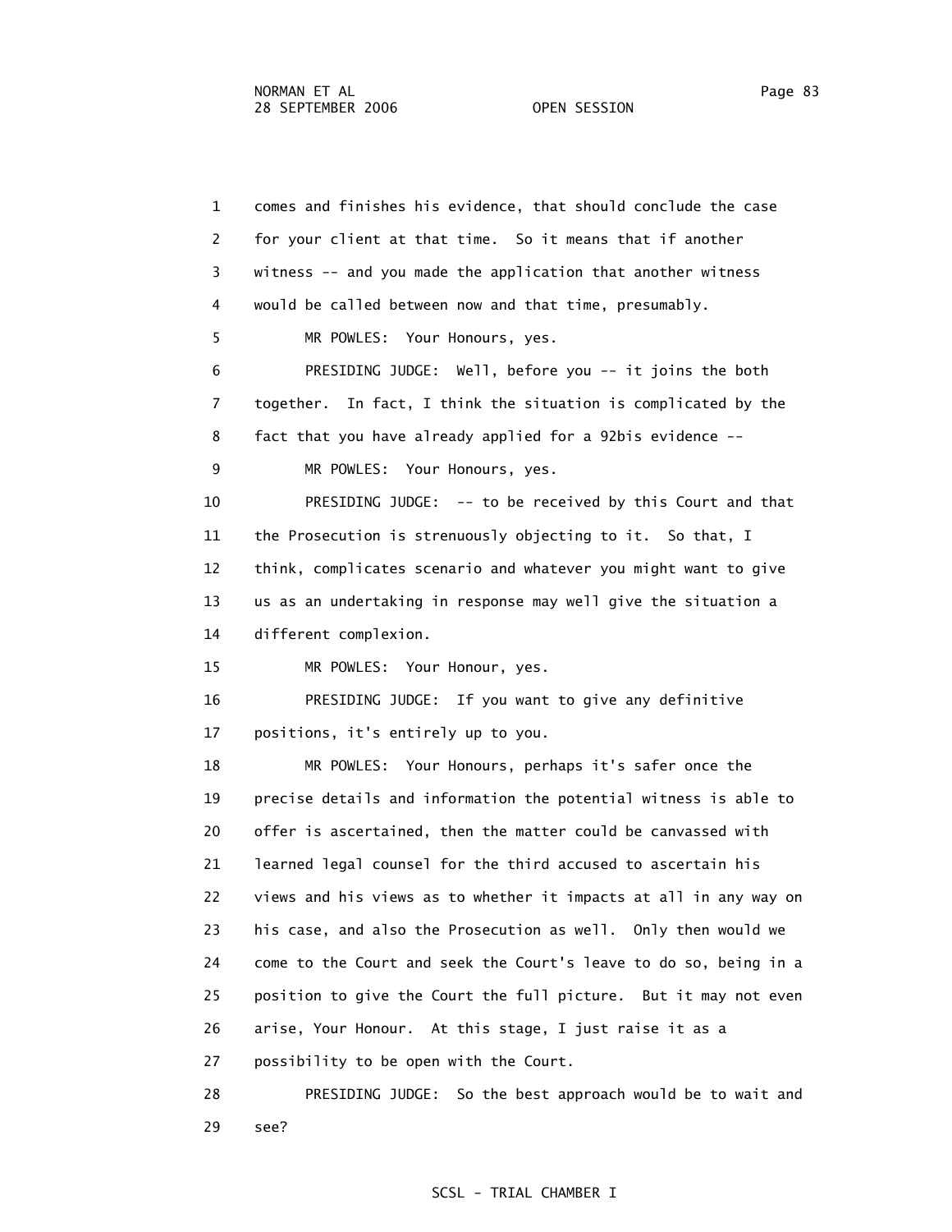1 comes and finishes his evidence, that should conclude the case
2 for your client at that time. So it means that if another
3 witness -- and you made the application that another witness
4 would be called between now and that time, presumably.
5 MR POWLES: Your Honours, yes.
6 PRESIDING JUDGE: Well, before you -- it joins the both
7 together. In fact, I think the situation is complicated by the
8 fact that you have already applied for a 92bis evidence --
9 MR POWLES: Your Honours, yes.
10 PRESIDING JUDGE: -- to be received by this Court and that
11 the Prosecution is strenuously objecting to it. So that, I
12 think, complicates scenario and whatever you might want to give
13 us as an undertaking in response may well give the situation a
14 different complexion.
15 MR POWLES: Your Honour, yes.
16 PRESIDING JUDGE: If you want to give any definitive
17 positions, it's entirely up to you.
18 MR POWLES: Your Honours, perhaps it's safer once the
19 precise details and information the potential witness is able to
20 offer is ascertained, then the matter could be canvassed with
21 learned legal counsel for the third accused to ascertain his
22 views and his views as to whether it impacts at all in any way on
23 his case, and also the Prosecution as well. Only then would we
24 come to the Court and seek the Court's leave to do so, being in a
25 position to give the Court the full picture. But it may not even
26 arise, Your Honour. At this stage, I just raise it as a
27 possibility to be open with the Court.
28 PRESIDING JUDGE: So the best approach would be to wait and
29 see?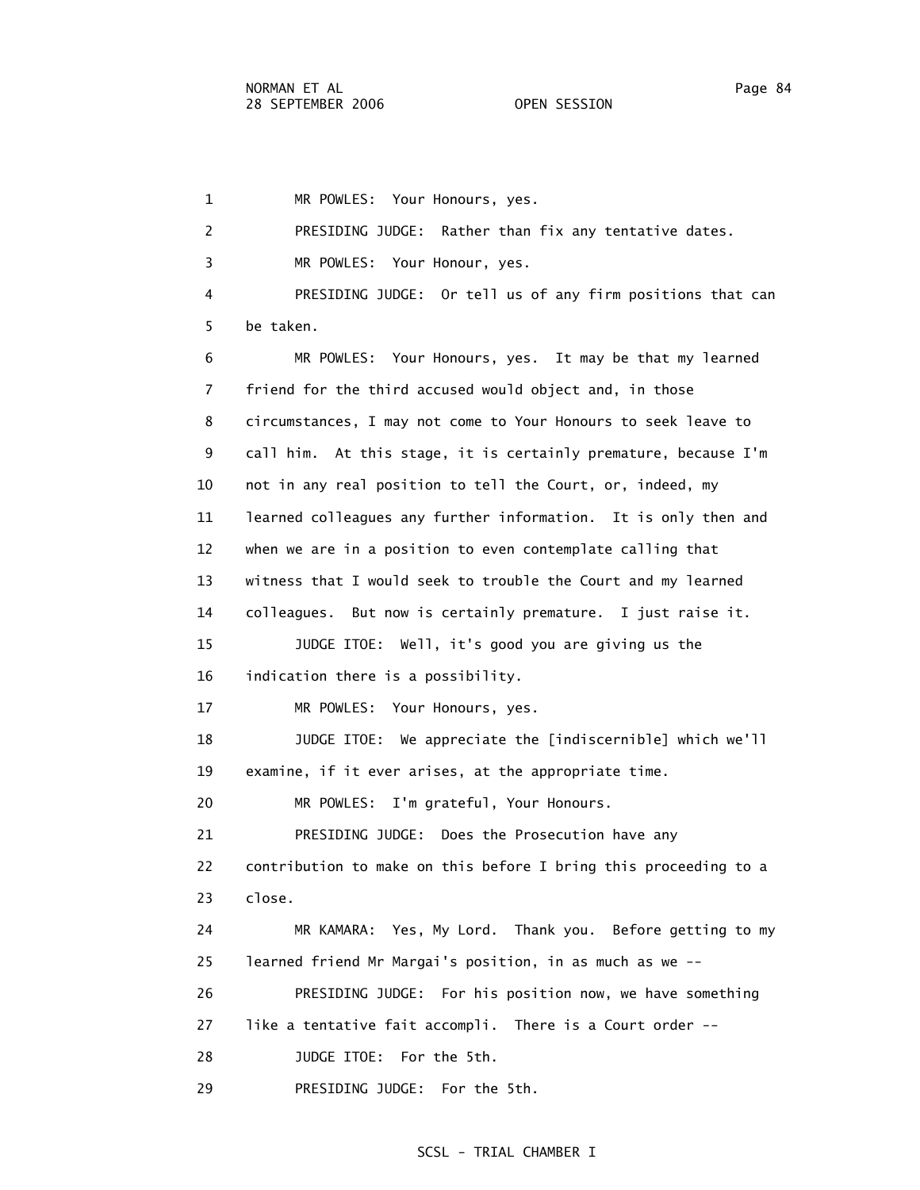1 MR POWLES: Your Honours, yes.

2 PRESIDING JUDGE: Rather than fix any tentative dates.

3 MR POWLES: Your Honour, yes.

4 PRESIDING JUDGE: Or tell us of any firm positions that can
5 be taken.

6 MR POWLES: Your Honours, yes. It may be that my learned
7 friend for the third accused would object and, in those
8 circumstances, I may not come to Your Honours to seek leave to
9 call him. At this stage, it is certainly premature, because I'm
10 not in any real position to tell the Court, or, indeed, my
11 learned colleagues any further information. It is only then and
12 when we are in a position to even contemplate calling that
13 witness that I would seek to trouble the Court and my learned
14 colleagues. But now is certainly premature. I just raise it.

15 JUDGE ITOE: Well, it's good you are giving us the
16 indication there is a possibility.

17 MR POWLES: Your Honours, yes.

18 JUDGE ITOE: We appreciate the [indiscernible] which we'll
19 examine, if it ever arises, at the appropriate time.

20 MR POWLES: I'm grateful, Your Honours.

21 PRESIDING JUDGE: Does the Prosecution have any
22 contribution to make on this before I bring this proceeding to a
23 close.

24 MR KAMARA: Yes, My Lord. Thank you. Before getting to my
25 learned friend Mr Margai's position, in as much as we --

26 PRESIDING JUDGE: For his position now, we have something
27 like a tentative fait accompli. There is a Court order --

28 JUDGE ITOE: For the 5th.

29 PRESIDING JUDGE: For the 5th.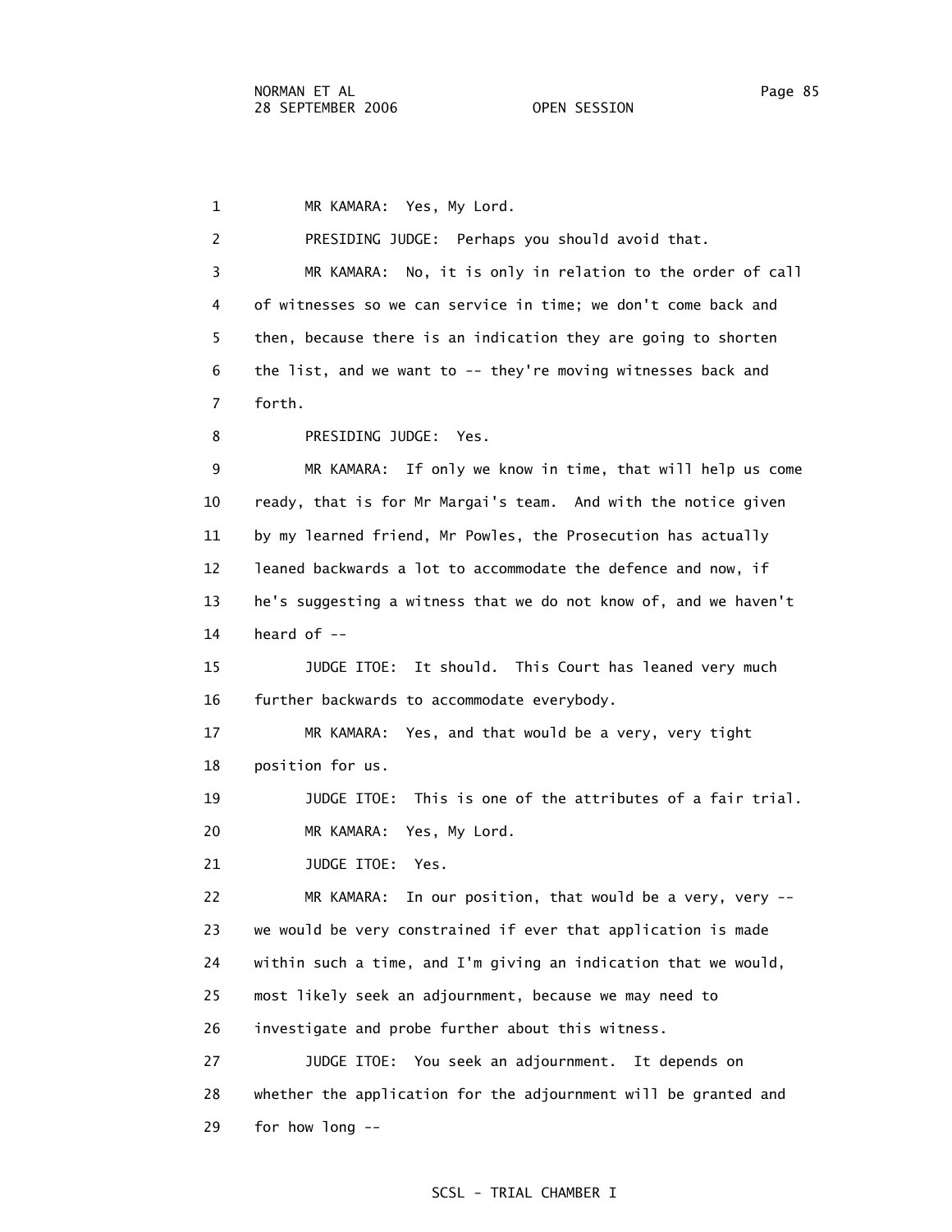MR KAMARA: Yes, My Lord.

PRESIDING JUDGE: Perhaps you should avoid that.

MR KAMARA: No, it is only in relation to the order of call of witnesses so we can service in time; we don't come back and then, because there is an indication they are going to shorten the list, and we want to -- they're moving witnesses back and forth.

PRESIDING JUDGE: Yes.

MR KAMARA: If only we know in time, that will help us come ready, that is for Mr Margai's team. And with the notice given by my learned friend, Mr Powles, the Prosecution has actually leaned backwards a lot to accommodate the defence and now, if he's suggesting a witness that we do not know of, and we haven't heard of --

JUDGE ITOE: It should. This Court has leaned very much further backwards to accommodate everybody.

MR KAMARA: Yes, and that would be a very, very tight position for us.

JUDGE ITOE: This is one of the attributes of a fair trial.

MR KAMARA: Yes, My Lord.

JUDGE ITOE: Yes.

MR KAMARA: In our position, that would be a very, very -- we would be very constrained if ever that application is made within such a time, and I'm giving an indication that we would, most likely seek an adjournment, because we may need to investigate and probe further about this witness.

JUDGE ITOE: You seek an adjournment. It depends on whether the application for the adjournment will be granted and for how long --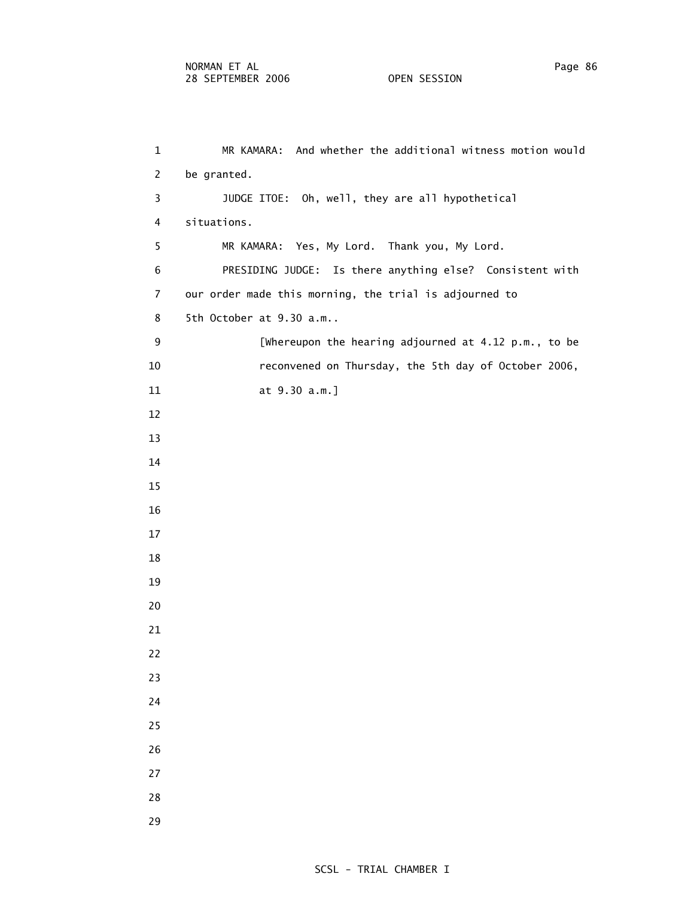MR KAMARA: And whether the additional witness motion would be granted.

JUDGE ITOE: Oh, well, they are all hypothetical situations.

MR KAMARA: Yes, My Lord. Thank you, My Lord.

PRESIDING JUDGE: Is there anything else? Consistent with our order made this morning, the trial is adjourned to 5th October at 9.30 a.m..

[Whereupon the hearing adjourned at 4.12 p.m., to be reconvened on Thursday, the 5th day of October 2006, at 9.30 a.m.]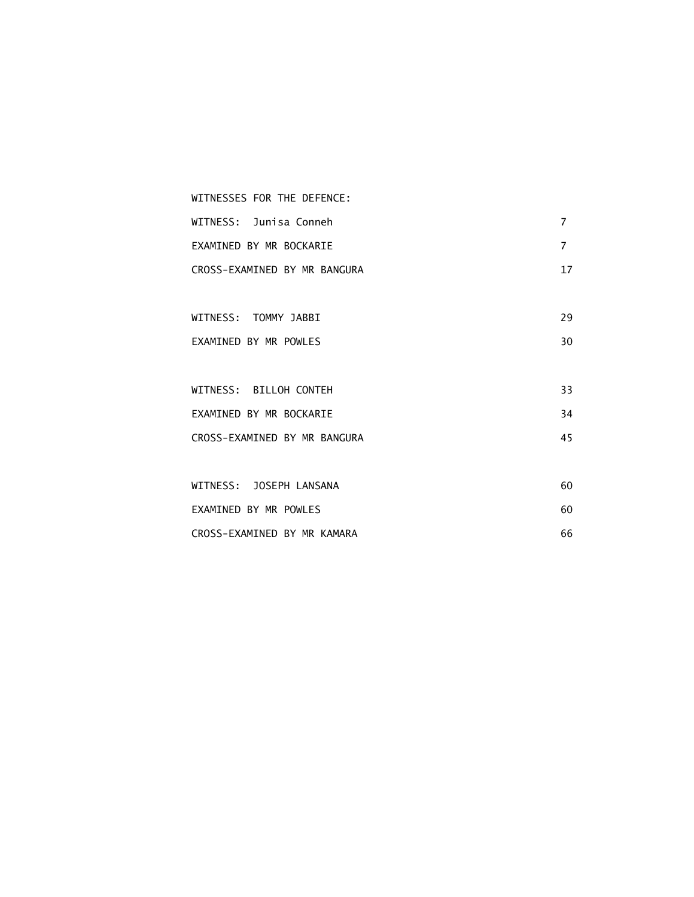| | |
|---|---|
| WITNESSES FOR THE DEFENCE: | |
| WITNESS: Junisa Conneh | 7 |
| EXAMINED BY MR BOCKARIE | 7 |
| CROSS-EXAMINED BY MR BANGURA | 17 |
| | |
| WITNESS: TOMMY JABBI | 29 |
| EXAMINED BY MR POWLES | 30 |
| | |
| WITNESS: BILLOH CONTEH | 33 |
| EXAMINED BY MR BOCKARIE | 34 |
| CROSS-EXAMINED BY MR BANGURA | 45 |
| | |
| WITNESS: JOSEPH LANSANA | 60 |
| EXAMINED BY MR POWLES | 60 |
| CROSS-EXAMINED BY MR KAMARA | 66 |